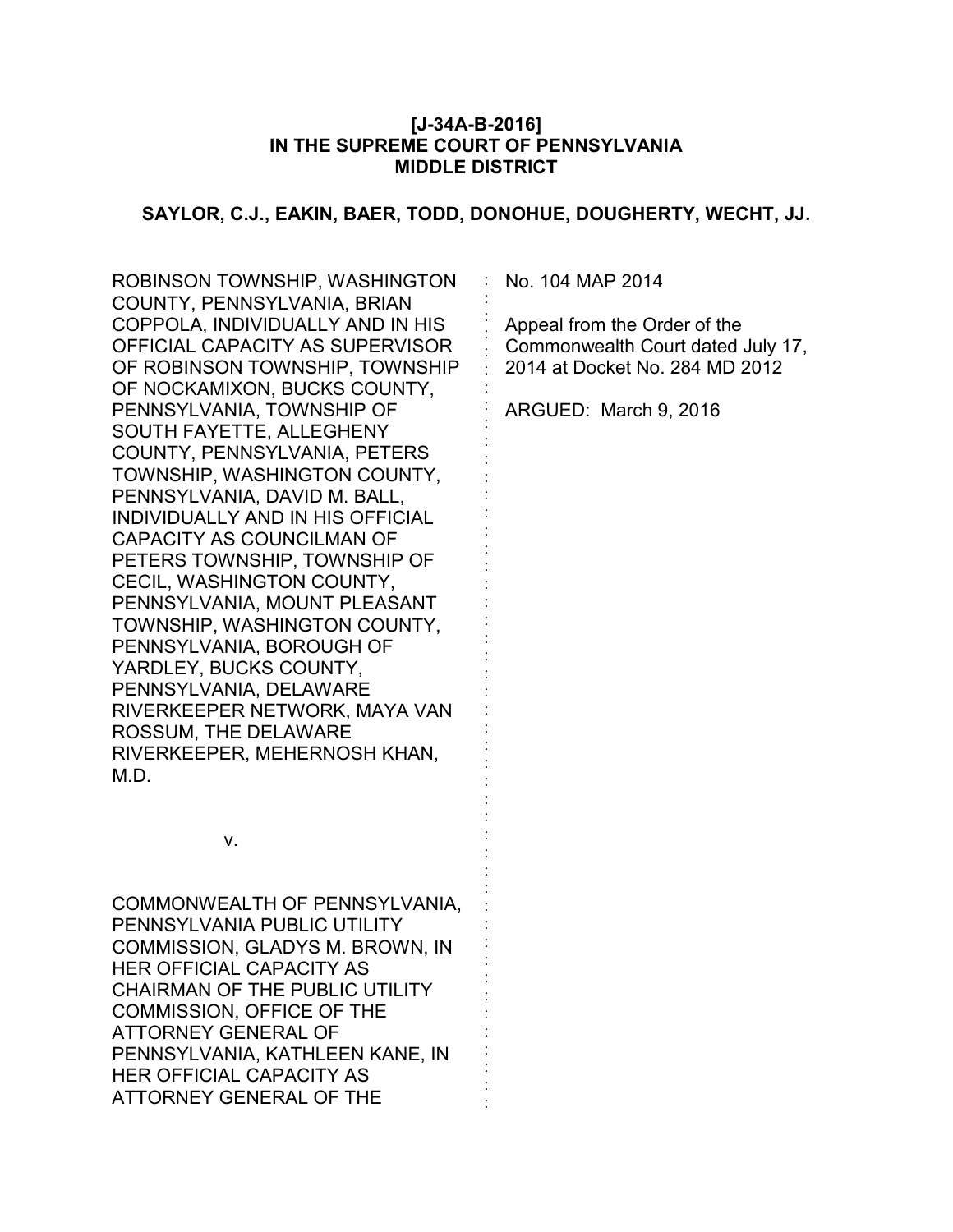**[J-34A-B-2016]**
**IN THE SUPREME COURT OF PENNSYLVANIA**
**MIDDLE DISTRICT**

**SAYLOR, C.J., EAKIN, BAER, TODD, DONOHUE, DOUGHERTY, WECHT, JJ.**

ROBINSON TOWNSHIP, WASHINGTON COUNTY, PENNSYLVANIA, BRIAN COPPOLA, INDIVIDUALLY AND IN HIS OFFICIAL CAPACITY AS SUPERVISOR OF ROBINSON TOWNSHIP, TOWNSHIP OF NOCKAMIXON, BUCKS COUNTY, PENNSYLVANIA, TOWNSHIP OF SOUTH FAYETTE, ALLEGHENY COUNTY, PENNSYLVANIA, PETERS TOWNSHIP, WASHINGTON COUNTY, PENNSYLVANIA, DAVID M. BALL, INDIVIDUALLY AND IN HIS OFFICIAL CAPACITY AS COUNCILMAN OF PETERS TOWNSHIP, TOWNSHIP OF CECIL, WASHINGTON COUNTY, PENNSYLVANIA, MOUNT PLEASANT TOWNSHIP, WASHINGTON COUNTY, PENNSYLVANIA, BOROUGH OF YARDLEY, BUCKS COUNTY, PENNSYLVANIA, DELAWARE RIVERKEEPER NETWORK, MAYA VAN ROSSUM, THE DELAWARE RIVERKEEPER, MEHERNOSH KHAN, M.D.

v.

COMMONWEALTH OF PENNSYLVANIA, PENNSYLVANIA PUBLIC UTILITY COMMISSION, GLADYS M. BROWN, IN HER OFFICIAL CAPACITY AS CHAIRMAN OF THE PUBLIC UTILITY COMMISSION, OFFICE OF THE ATTORNEY GENERAL OF PENNSYLVANIA, KATHLEEN KANE, IN HER OFFICIAL CAPACITY AS ATTORNEY GENERAL OF THE

No. 104 MAP 2014

Appeal from the Order of the Commonwealth Court dated July 17, 2014 at Docket No. 284 MD 2012

ARGUED: March 9, 2016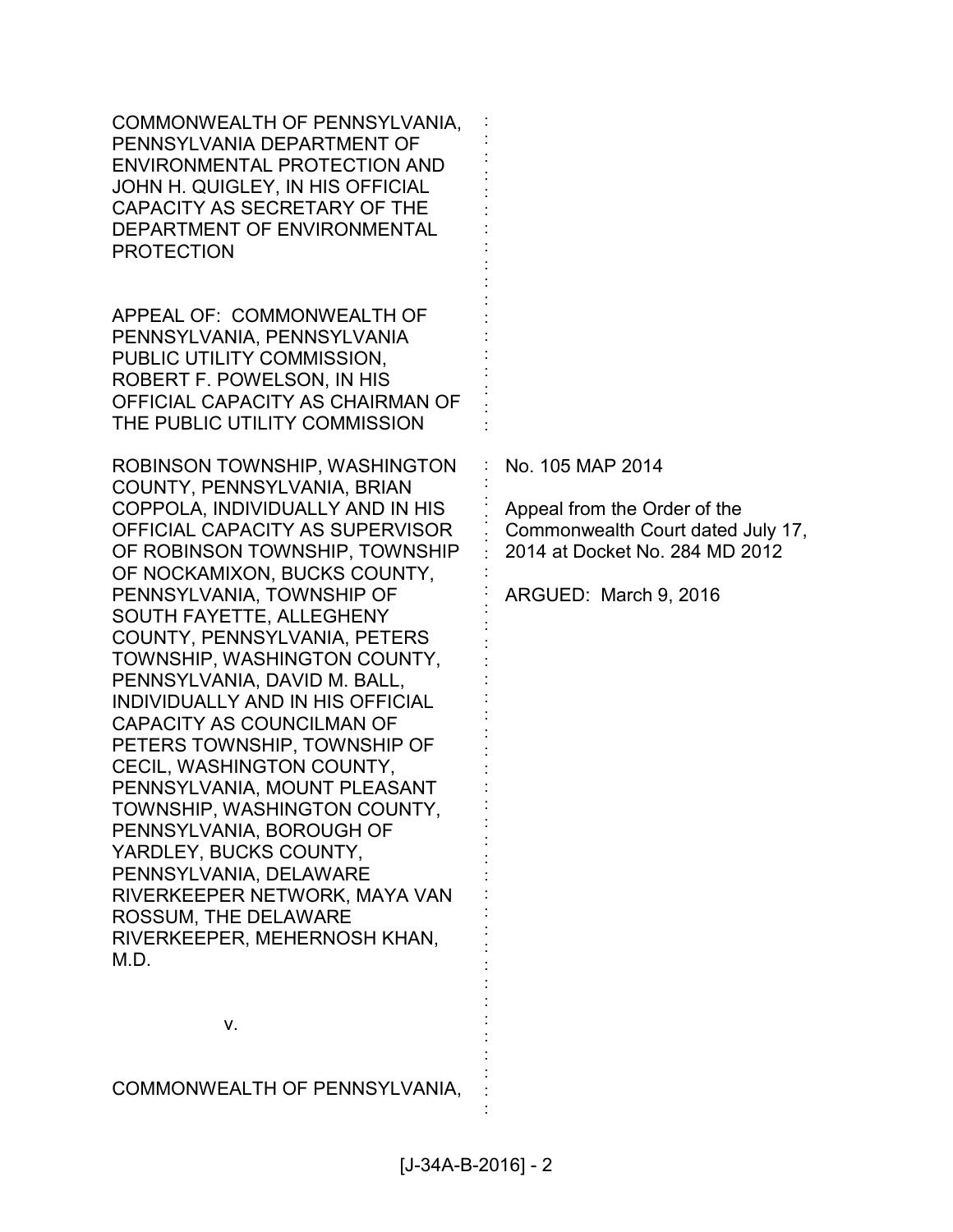COMMONWEALTH OF PENNSYLVANIA, PENNSYLVANIA DEPARTMENT OF ENVIRONMENTAL PROTECTION AND JOHN H. QUIGLEY, IN HIS OFFICIAL CAPACITY AS SECRETARY OF THE DEPARTMENT OF ENVIRONMENTAL PROTECTION

APPEAL OF: COMMONWEALTH OF PENNSYLVANIA, PENNSYLVANIA PUBLIC UTILITY COMMISSION, ROBERT F. POWELSON, IN HIS OFFICIAL CAPACITY AS CHAIRMAN OF THE PUBLIC UTILITY COMMISSION

ROBINSON TOWNSHIP, WASHINGTON COUNTY, PENNSYLVANIA, BRIAN COPPOLA, INDIVIDUALLY AND IN HIS OFFICIAL CAPACITY AS SUPERVISOR OF ROBINSON TOWNSHIP, TOWNSHIP OF NOCKAMIXON, BUCKS COUNTY, PENNSYLVANIA, TOWNSHIP OF SOUTH FAYETTE, ALLEGHENY COUNTY, PENNSYLVANIA, PETERS TOWNSHIP, WASHINGTON COUNTY, PENNSYLVANIA, DAVID M. BALL, INDIVIDUALLY AND IN HIS OFFICIAL CAPACITY AS COUNCILMAN OF PETERS TOWNSHIP, TOWNSHIP OF CECIL, WASHINGTON COUNTY, PENNSYLVANIA, MOUNT PLEASANT TOWNSHIP, WASHINGTON COUNTY, PENNSYLVANIA, BOROUGH OF YARDLEY, BUCKS COUNTY, PENNSYLVANIA, DELAWARE RIVERKEEPER NETWORK, MAYA VAN ROSSUM, THE DELAWARE RIVERKEEPER, MEHERNOSH KHAN, M.D.

v.

COMMONWEALTH OF PENNSYLVANIA,

No. 105 MAP 2014

Appeal from the Order of the Commonwealth Court dated July 17, 2014 at Docket No. 284 MD 2012

ARGUED: March 9, 2016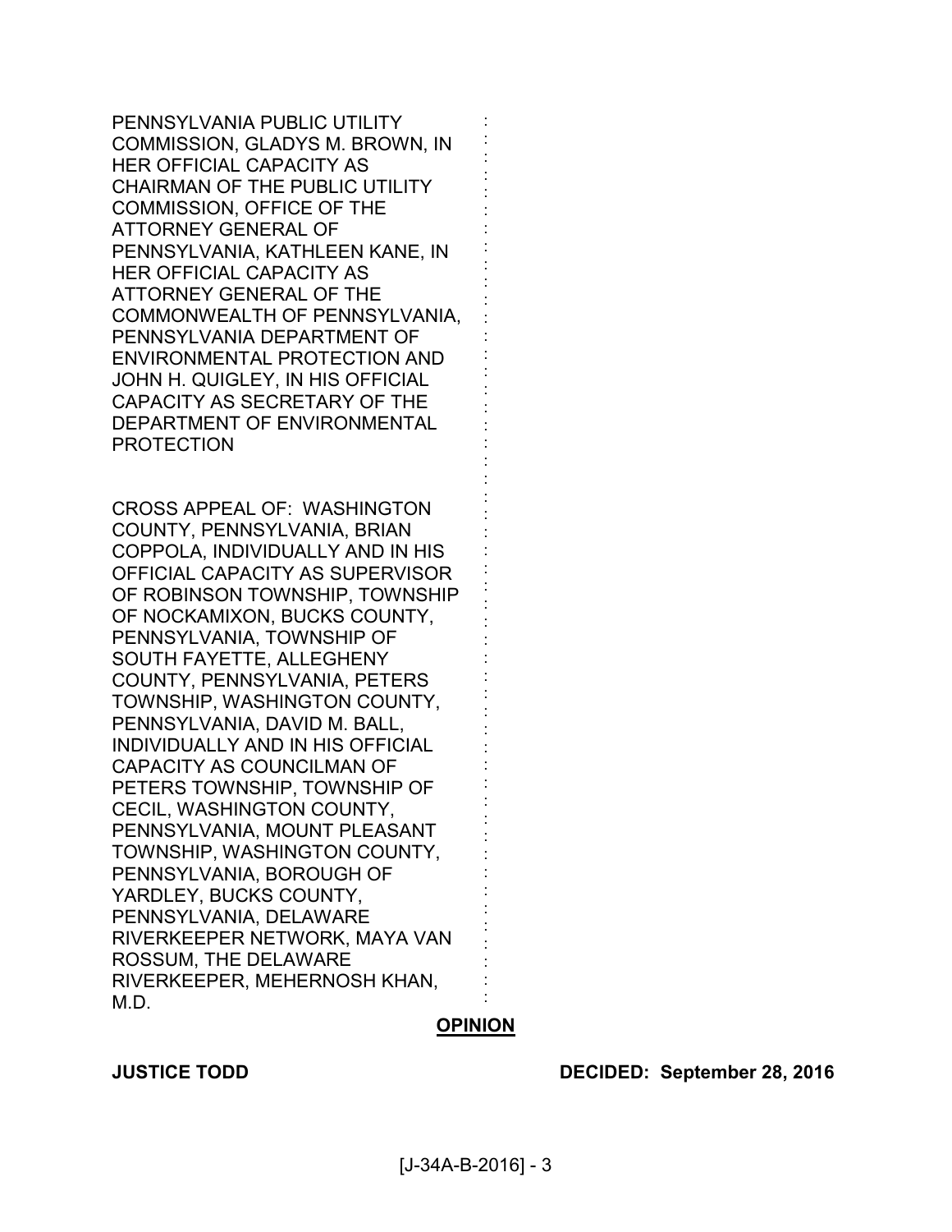PENNSYLVANIA PUBLIC UTILITY COMMISSION, GLADYS M. BROWN, IN HER OFFICIAL CAPACITY AS CHAIRMAN OF THE PUBLIC UTILITY COMMISSION, OFFICE OF THE ATTORNEY GENERAL OF PENNSYLVANIA, KATHLEEN KANE, IN HER OFFICIAL CAPACITY AS ATTORNEY GENERAL OF THE COMMONWEALTH OF PENNSYLVANIA, PENNSYLVANIA DEPARTMENT OF ENVIRONMENTAL PROTECTION AND JOHN H. QUIGLEY, IN HIS OFFICIAL CAPACITY AS SECRETARY OF THE DEPARTMENT OF ENVIRONMENTAL PROTECTION

CROSS APPEAL OF: WASHINGTON COUNTY, PENNSYLVANIA, BRIAN COPPOLA, INDIVIDUALLY AND IN HIS OFFICIAL CAPACITY AS SUPERVISOR OF ROBINSON TOWNSHIP, TOWNSHIP OF NOCKAMIXON, BUCKS COUNTY, PENNSYLVANIA, TOWNSHIP OF SOUTH FAYETTE, ALLEGHENY COUNTY, PENNSYLVANIA, PETERS TOWNSHIP, WASHINGTON COUNTY, PENNSYLVANIA, DAVID M. BALL, INDIVIDUALLY AND IN HIS OFFICIAL CAPACITY AS COUNCILMAN OF PETERS TOWNSHIP, TOWNSHIP OF CECIL, WASHINGTON COUNTY, PENNSYLVANIA, MOUNT PLEASANT TOWNSHIP, WASHINGTON COUNTY, PENNSYLVANIA, BOROUGH OF YARDLEY, BUCKS COUNTY, PENNSYLVANIA, DELAWARE RIVERKEEPER NETWORK, MAYA VAN ROSSUM, THE DELAWARE RIVERKEEPER, MEHERNOSH KHAN, M.D.

## OPINION

**JUSTICE TODD** **DECIDED: September 28, 2016**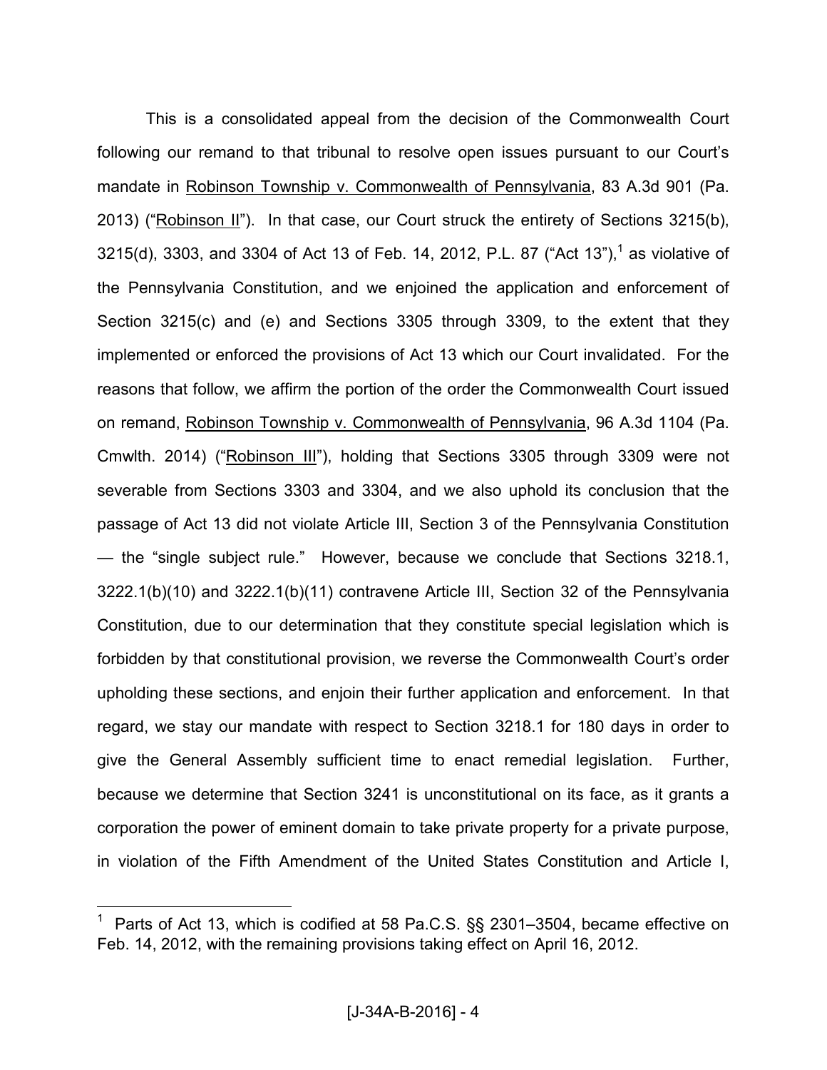This is a consolidated appeal from the decision of the Commonwealth Court following our remand to that tribunal to resolve open issues pursuant to our Court's mandate in Robinson Township v. Commonwealth of Pennsylvania, 83 A.3d 901 (Pa. 2013) ("Robinson II"). In that case, our Court struck the entirety of Sections 3215(b), 3215(d), 3303, and 3304 of Act 13 of Feb. 14, 2012, P.L. 87 ("Act 13"),[1] as violative of the Pennsylvania Constitution, and we enjoined the application and enforcement of Section 3215(c) and (e) and Sections 3305 through 3309, to the extent that they implemented or enforced the provisions of Act 13 which our Court invalidated. For the reasons that follow, we affirm the portion of the order the Commonwealth Court issued on remand, Robinson Township v. Commonwealth of Pennsylvania, 96 A.3d 1104 (Pa. Cmwlth. 2014) ("Robinson III"), holding that Sections 3305 through 3309 were not severable from Sections 3303 and 3304, and we also uphold its conclusion that the passage of Act 13 did not violate Article III, Section 3 of the Pennsylvania Constitution — the "single subject rule." However, because we conclude that Sections 3218.1, 3222.1(b)(10) and 3222.1(b)(11) contravene Article III, Section 32 of the Pennsylvania Constitution, due to our determination that they constitute special legislation which is forbidden by that constitutional provision, we reverse the Commonwealth Court's order upholding these sections, and enjoin their further application and enforcement. In that regard, we stay our mandate with respect to Section 3218.1 for 180 days in order to give the General Assembly sufficient time to enact remedial legislation. Further, because we determine that Section 3241 is unconstitutional on its face, as it grants a corporation the power of eminent domain to take private property for a private purpose, in violation of the Fifth Amendment of the United States Constitution and Article I,

[1] Parts of Act 13, which is codified at 58 Pa.C.S. §§ 2301–3504, became effective on Feb. 14, 2012, with the remaining provisions taking effect on April 16, 2012.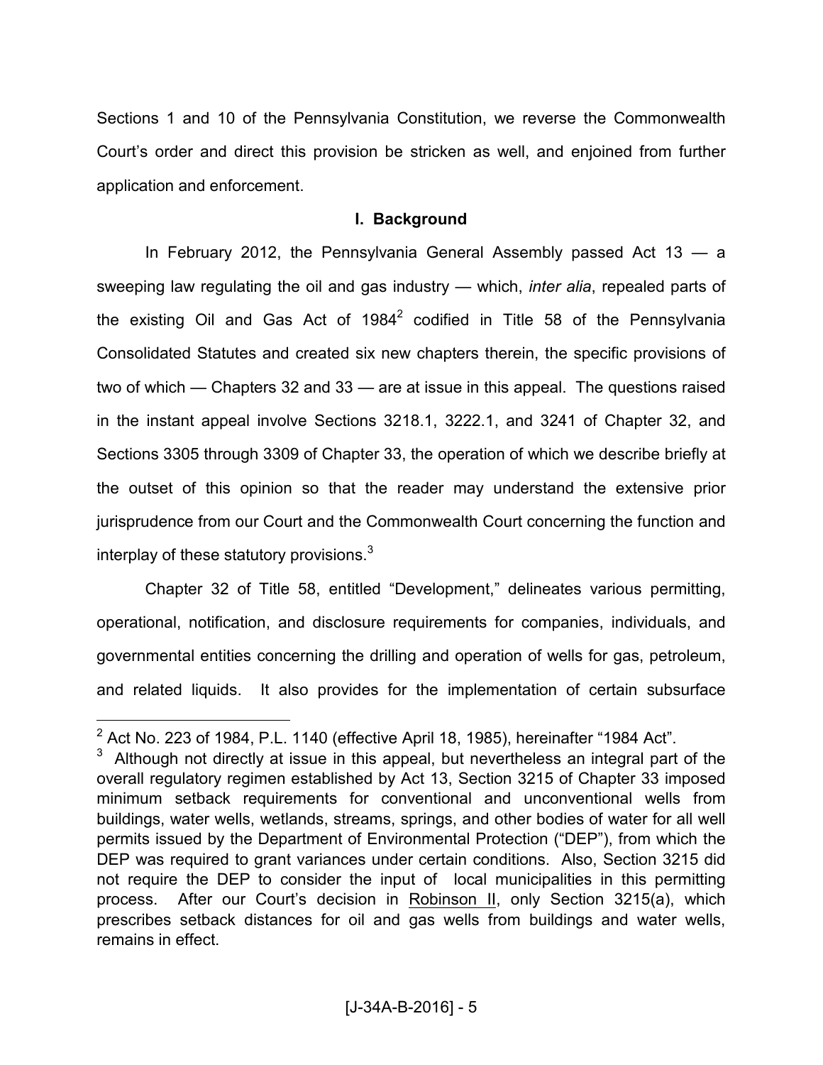Sections 1 and 10 of the Pennsylvania Constitution, we reverse the Commonwealth Court's order and direct this provision be stricken as well, and enjoined from further application and enforcement.

## I. Background

In February 2012, the Pennsylvania General Assembly passed Act 13 — a sweeping law regulating the oil and gas industry — which, *inter alia*, repealed parts of the existing Oil and Gas Act of 1984[2] codified in Title 58 of the Pennsylvania Consolidated Statutes and created six new chapters therein, the specific provisions of two of which — Chapters 32 and 33 — are at issue in this appeal. The questions raised in the instant appeal involve Sections 3218.1, 3222.1, and 3241 of Chapter 32, and Sections 3305 through 3309 of Chapter 33, the operation of which we describe briefly at the outset of this opinion so that the reader may understand the extensive prior jurisprudence from our Court and the Commonwealth Court concerning the function and interplay of these statutory provisions.[3]

Chapter 32 of Title 58, entitled "Development," delineates various permitting, operational, notification, and disclosure requirements for companies, individuals, and governmental entities concerning the drilling and operation of wells for gas, petroleum, and related liquids. It also provides for the implementation of certain subsurface

---

[2] Act No. 223 of 1984, P.L. 1140 (effective April 18, 1985), hereinafter "1984 Act".

[3] Although not directly at issue in this appeal, but nevertheless an integral part of the overall regulatory regimen established by Act 13, Section 3215 of Chapter 33 imposed minimum setback requirements for conventional and unconventional wells from buildings, water wells, wetlands, streams, springs, and other bodies of water for all well permits issued by the Department of Environmental Protection ("DEP"), from which the DEP was required to grant variances under certain conditions. Also, Section 3215 did not require the DEP to consider the input of local municipalities in this permitting process. After our Court's decision in Robinson II, only Section 3215(a), which prescribes setback distances for oil and gas wells from buildings and water wells, remains in effect.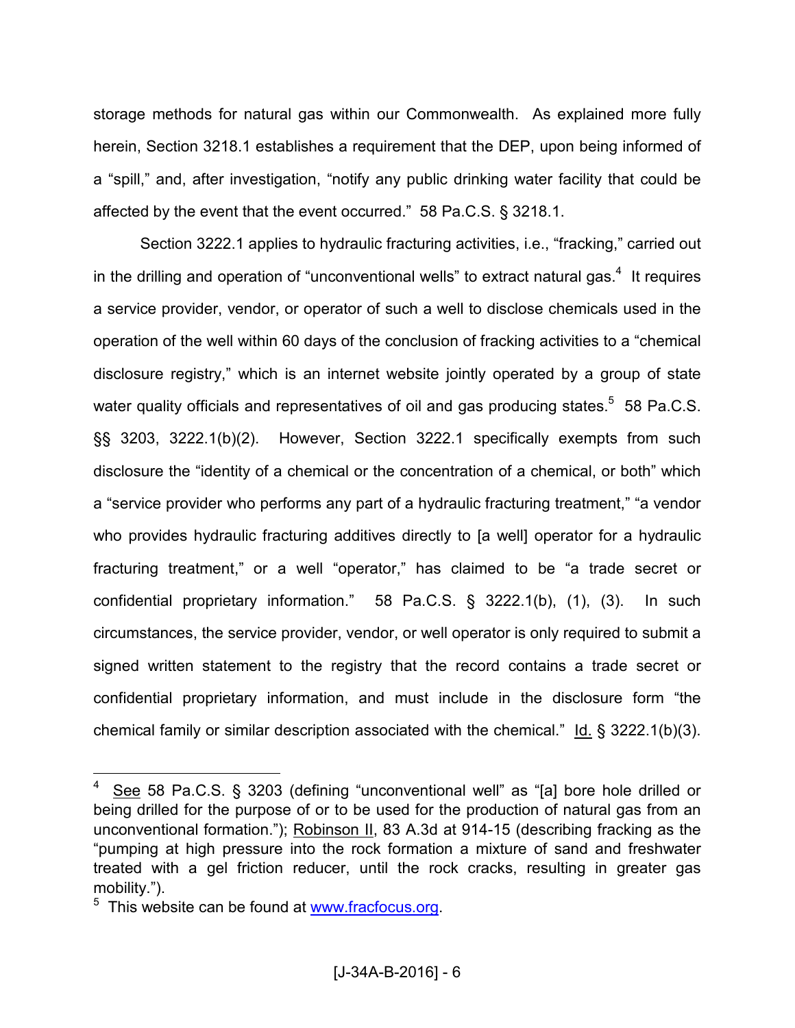storage methods for natural gas within our Commonwealth. As explained more fully herein, Section 3218.1 establishes a requirement that the DEP, upon being informed of a "spill," and, after investigation, "notify any public drinking water facility that could be affected by the event that the event occurred." 58 Pa.C.S. § 3218.1.

Section 3222.1 applies to hydraulic fracturing activities, i.e., "fracking," carried out in the drilling and operation of "unconventional wells" to extract natural gas.[4] It requires a service provider, vendor, or operator of such a well to disclose chemicals used in the operation of the well within 60 days of the conclusion of fracking activities to a "chemical disclosure registry," which is an internet website jointly operated by a group of state water quality officials and representatives of oil and gas producing states.[5] 58 Pa.C.S. §§ 3203, 3222.1(b)(2). However, Section 3222.1 specifically exempts from such disclosure the "identity of a chemical or the concentration of a chemical, or both" which a "service provider who performs any part of a hydraulic fracturing treatment," "a vendor who provides hydraulic fracturing additives directly to [a well] operator for a hydraulic fracturing treatment," or a well "operator," has claimed to be "a trade secret or confidential proprietary information." 58 Pa.C.S. § 3222.1(b), (1), (3). In such circumstances, the service provider, vendor, or well operator is only required to submit a signed written statement to the registry that the record contains a trade secret or confidential proprietary information, and must include in the disclosure form "the chemical family or similar description associated with the chemical." Id. § 3222.1(b)(3).

---

[4] See 58 Pa.C.S. § 3203 (defining "unconventional well" as "[a] bore hole drilled or being drilled for the purpose of or to be used for the production of natural gas from an unconventional formation."); Robinson II, 83 A.3d at 914-15 (describing fracking as the "pumping at high pressure into the rock formation a mixture of sand and freshwater treated with a gel friction reducer, until the rock cracks, resulting in greater gas mobility.").

[5] This website can be found at www.fracfocus.org.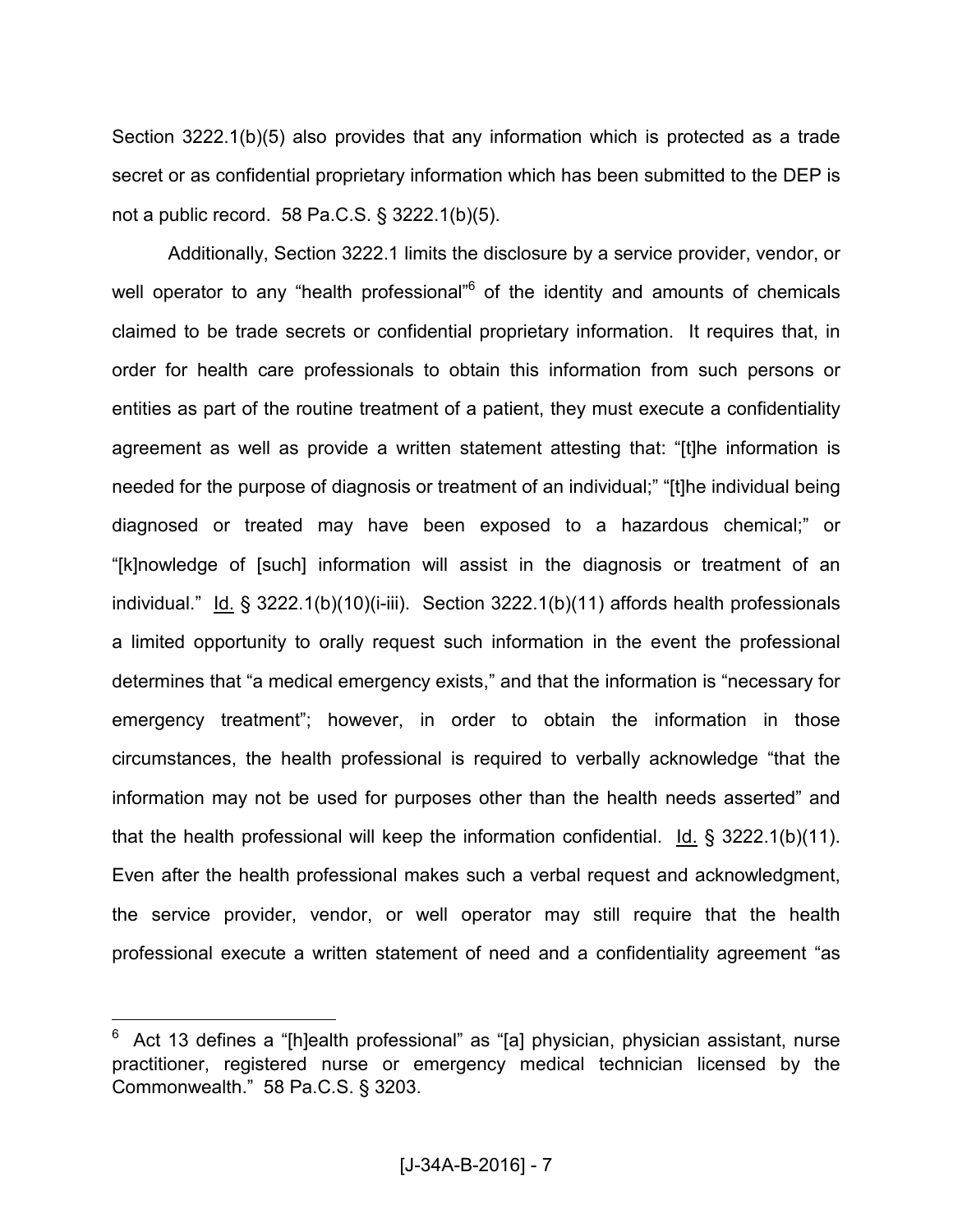Section 3222.1(b)(5) also provides that any information which is protected as a trade secret or as confidential proprietary information which has been submitted to the DEP is not a public record. 58 Pa.C.S. § 3222.1(b)(5).

Additionally, Section 3222.1 limits the disclosure by a service provider, vendor, or well operator to any "health professional"[6] of the identity and amounts of chemicals claimed to be trade secrets or confidential proprietary information. It requires that, in order for health care professionals to obtain this information from such persons or entities as part of the routine treatment of a patient, they must execute a confidentiality agreement as well as provide a written statement attesting that: "[t]he information is needed for the purpose of diagnosis or treatment of an individual;" "[t]he individual being diagnosed or treated may have been exposed to a hazardous chemical;" or "[k]nowledge of [such] information will assist in the diagnosis or treatment of an individual." Id. § 3222.1(b)(10)(i-iii). Section 3222.1(b)(11) affords health professionals a limited opportunity to orally request such information in the event the professional determines that "a medical emergency exists," and that the information is "necessary for emergency treatment"; however, in order to obtain the information in those circumstances, the health professional is required to verbally acknowledge "that the information may not be used for purposes other than the health needs asserted" and that the health professional will keep the information confidential. Id. § 3222.1(b)(11). Even after the health professional makes such a verbal request and acknowledgment, the service provider, vendor, or well operator may still require that the health professional execute a written statement of need and a confidentiality agreement "as

---

[6] Act 13 defines a "[h]ealth professional" as "[a] physician, physician assistant, nurse practitioner, registered nurse or emergency medical technician licensed by the Commonwealth." 58 Pa.C.S. § 3203.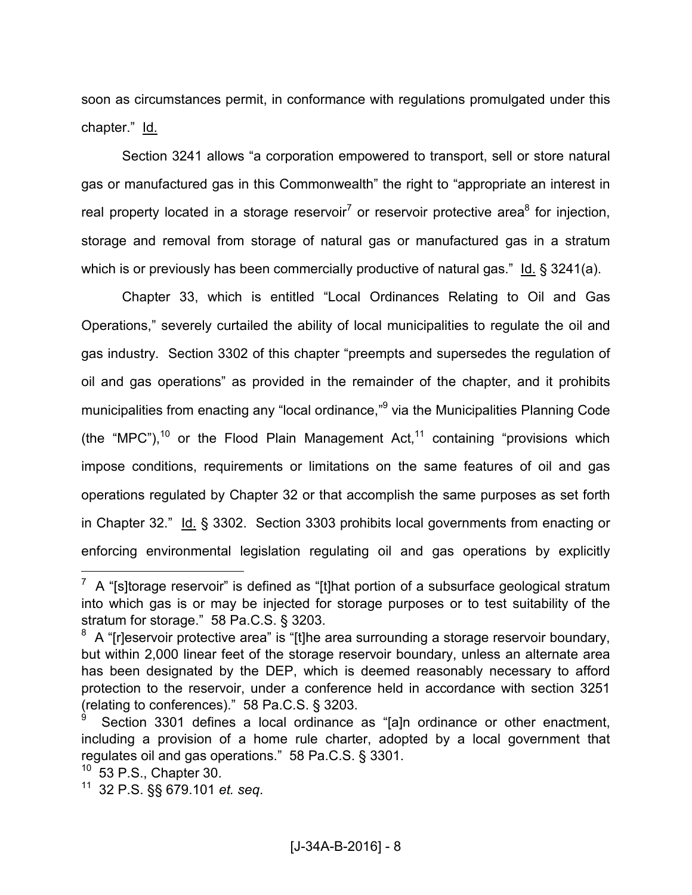soon as circumstances permit, in conformance with regulations promulgated under this chapter." Id.

Section 3241 allows "a corporation empowered to transport, sell or store natural gas or manufactured gas in this Commonwealth" the right to "appropriate an interest in real property located in a storage reservoir[7] or reservoir protective area[8] for injection, storage and removal from storage of natural gas or manufactured gas in a stratum which is or previously has been commercially productive of natural gas." Id. § 3241(a).

Chapter 33, which is entitled "Local Ordinances Relating to Oil and Gas Operations," severely curtailed the ability of local municipalities to regulate the oil and gas industry. Section 3302 of this chapter "preempts and supersedes the regulation of oil and gas operations" as provided in the remainder of the chapter, and it prohibits municipalities from enacting any "local ordinance,"[9] via the Municipalities Planning Code (the "MPC"),[10] or the Flood Plain Management Act,[11] containing "provisions which impose conditions, requirements or limitations on the same features of oil and gas operations regulated by Chapter 32 or that accomplish the same purposes as set forth in Chapter 32." Id. § 3302. Section 3303 prohibits local governments from enacting or enforcing environmental legislation regulating oil and gas operations by explicitly

---

[7] A "[s]torage reservoir" is defined as "[t]hat portion of a subsurface geological stratum into which gas is or may be injected for storage purposes or to test suitability of the stratum for storage." 58 Pa.C.S. § 3203.

[8] A "[r]eservoir protective area" is "[t]he area surrounding a storage reservoir boundary, but within 2,000 linear feet of the storage reservoir boundary, unless an alternate area has been designated by the DEP, which is deemed reasonably necessary to afford protection to the reservoir, under a conference held in accordance with section 3251 (relating to conferences)." 58 Pa.C.S. § 3203.

[9] Section 3301 defines a local ordinance as "[a]n ordinance or other enactment, including a provision of a home rule charter, adopted by a local government that regulates oil and gas operations." 58 Pa.C.S. § 3301.

[10] 53 P.S., Chapter 30.

[11] 32 P.S. §§ 679.101 *et. seq*.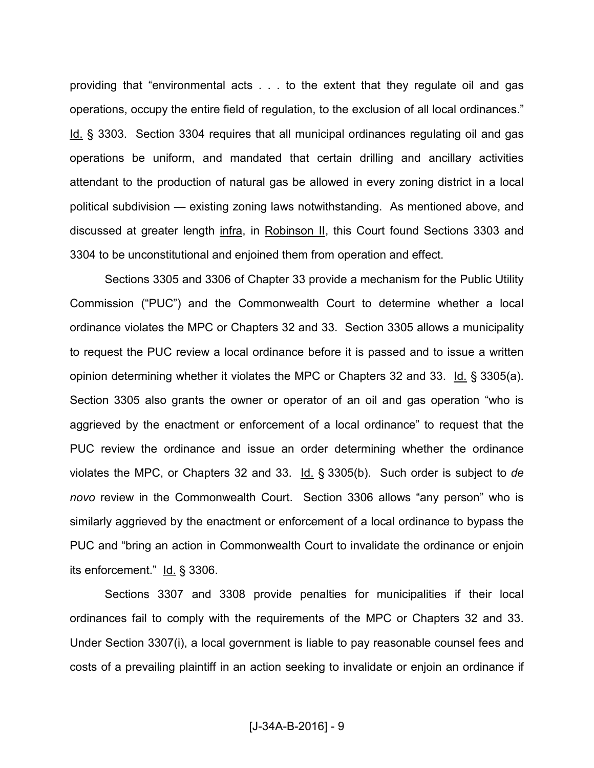providing that "environmental acts . . . to the extent that they regulate oil and gas operations, occupy the entire field of regulation, to the exclusion of all local ordinances." Id. § 3303. Section 3304 requires that all municipal ordinances regulating oil and gas operations be uniform, and mandated that certain drilling and ancillary activities attendant to the production of natural gas be allowed in every zoning district in a local political subdivision — existing zoning laws notwithstanding. As mentioned above, and discussed at greater length infra, in Robinson II, this Court found Sections 3303 and 3304 to be unconstitutional and enjoined them from operation and effect.

Sections 3305 and 3306 of Chapter 33 provide a mechanism for the Public Utility Commission ("PUC") and the Commonwealth Court to determine whether a local ordinance violates the MPC or Chapters 32 and 33. Section 3305 allows a municipality to request the PUC review a local ordinance before it is passed and to issue a written opinion determining whether it violates the MPC or Chapters 32 and 33. Id. § 3305(a). Section 3305 also grants the owner or operator of an oil and gas operation "who is aggrieved by the enactment or enforcement of a local ordinance" to request that the PUC review the ordinance and issue an order determining whether the ordinance violates the MPC, or Chapters 32 and 33. Id. § 3305(b). Such order is subject to *de novo* review in the Commonwealth Court. Section 3306 allows "any person" who is similarly aggrieved by the enactment or enforcement of a local ordinance to bypass the PUC and "bring an action in Commonwealth Court to invalidate the ordinance or enjoin its enforcement." Id. § 3306.

Sections 3307 and 3308 provide penalties for municipalities if their local ordinances fail to comply with the requirements of the MPC or Chapters 32 and 33. Under Section 3307(i), a local government is liable to pay reasonable counsel fees and costs of a prevailing plaintiff in an action seeking to invalidate or enjoin an ordinance if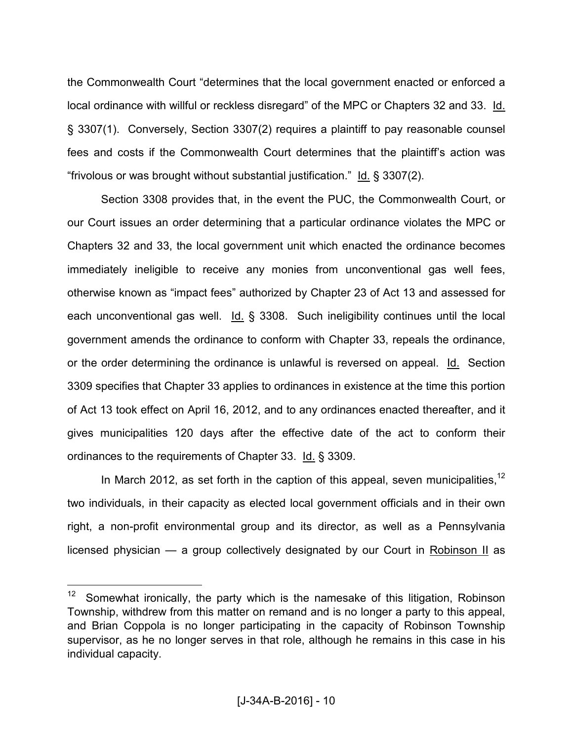the Commonwealth Court "determines that the local government enacted or enforced a local ordinance with willful or reckless disregard" of the MPC or Chapters 32 and 33. Id. § 3307(1). Conversely, Section 3307(2) requires a plaintiff to pay reasonable counsel fees and costs if the Commonwealth Court determines that the plaintiff's action was "frivolous or was brought without substantial justification." Id. § 3307(2).

Section 3308 provides that, in the event the PUC, the Commonwealth Court, or our Court issues an order determining that a particular ordinance violates the MPC or Chapters 32 and 33, the local government unit which enacted the ordinance becomes immediately ineligible to receive any monies from unconventional gas well fees, otherwise known as "impact fees" authorized by Chapter 23 of Act 13 and assessed for each unconventional gas well. Id. § 3308. Such ineligibility continues until the local government amends the ordinance to conform with Chapter 33, repeals the ordinance, or the order determining the ordinance is unlawful is reversed on appeal. Id. Section 3309 specifies that Chapter 33 applies to ordinances in existence at the time this portion of Act 13 took effect on April 16, 2012, and to any ordinances enacted thereafter, and it gives municipalities 120 days after the effective date of the act to conform their ordinances to the requirements of Chapter 33. Id. § 3309.

In March 2012, as set forth in the caption of this appeal, seven municipalities,[12] two individuals, in their capacity as elected local government officials and in their own right, a non-profit environmental group and its director, as well as a Pennsylvania licensed physician — a group collectively designated by our Court in Robinson II as

---

[12] Somewhat ironically, the party which is the namesake of this litigation, Robinson Township, withdrew from this matter on remand and is no longer a party to this appeal, and Brian Coppola is no longer participating in the capacity of Robinson Township supervisor, as he no longer serves in that role, although he remains in this case in his individual capacity.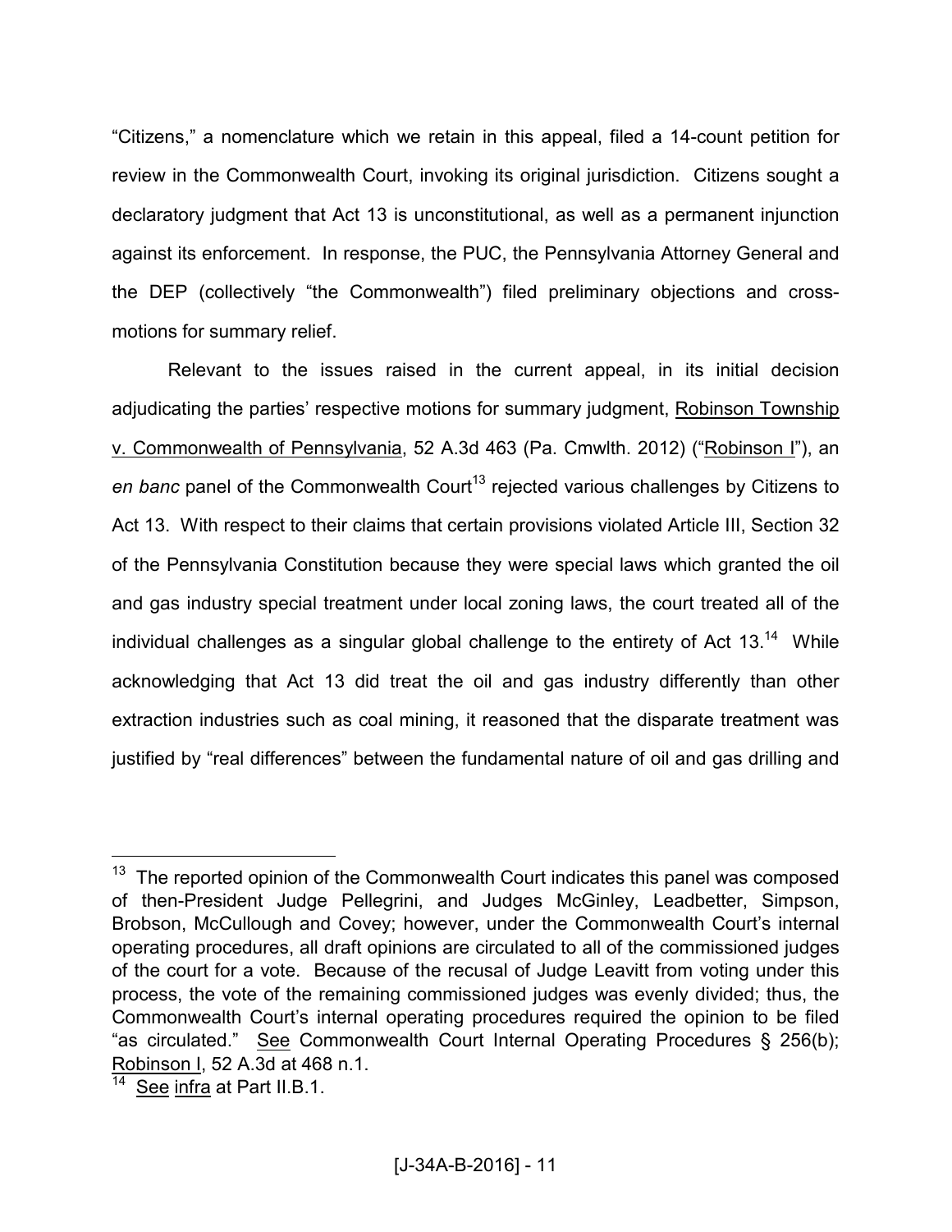"Citizens," a nomenclature which we retain in this appeal, filed a 14-count petition for review in the Commonwealth Court, invoking its original jurisdiction. Citizens sought a declaratory judgment that Act 13 is unconstitutional, as well as a permanent injunction against its enforcement. In response, the PUC, the Pennsylvania Attorney General and the DEP (collectively "the Commonwealth") filed preliminary objections and cross-motions for summary relief.

Relevant to the issues raised in the current appeal, in its initial decision adjudicating the parties' respective motions for summary judgment, Robinson Township v. Commonwealth of Pennsylvania, 52 A.3d 463 (Pa. Cmwlth. 2012) ("Robinson I"), an *en banc* panel of the Commonwealth Court[13] rejected various challenges by Citizens to Act 13. With respect to their claims that certain provisions violated Article III, Section 32 of the Pennsylvania Constitution because they were special laws which granted the oil and gas industry special treatment under local zoning laws, the court treated all of the individual challenges as a singular global challenge to the entirety of Act 13.[14] While acknowledging that Act 13 did treat the oil and gas industry differently than other extraction industries such as coal mining, it reasoned that the disparate treatment was justified by "real differences" between the fundamental nature of oil and gas drilling and

---

[13] The reported opinion of the Commonwealth Court indicates this panel was composed of then-President Judge Pellegrini, and Judges McGinley, Leadbetter, Simpson, Brobson, McCullough and Covey; however, under the Commonwealth Court's internal operating procedures, all draft opinions are circulated to all of the commissioned judges of the court for a vote. Because of the recusal of Judge Leavitt from voting under this process, the vote of the remaining commissioned judges was evenly divided; thus, the Commonwealth Court's internal operating procedures required the opinion to be filed "as circulated." See Commonwealth Court Internal Operating Procedures § 256(b); Robinson I, 52 A.3d at 468 n.1.

[14] See infra at Part II.B.1.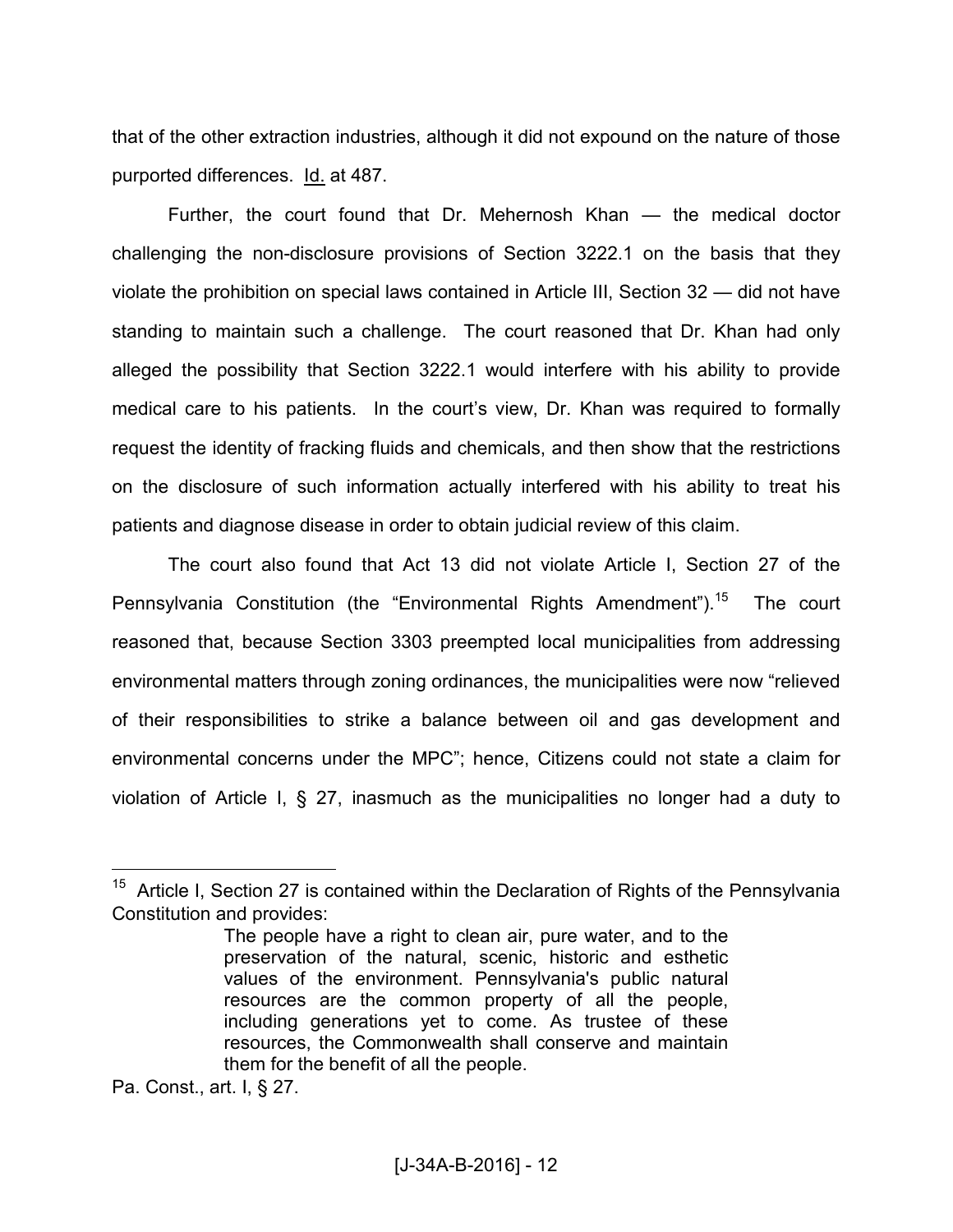that of the other extraction industries, although it did not expound on the nature of those purported differences. Id. at 487.

Further, the court found that Dr. Mehernosh Khan — the medical doctor challenging the non-disclosure provisions of Section 3222.1 on the basis that they violate the prohibition on special laws contained in Article III, Section 32 — did not have standing to maintain such a challenge. The court reasoned that Dr. Khan had only alleged the possibility that Section 3222.1 would interfere with his ability to provide medical care to his patients. In the court's view, Dr. Khan was required to formally request the identity of fracking fluids and chemicals, and then show that the restrictions on the disclosure of such information actually interfered with his ability to treat his patients and diagnose disease in order to obtain judicial review of this claim.

The court also found that Act 13 did not violate Article I, Section 27 of the Pennsylvania Constitution (the "Environmental Rights Amendment").[15] The court reasoned that, because Section 3303 preempted local municipalities from addressing environmental matters through zoning ordinances, the municipalities were now "relieved of their responsibilities to strike a balance between oil and gas development and environmental concerns under the MPC"; hence, Citizens could not state a claim for violation of Article I, § 27, inasmuch as the municipalities no longer had a duty to

---

[15] Article I, Section 27 is contained within the Declaration of Rights of the Pennsylvania Constitution and provides:

> The people have a right to clean air, pure water, and to the preservation of the natural, scenic, historic and esthetic values of the environment. Pennsylvania's public natural resources are the common property of all the people, including generations yet to come. As trustee of these resources, the Commonwealth shall conserve and maintain them for the benefit of all the people.

Pa. Const., art. I, § 27.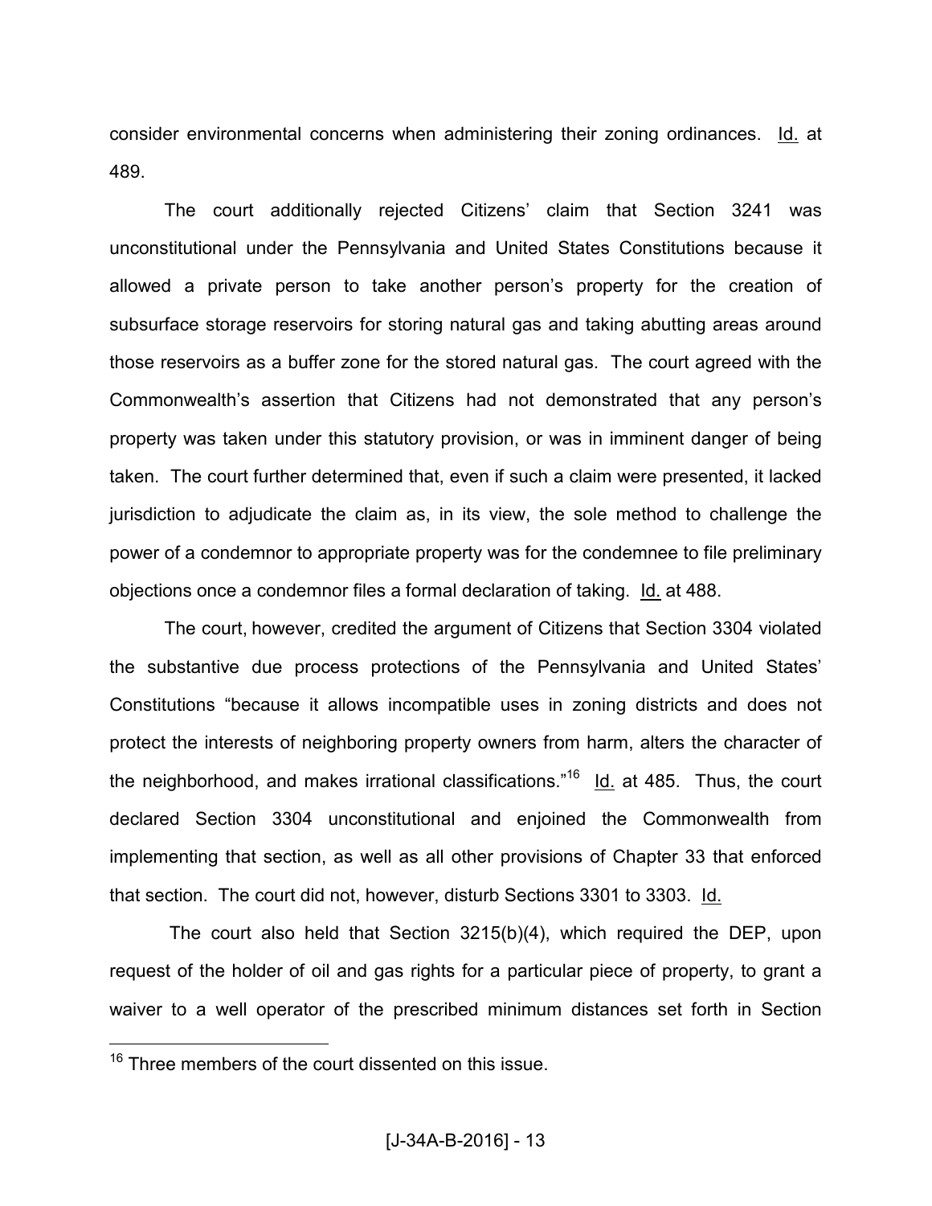consider environmental concerns when administering their zoning ordinances. Id. at 489.

The court additionally rejected Citizens' claim that Section 3241 was unconstitutional under the Pennsylvania and United States Constitutions because it allowed a private person to take another person's property for the creation of subsurface storage reservoirs for storing natural gas and taking abutting areas around those reservoirs as a buffer zone for the stored natural gas. The court agreed with the Commonwealth's assertion that Citizens had not demonstrated that any person's property was taken under this statutory provision, or was in imminent danger of being taken. The court further determined that, even if such a claim were presented, it lacked jurisdiction to adjudicate the claim as, in its view, the sole method to challenge the power of a condemnor to appropriate property was for the condemnee to file preliminary objections once a condemnor files a formal declaration of taking. Id. at 488.

The court, however, credited the argument of Citizens that Section 3304 violated the substantive due process protections of the Pennsylvania and United States' Constitutions "because it allows incompatible uses in zoning districts and does not protect the interests of neighboring property owners from harm, alters the character of the neighborhood, and makes irrational classifications."[16] Id. at 485. Thus, the court declared Section 3304 unconstitutional and enjoined the Commonwealth from implementing that section, as well as all other provisions of Chapter 33 that enforced that section. The court did not, however, disturb Sections 3301 to 3303. Id.

The court also held that Section 3215(b)(4), which required the DEP, upon request of the holder of oil and gas rights for a particular piece of property, to grant a waiver to a well operator of the prescribed minimum distances set forth in Section

---

[16] Three members of the court dissented on this issue.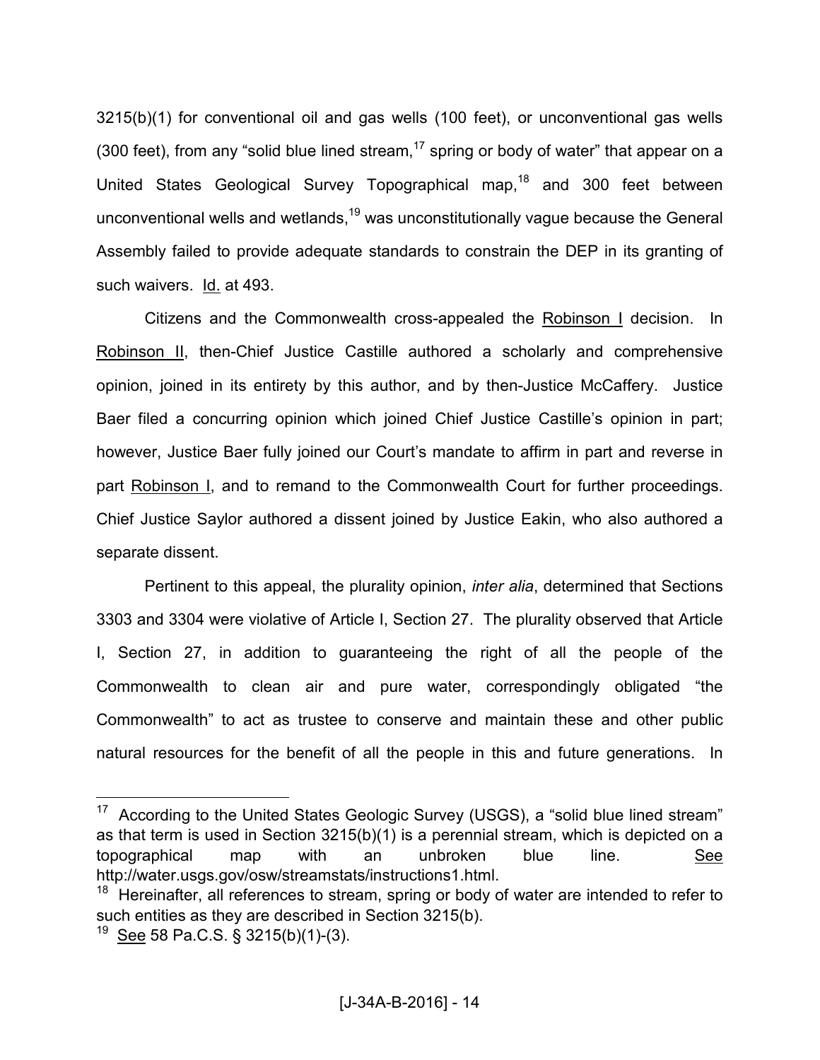3215(b)(1) for conventional oil and gas wells (100 feet), or unconventional gas wells (300 feet), from any "solid blue lined stream,[17] spring or body of water" that appear on a United States Geological Survey Topographical map,[18] and 300 feet between unconventional wells and wetlands,[19] was unconstitutionally vague because the General Assembly failed to provide adequate standards to constrain the DEP in its granting of such waivers. Id. at 493.

Citizens and the Commonwealth cross-appealed the Robinson I decision. In Robinson II, then-Chief Justice Castille authored a scholarly and comprehensive opinion, joined in its entirety by this author, and by then-Justice McCaffery. Justice Baer filed a concurring opinion which joined Chief Justice Castille's opinion in part; however, Justice Baer fully joined our Court's mandate to affirm in part and reverse in part Robinson I, and to remand to the Commonwealth Court for further proceedings. Chief Justice Saylor authored a dissent joined by Justice Eakin, who also authored a separate dissent.

Pertinent to this appeal, the plurality opinion, *inter alia*, determined that Sections 3303 and 3304 were violative of Article I, Section 27. The plurality observed that Article I, Section 27, in addition to guaranteeing the right of all the people of the Commonwealth to clean air and pure water, correspondingly obligated "the Commonwealth" to act as trustee to conserve and maintain these and other public natural resources for the benefit of all the people in this and future generations. In

---

[17] According to the United States Geologic Survey (USGS), a "solid blue lined stream" as that term is used in Section 3215(b)(1) is a perennial stream, which is depicted on a topographical map with an unbroken blue line. See http://water.usgs.gov/osw/streamstats/instructions1.html.

[18] Hereinafter, all references to stream, spring or body of water are intended to refer to such entities as they are described in Section 3215(b).

[19] See 58 Pa.C.S. § 3215(b)(1)-(3).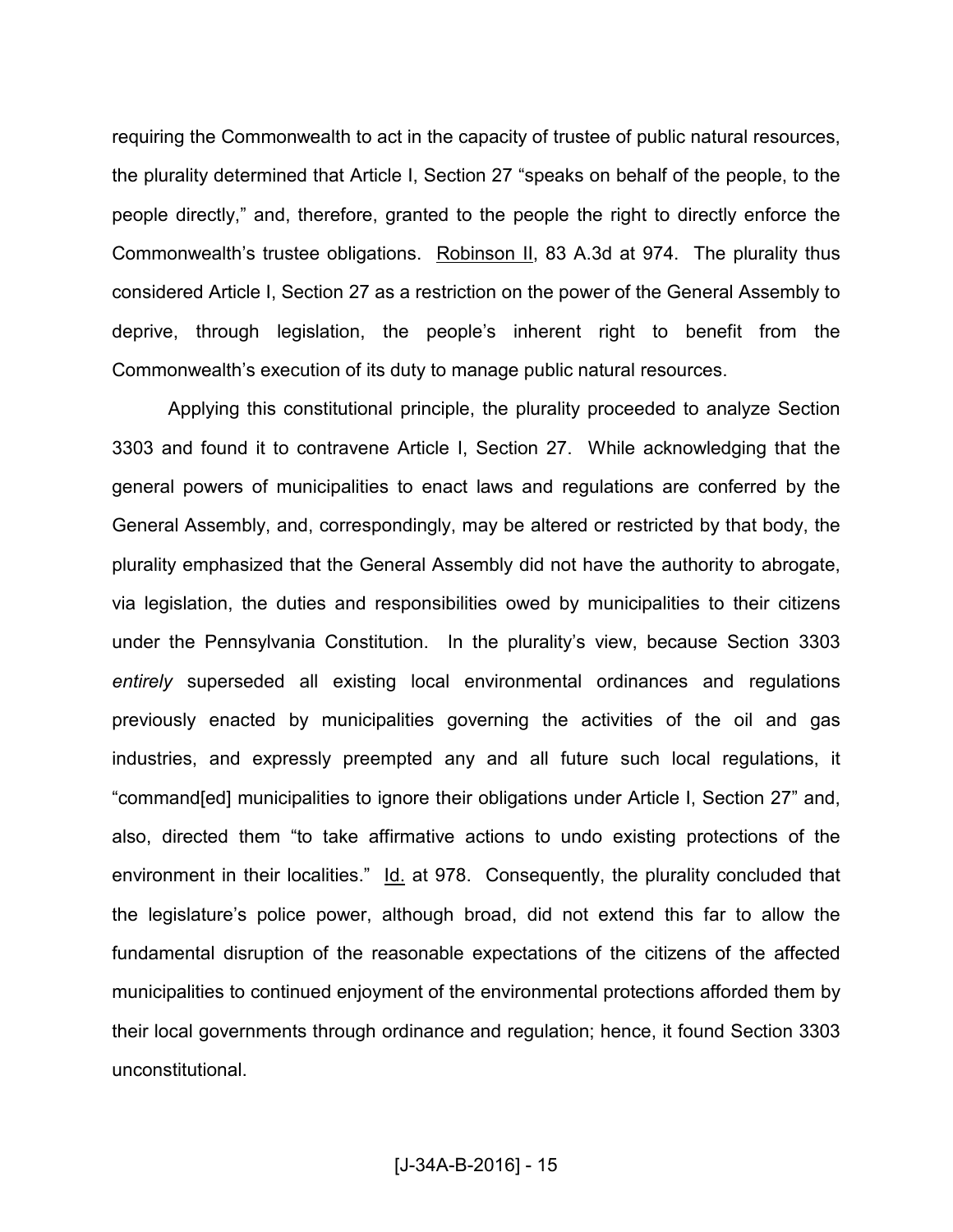requiring the Commonwealth to act in the capacity of trustee of public natural resources, the plurality determined that Article I, Section 27 "speaks on behalf of the people, to the people directly," and, therefore, granted to the people the right to directly enforce the Commonwealth's trustee obligations. Robinson II, 83 A.3d at 974. The plurality thus considered Article I, Section 27 as a restriction on the power of the General Assembly to deprive, through legislation, the people's inherent right to benefit from the Commonwealth's execution of its duty to manage public natural resources.

Applying this constitutional principle, the plurality proceeded to analyze Section 3303 and found it to contravene Article I, Section 27. While acknowledging that the general powers of municipalities to enact laws and regulations are conferred by the General Assembly, and, correspondingly, may be altered or restricted by that body, the plurality emphasized that the General Assembly did not have the authority to abrogate, via legislation, the duties and responsibilities owed by municipalities to their citizens under the Pennsylvania Constitution. In the plurality's view, because Section 3303 *entirely* superseded all existing local environmental ordinances and regulations previously enacted by municipalities governing the activities of the oil and gas industries, and expressly preempted any and all future such local regulations, it "command[ed] municipalities to ignore their obligations under Article I, Section 27" and, also, directed them "to take affirmative actions to undo existing protections of the environment in their localities." Id. at 978. Consequently, the plurality concluded that the legislature's police power, although broad, did not extend this far to allow the fundamental disruption of the reasonable expectations of the citizens of the affected municipalities to continued enjoyment of the environmental protections afforded them by their local governments through ordinance and regulation; hence, it found Section 3303 unconstitutional.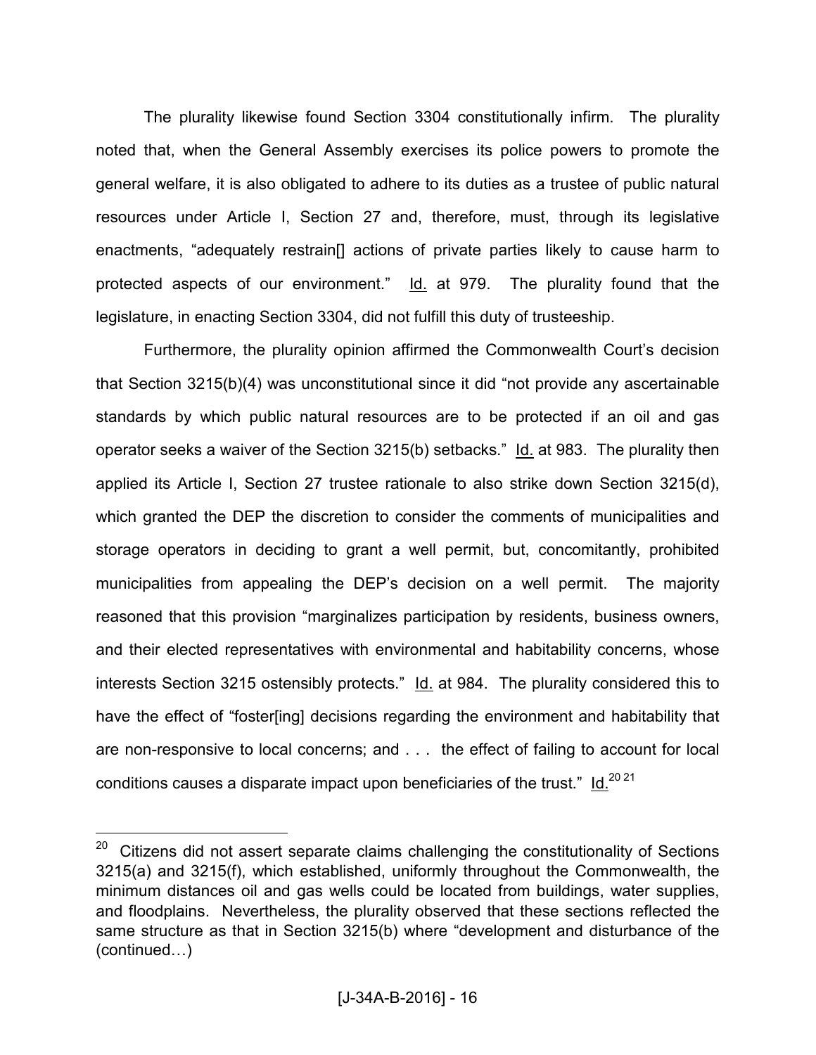The plurality likewise found Section 3304 constitutionally infirm. The plurality noted that, when the General Assembly exercises its police powers to promote the general welfare, it is also obligated to adhere to its duties as a trustee of public natural resources under Article I, Section 27 and, therefore, must, through its legislative enactments, "adequately restrain[] actions of private parties likely to cause harm to protected aspects of our environment." Id. at 979. The plurality found that the legislature, in enacting Section 3304, did not fulfill this duty of trusteeship.

Furthermore, the plurality opinion affirmed the Commonwealth Court's decision that Section 3215(b)(4) was unconstitutional since it did "not provide any ascertainable standards by which public natural resources are to be protected if an oil and gas operator seeks a waiver of the Section 3215(b) setbacks." Id. at 983. The plurality then applied its Article I, Section 27 trustee rationale to also strike down Section 3215(d), which granted the DEP the discretion to consider the comments of municipalities and storage operators in deciding to grant a well permit, but, concomitantly, prohibited municipalities from appealing the DEP's decision on a well permit. The majority reasoned that this provision "marginalizes participation by residents, business owners, and their elected representatives with environmental and habitability concerns, whose interests Section 3215 ostensibly protects." Id. at 984. The plurality considered this to have the effect of "foster[ing] decisions regarding the environment and habitability that are non-responsive to local concerns; and . . . the effect of failing to account for local conditions causes a disparate impact upon beneficiaries of the trust." Id.[20] [21]

---

[20] Citizens did not assert separate claims challenging the constitutionality of Sections 3215(a) and 3215(f), which established, uniformly throughout the Commonwealth, the minimum distances oil and gas wells could be located from buildings, water supplies, and floodplains. Nevertheless, the plurality observed that these sections reflected the same structure as that in Section 3215(b) where "development and disturbance of the (continued…)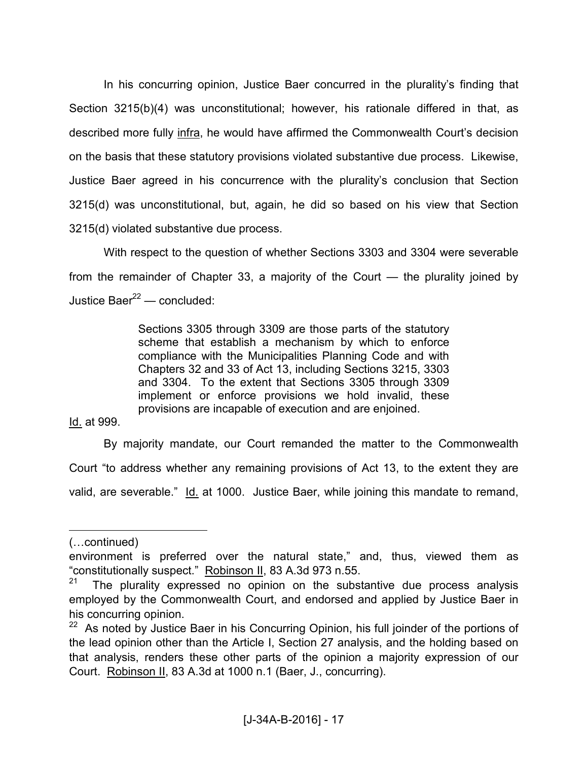In his concurring opinion, Justice Baer concurred in the plurality's finding that Section 3215(b)(4) was unconstitutional; however, his rationale differed in that, as described more fully infra, he would have affirmed the Commonwealth Court's decision on the basis that these statutory provisions violated substantive due process. Likewise, Justice Baer agreed in his concurrence with the plurality's conclusion that Section 3215(d) was unconstitutional, but, again, he did so based on his view that Section 3215(d) violated substantive due process.

With respect to the question of whether Sections 3303 and 3304 were severable from the remainder of Chapter 33, a majority of the Court — the plurality joined by Justice Baer[22] — concluded:

> Sections 3305 through 3309 are those parts of the statutory scheme that establish a mechanism by which to enforce compliance with the Municipalities Planning Code and with Chapters 32 and 33 of Act 13, including Sections 3215, 3303 and 3304. To the extent that Sections 3305 through 3309 implement or enforce provisions we hold invalid, these provisions are incapable of execution and are enjoined.

Id. at 999.

By majority mandate, our Court remanded the matter to the Commonwealth Court "to address whether any remaining provisions of Act 13, to the extent they are valid, are severable." Id. at 1000. Justice Baer, while joining this mandate to remand,

---

(…continued)

environment is preferred over the natural state," and, thus, viewed them as "constitutionally suspect." Robinson II, 83 A.3d 973 n.55.

[21] The plurality expressed no opinion on the substantive due process analysis employed by the Commonwealth Court, and endorsed and applied by Justice Baer in his concurring opinion.

[22] As noted by Justice Baer in his Concurring Opinion, his full joinder of the portions of the lead opinion other than the Article I, Section 27 analysis, and the holding based on that analysis, renders these other parts of the opinion a majority expression of our Court. Robinson II, 83 A.3d at 1000 n.1 (Baer, J., concurring).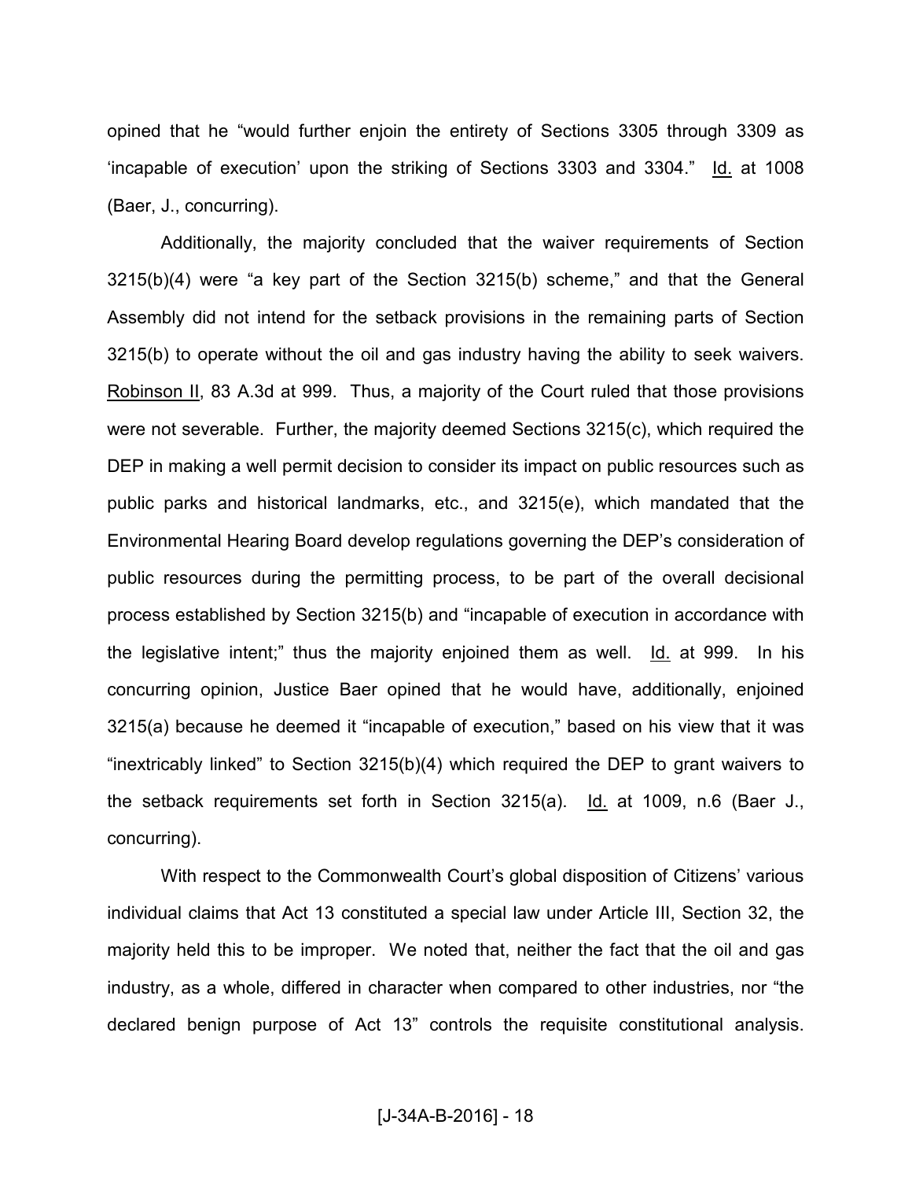opined that he "would further enjoin the entirety of Sections 3305 through 3309 as 'incapable of execution' upon the striking of Sections 3303 and 3304." Id. at 1008 (Baer, J., concurring).

Additionally, the majority concluded that the waiver requirements of Section 3215(b)(4) were "a key part of the Section 3215(b) scheme," and that the General Assembly did not intend for the setback provisions in the remaining parts of Section 3215(b) to operate without the oil and gas industry having the ability to seek waivers. Robinson II, 83 A.3d at 999. Thus, a majority of the Court ruled that those provisions were not severable. Further, the majority deemed Sections 3215(c), which required the DEP in making a well permit decision to consider its impact on public resources such as public parks and historical landmarks, etc., and 3215(e), which mandated that the Environmental Hearing Board develop regulations governing the DEP's consideration of public resources during the permitting process, to be part of the overall decisional process established by Section 3215(b) and "incapable of execution in accordance with the legislative intent;" thus the majority enjoined them as well. Id. at 999. In his concurring opinion, Justice Baer opined that he would have, additionally, enjoined 3215(a) because he deemed it "incapable of execution," based on his view that it was "inextricably linked" to Section 3215(b)(4) which required the DEP to grant waivers to the setback requirements set forth in Section 3215(a). Id. at 1009, n.6 (Baer J., concurring).

With respect to the Commonwealth Court's global disposition of Citizens' various individual claims that Act 13 constituted a special law under Article III, Section 32, the majority held this to be improper. We noted that, neither the fact that the oil and gas industry, as a whole, differed in character when compared to other industries, nor "the declared benign purpose of Act 13" controls the requisite constitutional analysis.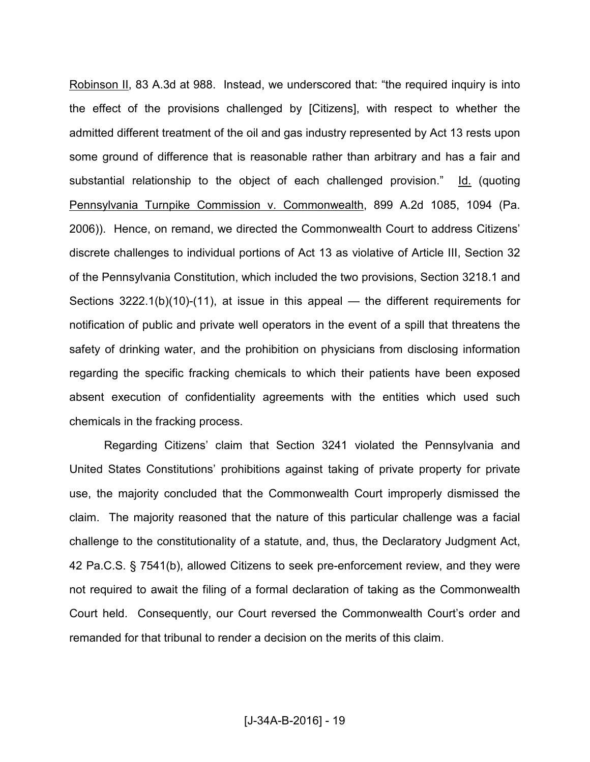Robinson II, 83 A.3d at 988. Instead, we underscored that: "the required inquiry is into the effect of the provisions challenged by [Citizens], with respect to whether the admitted different treatment of the oil and gas industry represented by Act 13 rests upon some ground of difference that is reasonable rather than arbitrary and has a fair and substantial relationship to the object of each challenged provision." Id. (quoting Pennsylvania Turnpike Commission v. Commonwealth, 899 A.2d 1085, 1094 (Pa. 2006)). Hence, on remand, we directed the Commonwealth Court to address Citizens' discrete challenges to individual portions of Act 13 as violative of Article III, Section 32 of the Pennsylvania Constitution, which included the two provisions, Section 3218.1 and Sections 3222.1(b)(10)-(11), at issue in this appeal — the different requirements for notification of public and private well operators in the event of a spill that threatens the safety of drinking water, and the prohibition on physicians from disclosing information regarding the specific fracking chemicals to which their patients have been exposed absent execution of confidentiality agreements with the entities which used such chemicals in the fracking process.

Regarding Citizens' claim that Section 3241 violated the Pennsylvania and United States Constitutions' prohibitions against taking of private property for private use, the majority concluded that the Commonwealth Court improperly dismissed the claim. The majority reasoned that the nature of this particular challenge was a facial challenge to the constitutionality of a statute, and, thus, the Declaratory Judgment Act, 42 Pa.C.S. § 7541(b), allowed Citizens to seek pre-enforcement review, and they were not required to await the filing of a formal declaration of taking as the Commonwealth Court held. Consequently, our Court reversed the Commonwealth Court's order and remanded for that tribunal to render a decision on the merits of this claim.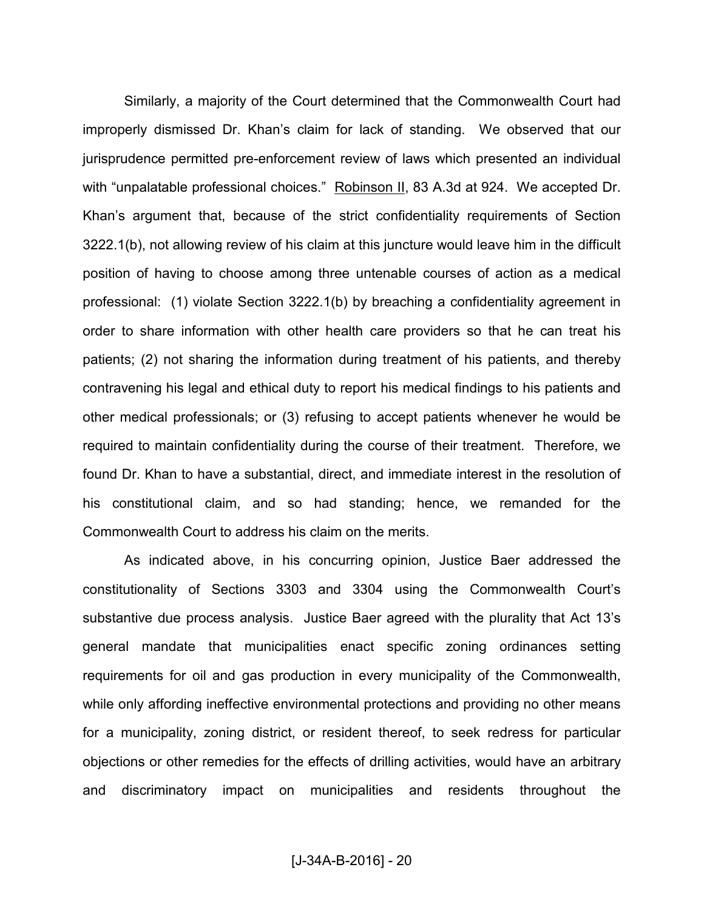Similarly, a majority of the Court determined that the Commonwealth Court had improperly dismissed Dr. Khan's claim for lack of standing. We observed that our jurisprudence permitted pre-enforcement review of laws which presented an individual with "unpalatable professional choices." Robinson II, 83 A.3d at 924. We accepted Dr. Khan's argument that, because of the strict confidentiality requirements of Section 3222.1(b), not allowing review of his claim at this juncture would leave him in the difficult position of having to choose among three untenable courses of action as a medical professional: (1) violate Section 3222.1(b) by breaching a confidentiality agreement in order to share information with other health care providers so that he can treat his patients; (2) not sharing the information during treatment of his patients, and thereby contravening his legal and ethical duty to report his medical findings to his patients and other medical professionals; or (3) refusing to accept patients whenever he would be required to maintain confidentiality during the course of their treatment. Therefore, we found Dr. Khan to have a substantial, direct, and immediate interest in the resolution of his constitutional claim, and so had standing; hence, we remanded for the Commonwealth Court to address his claim on the merits.

As indicated above, in his concurring opinion, Justice Baer addressed the constitutionality of Sections 3303 and 3304 using the Commonwealth Court's substantive due process analysis. Justice Baer agreed with the plurality that Act 13's general mandate that municipalities enact specific zoning ordinances setting requirements for oil and gas production in every municipality of the Commonwealth, while only affording ineffective environmental protections and providing no other means for a municipality, zoning district, or resident thereof, to seek redress for particular objections or other remedies for the effects of drilling activities, would have an arbitrary and discriminatory impact on municipalities and residents throughout the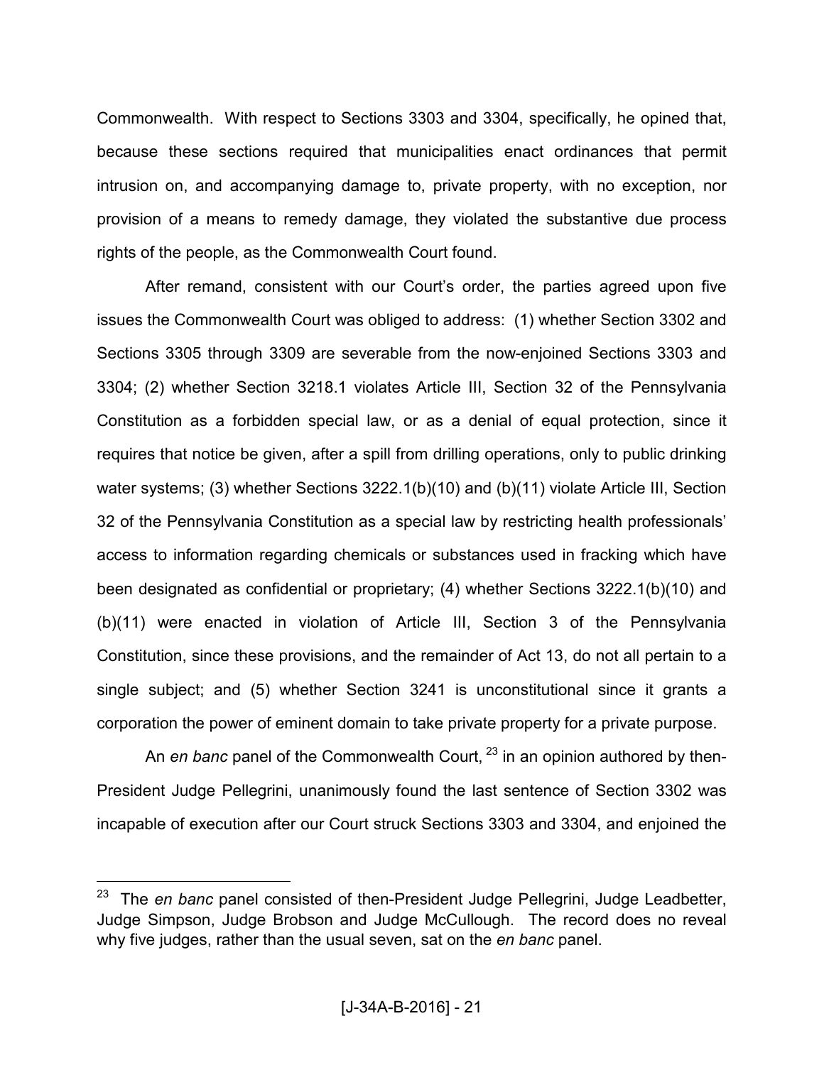Commonwealth. With respect to Sections 3303 and 3304, specifically, he opined that, because these sections required that municipalities enact ordinances that permit intrusion on, and accompanying damage to, private property, with no exception, nor provision of a means to remedy damage, they violated the substantive due process rights of the people, as the Commonwealth Court found.

After remand, consistent with our Court's order, the parties agreed upon five issues the Commonwealth Court was obliged to address: (1) whether Section 3302 and Sections 3305 through 3309 are severable from the now-enjoined Sections 3303 and 3304; (2) whether Section 3218.1 violates Article III, Section 32 of the Pennsylvania Constitution as a forbidden special law, or as a denial of equal protection, since it requires that notice be given, after a spill from drilling operations, only to public drinking water systems; (3) whether Sections 3222.1(b)(10) and (b)(11) violate Article III, Section 32 of the Pennsylvania Constitution as a special law by restricting health professionals' access to information regarding chemicals or substances used in fracking which have been designated as confidential or proprietary; (4) whether Sections 3222.1(b)(10) and (b)(11) were enacted in violation of Article III, Section 3 of the Pennsylvania Constitution, since these provisions, and the remainder of Act 13, do not all pertain to a single subject; and (5) whether Section 3241 is unconstitutional since it grants a corporation the power of eminent domain to take private property for a private purpose.

An *en banc* panel of the Commonwealth Court,[23] in an opinion authored by then-President Judge Pellegrini, unanimously found the last sentence of Section 3302 was incapable of execution after our Court struck Sections 3303 and 3304, and enjoined the

---

[23] The *en banc* panel consisted of then-President Judge Pellegrini, Judge Leadbetter, Judge Simpson, Judge Brobson and Judge McCullough. The record does no reveal why five judges, rather than the usual seven, sat on the *en banc* panel.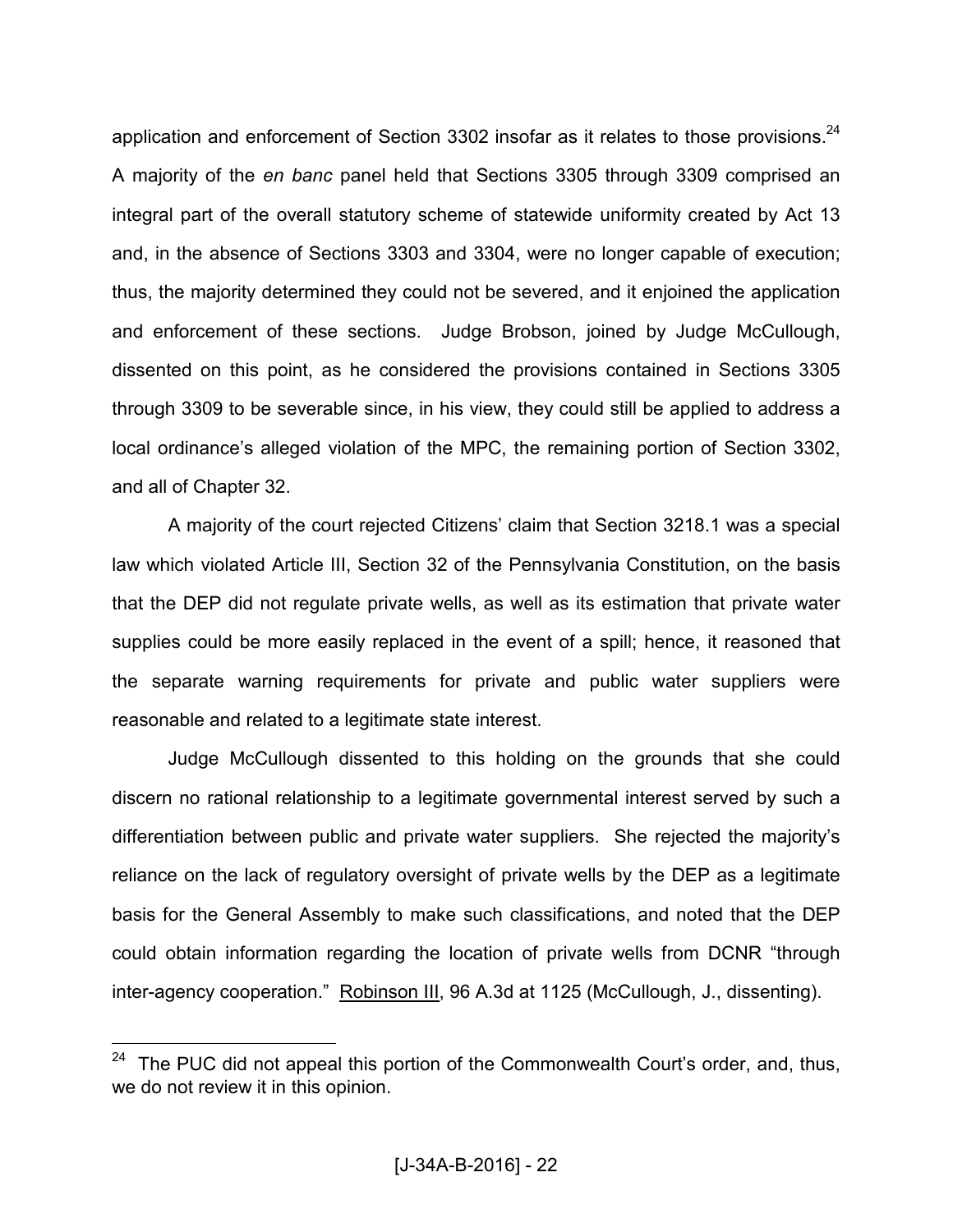application and enforcement of Section 3302 insofar as it relates to those provisions.[24] A majority of the *en banc* panel held that Sections 3305 through 3309 comprised an integral part of the overall statutory scheme of statewide uniformity created by Act 13 and, in the absence of Sections 3303 and 3304, were no longer capable of execution; thus, the majority determined they could not be severed, and it enjoined the application and enforcement of these sections. Judge Brobson, joined by Judge McCullough, dissented on this point, as he considered the provisions contained in Sections 3305 through 3309 to be severable since, in his view, they could still be applied to address a local ordinance's alleged violation of the MPC, the remaining portion of Section 3302, and all of Chapter 32.

A majority of the court rejected Citizens' claim that Section 3218.1 was a special law which violated Article III, Section 32 of the Pennsylvania Constitution, on the basis that the DEP did not regulate private wells, as well as its estimation that private water supplies could be more easily replaced in the event of a spill; hence, it reasoned that the separate warning requirements for private and public water suppliers were reasonable and related to a legitimate state interest.

Judge McCullough dissented to this holding on the grounds that she could discern no rational relationship to a legitimate governmental interest served by such a differentiation between public and private water suppliers. She rejected the majority's reliance on the lack of regulatory oversight of private wells by the DEP as a legitimate basis for the General Assembly to make such classifications, and noted that the DEP could obtain information regarding the location of private wells from DCNR "through inter-agency cooperation." Robinson III, 96 A.3d at 1125 (McCullough, J., dissenting).

---

[24] The PUC did not appeal this portion of the Commonwealth Court's order, and, thus, we do not review it in this opinion.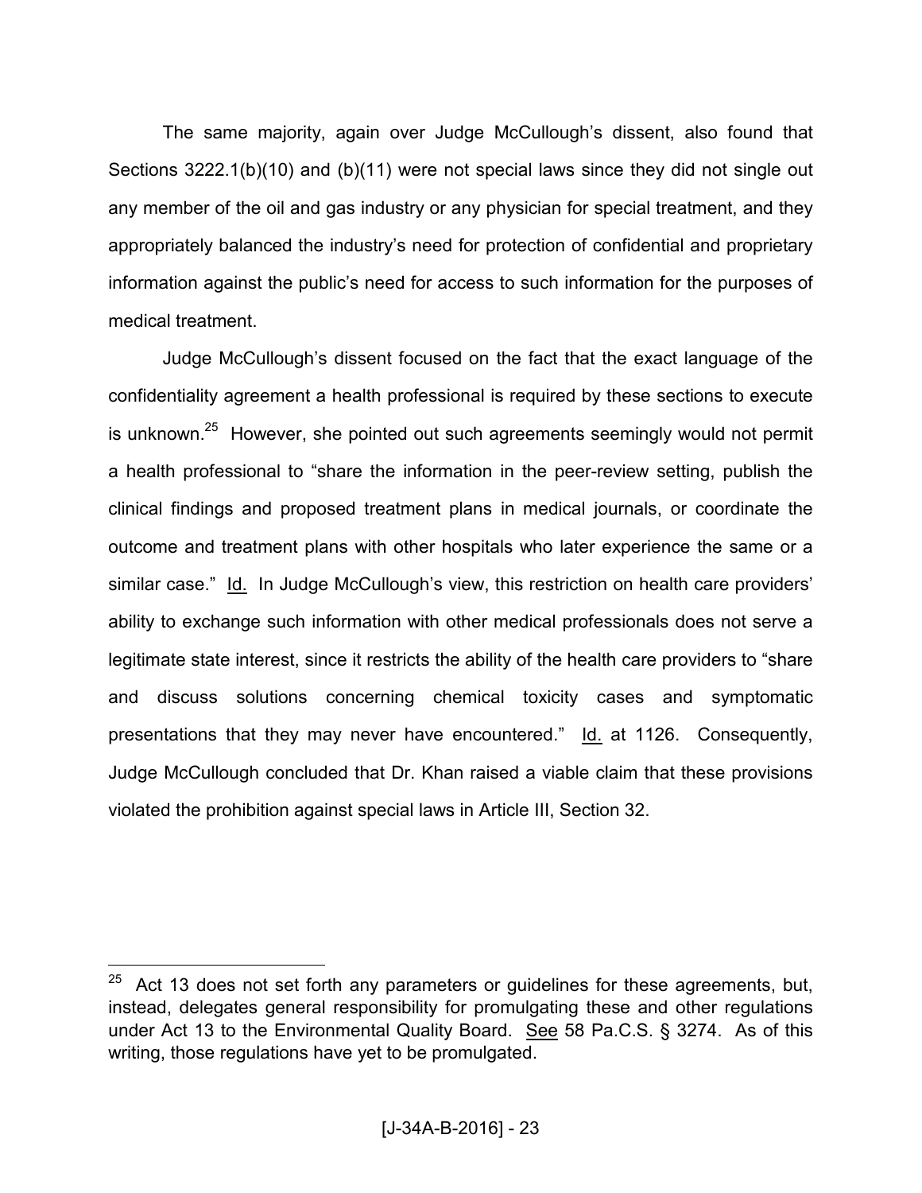The same majority, again over Judge McCullough's dissent, also found that Sections 3222.1(b)(10) and (b)(11) were not special laws since they did not single out any member of the oil and gas industry or any physician for special treatment, and they appropriately balanced the industry's need for protection of confidential and proprietary information against the public's need for access to such information for the purposes of medical treatment.

Judge McCullough's dissent focused on the fact that the exact language of the confidentiality agreement a health professional is required by these sections to execute is unknown.[25] However, she pointed out such agreements seemingly would not permit a health professional to "share the information in the peer-review setting, publish the clinical findings and proposed treatment plans in medical journals, or coordinate the outcome and treatment plans with other hospitals who later experience the same or a similar case." Id. In Judge McCullough's view, this restriction on health care providers' ability to exchange such information with other medical professionals does not serve a legitimate state interest, since it restricts the ability of the health care providers to "share and discuss solutions concerning chemical toxicity cases and symptomatic presentations that they may never have encountered." Id. at 1126. Consequently, Judge McCullough concluded that Dr. Khan raised a viable claim that these provisions violated the prohibition against special laws in Article III, Section 32.

---

[25] Act 13 does not set forth any parameters or guidelines for these agreements, but, instead, delegates general responsibility for promulgating these and other regulations under Act 13 to the Environmental Quality Board. See 58 Pa.C.S. § 3274. As of this writing, those regulations have yet to be promulgated.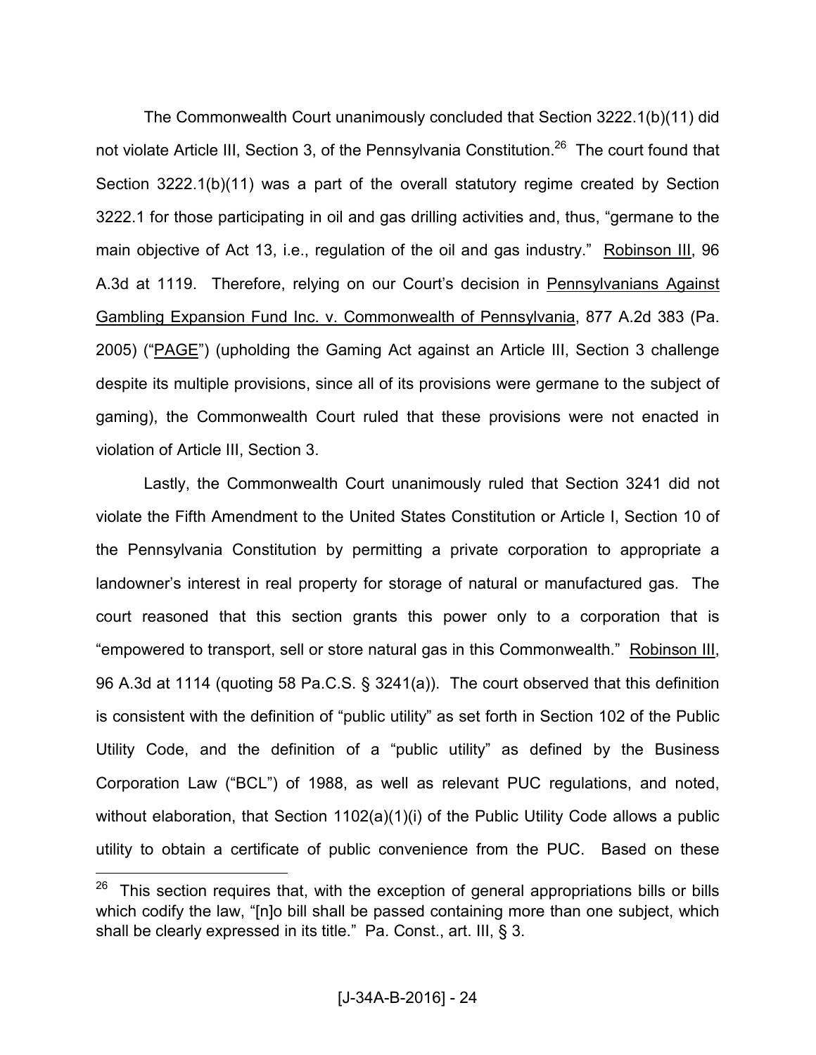The Commonwealth Court unanimously concluded that Section 3222.1(b)(11) did not violate Article III, Section 3, of the Pennsylvania Constitution.[26] The court found that Section 3222.1(b)(11) was a part of the overall statutory regime created by Section 3222.1 for those participating in oil and gas drilling activities and, thus, "germane to the main objective of Act 13, i.e., regulation of the oil and gas industry." Robinson III, 96 A.3d at 1119. Therefore, relying on our Court's decision in Pennsylvanians Against Gambling Expansion Fund Inc. v. Commonwealth of Pennsylvania, 877 A.2d 383 (Pa. 2005) ("PAGE") (upholding the Gaming Act against an Article III, Section 3 challenge despite its multiple provisions, since all of its provisions were germane to the subject of gaming), the Commonwealth Court ruled that these provisions were not enacted in violation of Article III, Section 3.

Lastly, the Commonwealth Court unanimously ruled that Section 3241 did not violate the Fifth Amendment to the United States Constitution or Article I, Section 10 of the Pennsylvania Constitution by permitting a private corporation to appropriate a landowner's interest in real property for storage of natural or manufactured gas. The court reasoned that this section grants this power only to a corporation that is "empowered to transport, sell or store natural gas in this Commonwealth." Robinson III, 96 A.3d at 1114 (quoting 58 Pa.C.S. § 3241(a)). The court observed that this definition is consistent with the definition of "public utility" as set forth in Section 102 of the Public Utility Code, and the definition of a "public utility" as defined by the Business Corporation Law ("BCL") of 1988, as well as relevant PUC regulations, and noted, without elaboration, that Section 1102(a)(1)(i) of the Public Utility Code allows a public utility to obtain a certificate of public convenience from the PUC. Based on these

---

[26] This section requires that, with the exception of general appropriations bills or bills which codify the law, "[n]o bill shall be passed containing more than one subject, which shall be clearly expressed in its title." Pa. Const., art. III, § 3.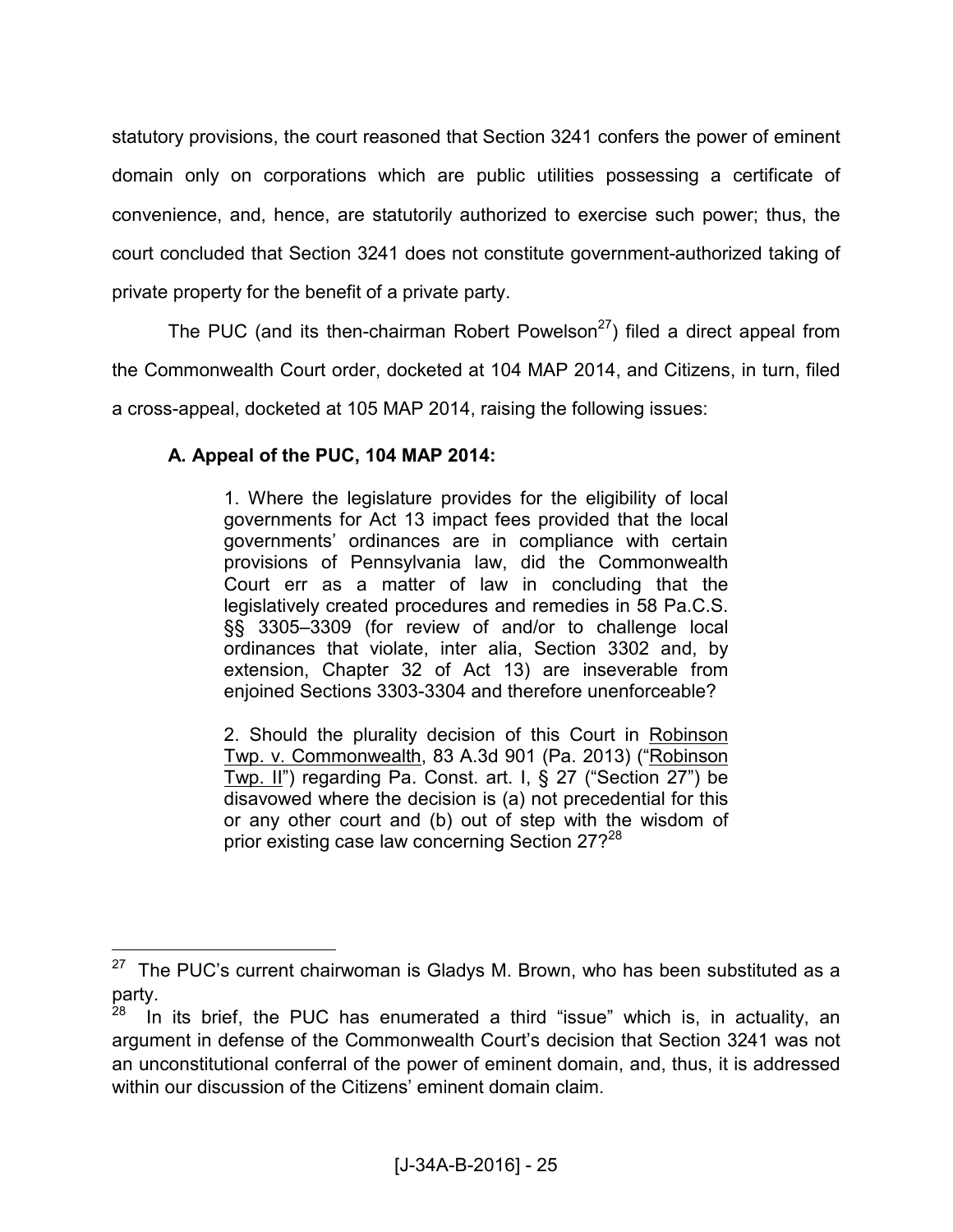statutory provisions, the court reasoned that Section 3241 confers the power of eminent domain only on corporations which are public utilities possessing a certificate of convenience, and, hence, are statutorily authorized to exercise such power; thus, the court concluded that Section 3241 does not constitute government-authorized taking of private property for the benefit of a private party.

The PUC (and its then-chairman Robert Powelson[27]) filed a direct appeal from the Commonwealth Court order, docketed at 104 MAP 2014, and Citizens, in turn, filed a cross-appeal, docketed at 105 MAP 2014, raising the following issues:

**A. Appeal of the PUC, 104 MAP 2014:**

> 1. Where the legislature provides for the eligibility of local governments for Act 13 impact fees provided that the local governments' ordinances are in compliance with certain provisions of Pennsylvania law, did the Commonwealth Court err as a matter of law in concluding that the legislatively created procedures and remedies in 58 Pa.C.S. §§ 3305–3309 (for review of and/or to challenge local ordinances that violate, inter alia, Section 3302 and, by extension, Chapter 32 of Act 13) are inseverable from enjoined Sections 3303-3304 and therefore unenforceable?
>
> 2. Should the plurality decision of this Court in Robinson Twp. v. Commonwealth, 83 A.3d 901 (Pa. 2013) ("Robinson Twp. II") regarding Pa. Const. art. I, § 27 ("Section 27") be disavowed where the decision is (a) not precedential for this or any other court and (b) out of step with the wisdom of prior existing case law concerning Section 27?[28]

---

[27] The PUC's current chairwoman is Gladys M. Brown, who has been substituted as a party.

[28] In its brief, the PUC has enumerated a third "issue" which is, in actuality, an argument in defense of the Commonwealth Court's decision that Section 3241 was not an unconstitutional conferral of the power of eminent domain, and, thus, it is addressed within our discussion of the Citizens' eminent domain claim.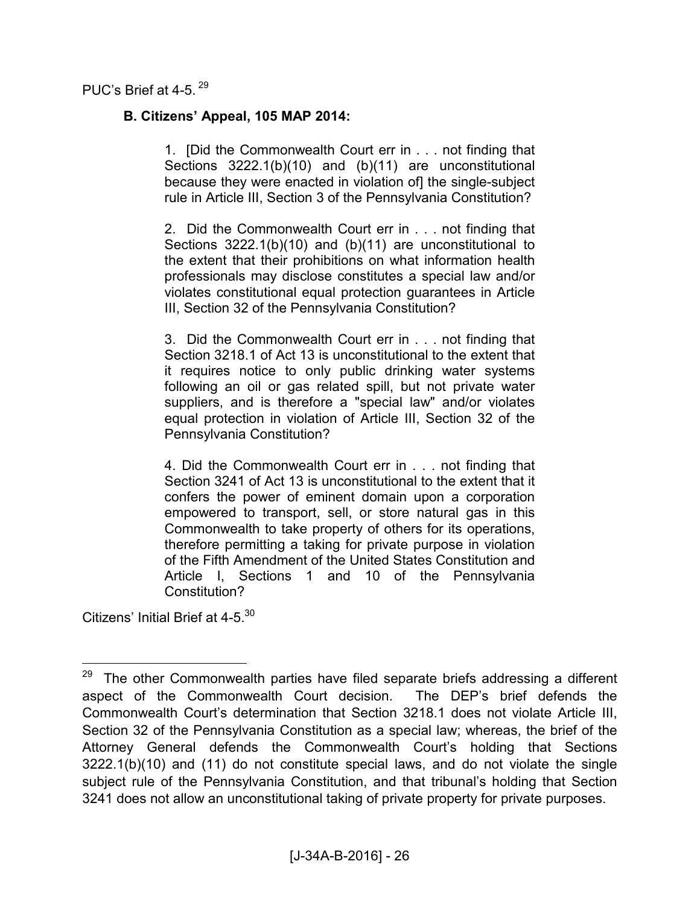PUC's Brief at 4-5.[29]

**B. Citizens' Appeal, 105 MAP 2014:**

> 1. [Did the Commonwealth Court err in . . . not finding that Sections 3222.1(b)(10) and (b)(11) are unconstitutional because they were enacted in violation of] the single-subject rule in Article III, Section 3 of the Pennsylvania Constitution?
>
> 2. Did the Commonwealth Court err in . . . not finding that Sections 3222.1(b)(10) and (b)(11) are unconstitutional to the extent that their prohibitions on what information health professionals may disclose constitutes a special law and/or violates constitutional equal protection guarantees in Article III, Section 32 of the Pennsylvania Constitution?
>
> 3. Did the Commonwealth Court err in . . . not finding that Section 3218.1 of Act 13 is unconstitutional to the extent that it requires notice to only public drinking water systems following an oil or gas related spill, but not private water suppliers, and is therefore a "special law" and/or violates equal protection in violation of Article III, Section 32 of the Pennsylvania Constitution?
>
> 4. Did the Commonwealth Court err in . . . not finding that Section 3241 of Act 13 is unconstitutional to the extent that it confers the power of eminent domain upon a corporation empowered to transport, sell, or store natural gas in this Commonwealth to take property of others for its operations, therefore permitting a taking for private purpose in violation of the Fifth Amendment of the United States Constitution and Article I, Sections 1 and 10 of the Pennsylvania Constitution?

Citizens' Initial Brief at 4-5.[30]

---

[29] The other Commonwealth parties have filed separate briefs addressing a different aspect of the Commonwealth Court decision. The DEP's brief defends the Commonwealth Court's determination that Section 3218.1 does not violate Article III, Section 32 of the Pennsylvania Constitution as a special law; whereas, the brief of the Attorney General defends the Commonwealth Court's holding that Sections 3222.1(b)(10) and (11) do not constitute special laws, and do not violate the single subject rule of the Pennsylvania Constitution, and that tribunal's holding that Section 3241 does not allow an unconstitutional taking of private property for private purposes.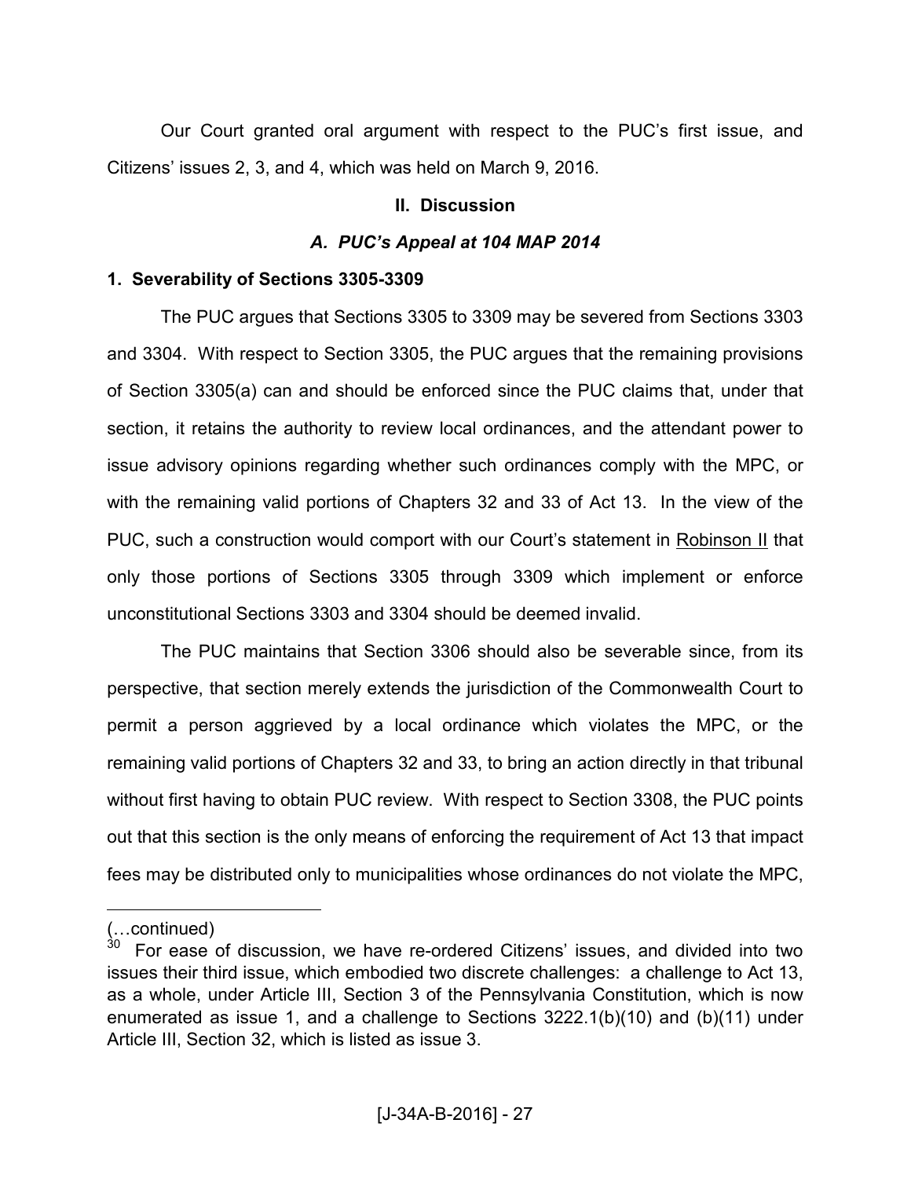Our Court granted oral argument with respect to the PUC's first issue, and Citizens' issues 2, 3, and 4, which was held on March 9, 2016.

## II. Discussion

### *A. PUC's Appeal at 104 MAP 2014*

#### 1. Severability of Sections 3305-3309

The PUC argues that Sections 3305 to 3309 may be severed from Sections 3303 and 3304. With respect to Section 3305, the PUC argues that the remaining provisions of Section 3305(a) can and should be enforced since the PUC claims that, under that section, it retains the authority to review local ordinances, and the attendant power to issue advisory opinions regarding whether such ordinances comply with the MPC, or with the remaining valid portions of Chapters 32 and 33 of Act 13. In the view of the PUC, such a construction would comport with our Court's statement in Robinson II that only those portions of Sections 3305 through 3309 which implement or enforce unconstitutional Sections 3303 and 3304 should be deemed invalid.

The PUC maintains that Section 3306 should also be severable since, from its perspective, that section merely extends the jurisdiction of the Commonwealth Court to permit a person aggrieved by a local ordinance which violates the MPC, or the remaining valid portions of Chapters 32 and 33, to bring an action directly in that tribunal without first having to obtain PUC review. With respect to Section 3308, the PUC points out that this section is the only means of enforcing the requirement of Act 13 that impact fees may be distributed only to municipalities whose ordinances do not violate the MPC,

---

(…continued)

[30] For ease of discussion, we have re-ordered Citizens' issues, and divided into two issues their third issue, which embodied two discrete challenges: a challenge to Act 13, as a whole, under Article III, Section 3 of the Pennsylvania Constitution, which is now enumerated as issue 1, and a challenge to Sections 3222.1(b)(10) and (b)(11) under Article III, Section 32, which is listed as issue 3.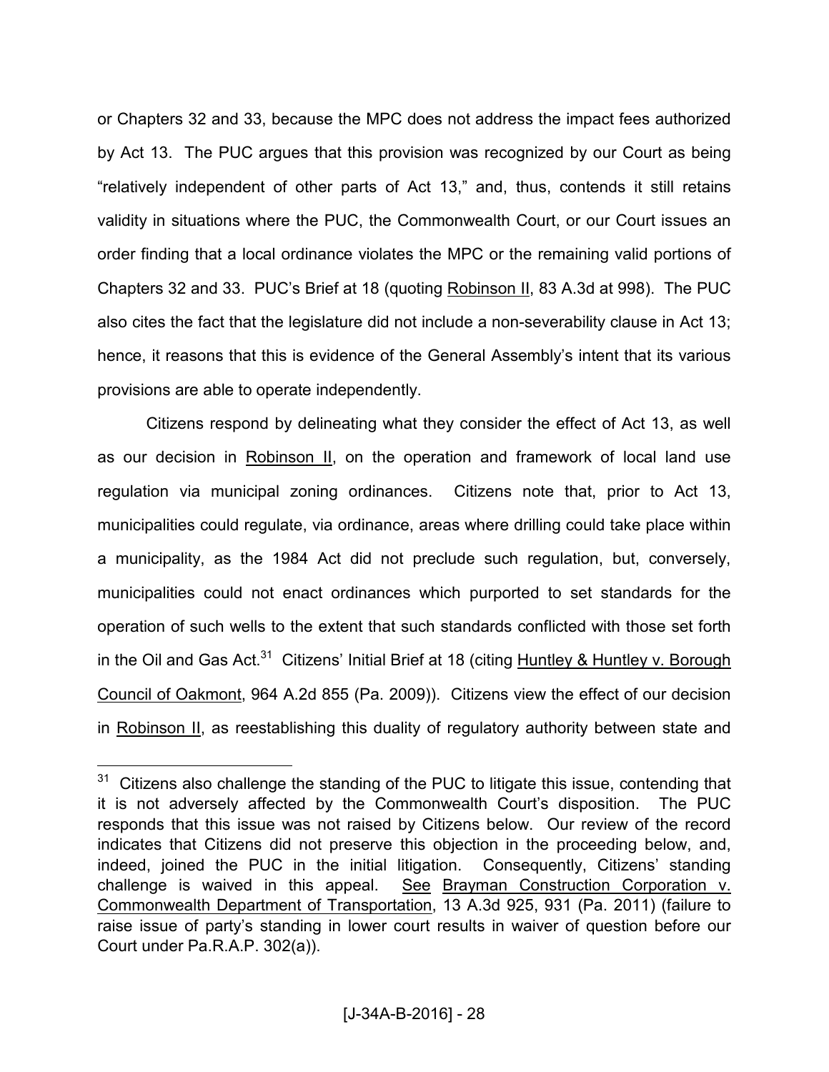or Chapters 32 and 33, because the MPC does not address the impact fees authorized by Act 13. The PUC argues that this provision was recognized by our Court as being "relatively independent of other parts of Act 13," and, thus, contends it still retains validity in situations where the PUC, the Commonwealth Court, or our Court issues an order finding that a local ordinance violates the MPC or the remaining valid portions of Chapters 32 and 33. PUC's Brief at 18 (quoting Robinson II, 83 A.3d at 998). The PUC also cites the fact that the legislature did not include a non-severability clause in Act 13; hence, it reasons that this is evidence of the General Assembly's intent that its various provisions are able to operate independently.

Citizens respond by delineating what they consider the effect of Act 13, as well as our decision in Robinson II, on the operation and framework of local land use regulation via municipal zoning ordinances. Citizens note that, prior to Act 13, municipalities could regulate, via ordinance, areas where drilling could take place within a municipality, as the 1984 Act did not preclude such regulation, but, conversely, municipalities could not enact ordinances which purported to set standards for the operation of such wells to the extent that such standards conflicted with those set forth in the Oil and Gas Act.[31] Citizens' Initial Brief at 18 (citing Huntley & Huntley v. Borough Council of Oakmont, 964 A.2d 855 (Pa. 2009)). Citizens view the effect of our decision in Robinson II, as reestablishing this duality of regulatory authority between state and

---

[31] Citizens also challenge the standing of the PUC to litigate this issue, contending that it is not adversely affected by the Commonwealth Court's disposition. The PUC responds that this issue was not raised by Citizens below. Our review of the record indicates that Citizens did not preserve this objection in the proceeding below, and, indeed, joined the PUC in the initial litigation. Consequently, Citizens' standing challenge is waived in this appeal. See Brayman Construction Corporation v. Commonwealth Department of Transportation, 13 A.3d 925, 931 (Pa. 2011) (failure to raise issue of party's standing in lower court results in waiver of question before our Court under Pa.R.A.P. 302(a)).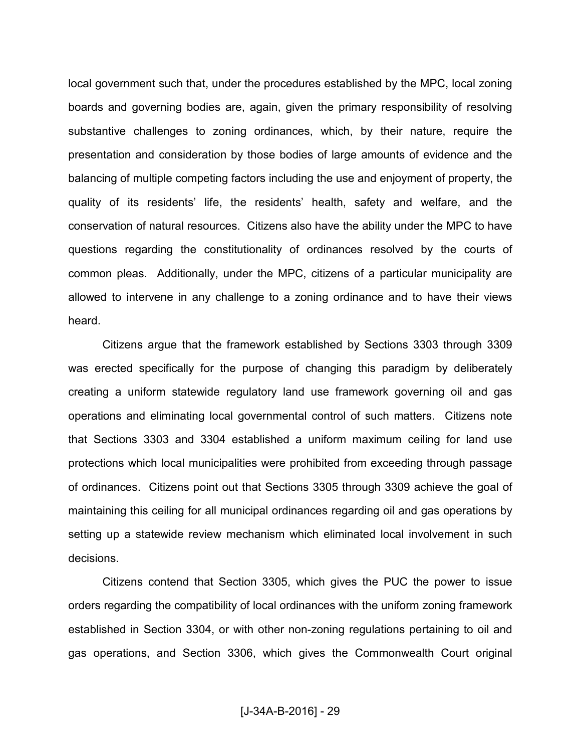local government such that, under the procedures established by the MPC, local zoning boards and governing bodies are, again, given the primary responsibility of resolving substantive challenges to zoning ordinances, which, by their nature, require the presentation and consideration by those bodies of large amounts of evidence and the balancing of multiple competing factors including the use and enjoyment of property, the quality of its residents' life, the residents' health, safety and welfare, and the conservation of natural resources. Citizens also have the ability under the MPC to have questions regarding the constitutionality of ordinances resolved by the courts of common pleas. Additionally, under the MPC, citizens of a particular municipality are allowed to intervene in any challenge to a zoning ordinance and to have their views heard.

Citizens argue that the framework established by Sections 3303 through 3309 was erected specifically for the purpose of changing this paradigm by deliberately creating a uniform statewide regulatory land use framework governing oil and gas operations and eliminating local governmental control of such matters. Citizens note that Sections 3303 and 3304 established a uniform maximum ceiling for land use protections which local municipalities were prohibited from exceeding through passage of ordinances. Citizens point out that Sections 3305 through 3309 achieve the goal of maintaining this ceiling for all municipal ordinances regarding oil and gas operations by setting up a statewide review mechanism which eliminated local involvement in such decisions.

Citizens contend that Section 3305, which gives the PUC the power to issue orders regarding the compatibility of local ordinances with the uniform zoning framework established in Section 3304, or with other non-zoning regulations pertaining to oil and gas operations, and Section 3306, which gives the Commonwealth Court original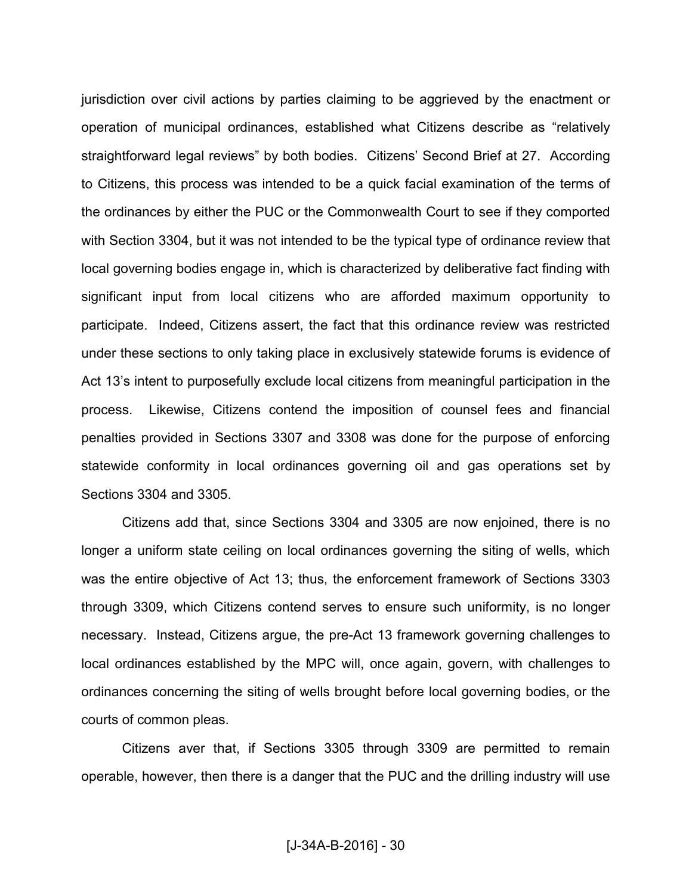jurisdiction over civil actions by parties claiming to be aggrieved by the enactment or operation of municipal ordinances, established what Citizens describe as "relatively straightforward legal reviews" by both bodies. Citizens' Second Brief at 27. According to Citizens, this process was intended to be a quick facial examination of the terms of the ordinances by either the PUC or the Commonwealth Court to see if they comported with Section 3304, but it was not intended to be the typical type of ordinance review that local governing bodies engage in, which is characterized by deliberative fact finding with significant input from local citizens who are afforded maximum opportunity to participate. Indeed, Citizens assert, the fact that this ordinance review was restricted under these sections to only taking place in exclusively statewide forums is evidence of Act 13's intent to purposefully exclude local citizens from meaningful participation in the process. Likewise, Citizens contend the imposition of counsel fees and financial penalties provided in Sections 3307 and 3308 was done for the purpose of enforcing statewide conformity in local ordinances governing oil and gas operations set by Sections 3304 and 3305.

Citizens add that, since Sections 3304 and 3305 are now enjoined, there is no longer a uniform state ceiling on local ordinances governing the siting of wells, which was the entire objective of Act 13; thus, the enforcement framework of Sections 3303 through 3309, which Citizens contend serves to ensure such uniformity, is no longer necessary. Instead, Citizens argue, the pre-Act 13 framework governing challenges to local ordinances established by the MPC will, once again, govern, with challenges to ordinances concerning the siting of wells brought before local governing bodies, or the courts of common pleas.

Citizens aver that, if Sections 3305 through 3309 are permitted to remain operable, however, then there is a danger that the PUC and the drilling industry will use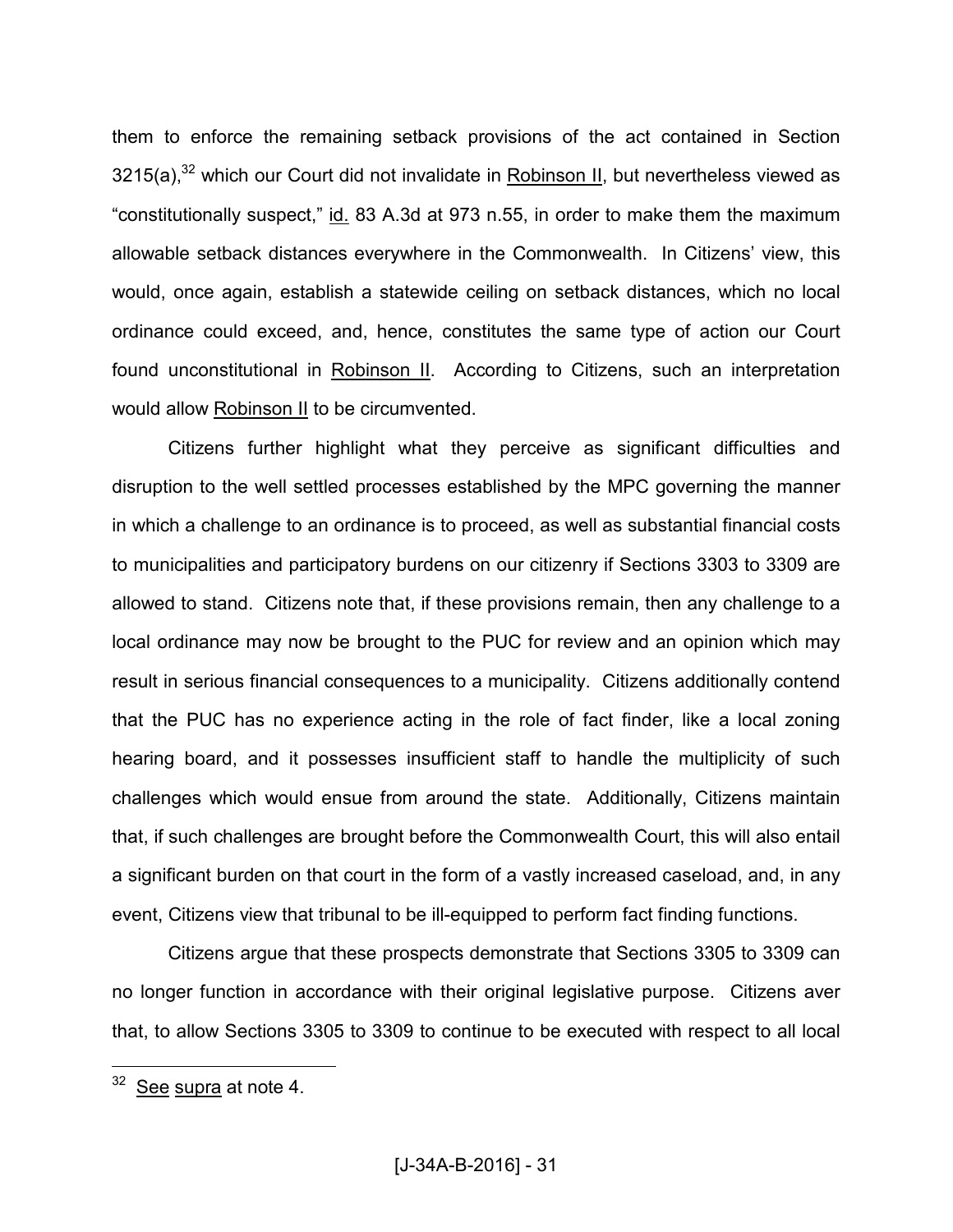them to enforce the remaining setback provisions of the act contained in Section 3215(a),[32] which our Court did not invalidate in Robinson II, but nevertheless viewed as "constitutionally suspect," id. 83 A.3d at 973 n.55, in order to make them the maximum allowable setback distances everywhere in the Commonwealth. In Citizens' view, this would, once again, establish a statewide ceiling on setback distances, which no local ordinance could exceed, and, hence, constitutes the same type of action our Court found unconstitutional in Robinson II. According to Citizens, such an interpretation would allow Robinson II to be circumvented.

Citizens further highlight what they perceive as significant difficulties and disruption to the well settled processes established by the MPC governing the manner in which a challenge to an ordinance is to proceed, as well as substantial financial costs to municipalities and participatory burdens on our citizenry if Sections 3303 to 3309 are allowed to stand. Citizens note that, if these provisions remain, then any challenge to a local ordinance may now be brought to the PUC for review and an opinion which may result in serious financial consequences to a municipality. Citizens additionally contend that the PUC has no experience acting in the role of fact finder, like a local zoning hearing board, and it possesses insufficient staff to handle the multiplicity of such challenges which would ensue from around the state. Additionally, Citizens maintain that, if such challenges are brought before the Commonwealth Court, this will also entail a significant burden on that court in the form of a vastly increased caseload, and, in any event, Citizens view that tribunal to be ill-equipped to perform fact finding functions.

Citizens argue that these prospects demonstrate that Sections 3305 to 3309 can no longer function in accordance with their original legislative purpose. Citizens aver that, to allow Sections 3305 to 3309 to continue to be executed with respect to all local

---

[32] See supra at note 4.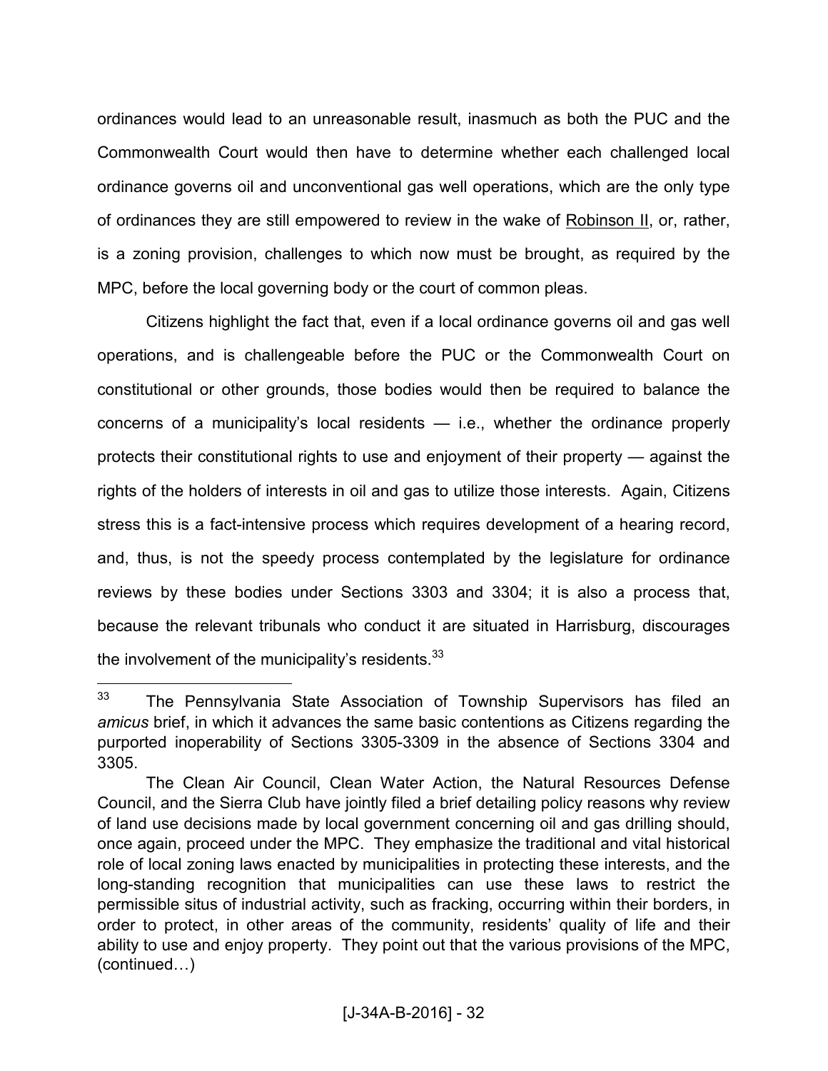ordinances would lead to an unreasonable result, inasmuch as both the PUC and the Commonwealth Court would then have to determine whether each challenged local ordinance governs oil and unconventional gas well operations, which are the only type of ordinances they are still empowered to review in the wake of Robinson II, or, rather, is a zoning provision, challenges to which now must be brought, as required by the MPC, before the local governing body or the court of common pleas.

Citizens highlight the fact that, even if a local ordinance governs oil and gas well operations, and is challengeable before the PUC or the Commonwealth Court on constitutional or other grounds, those bodies would then be required to balance the concerns of a municipality's local residents — i.e., whether the ordinance properly protects their constitutional rights to use and enjoyment of their property — against the rights of the holders of interests in oil and gas to utilize those interests. Again, Citizens stress this is a fact-intensive process which requires development of a hearing record, and, thus, is not the speedy process contemplated by the legislature for ordinance reviews by these bodies under Sections 3303 and 3304; it is also a process that, because the relevant tribunals who conduct it are situated in Harrisburg, discourages the involvement of the municipality's residents.[33]

---

[33] The Pennsylvania State Association of Township Supervisors has filed an *amicus* brief, in which it advances the same basic contentions as Citizens regarding the purported inoperability of Sections 3305-3309 in the absence of Sections 3304 and 3305.

The Clean Air Council, Clean Water Action, the Natural Resources Defense Council, and the Sierra Club have jointly filed a brief detailing policy reasons why review of land use decisions made by local government concerning oil and gas drilling should, once again, proceed under the MPC. They emphasize the traditional and vital historical role of local zoning laws enacted by municipalities in protecting these interests, and the long-standing recognition that municipalities can use these laws to restrict the permissible situs of industrial activity, such as fracking, occurring within their borders, in order to protect, in other areas of the community, residents' quality of life and their ability to use and enjoy property. They point out that the various provisions of the MPC, (continued…)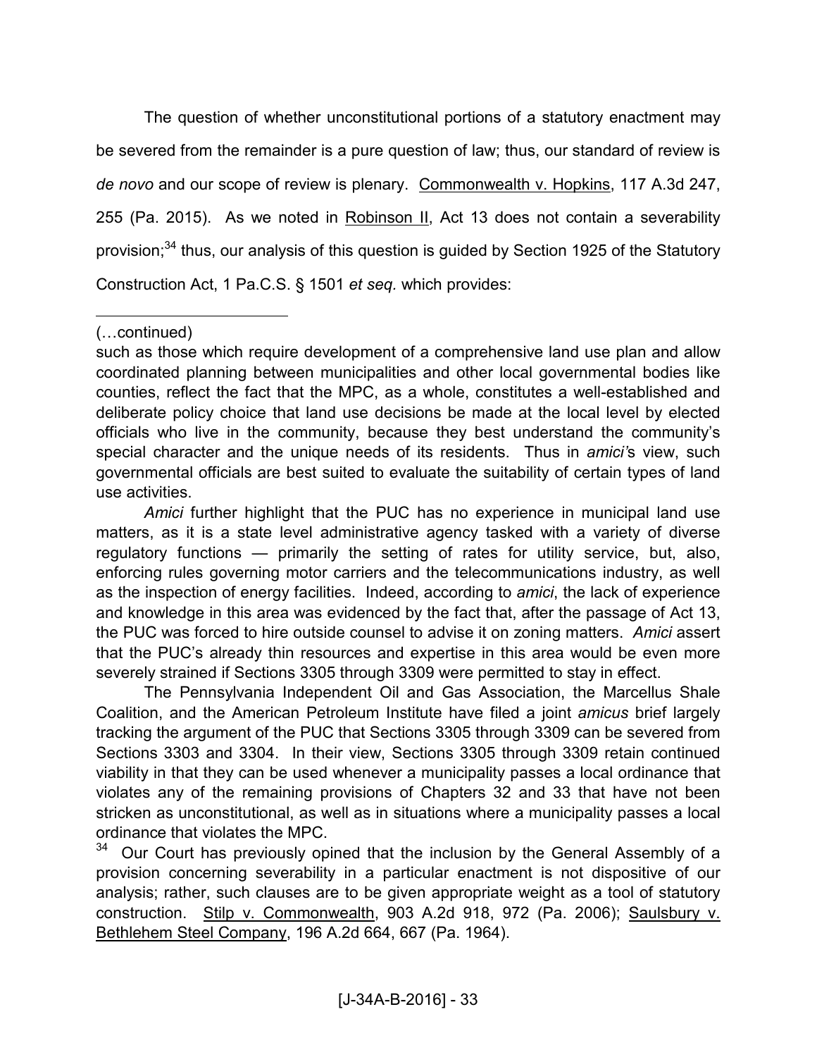The question of whether unconstitutional portions of a statutory enactment may be severed from the remainder is a pure question of law; thus, our standard of review is *de novo* and our scope of review is plenary. Commonwealth v. Hopkins, 117 A.3d 247, 255 (Pa. 2015). As we noted in Robinson II, Act 13 does not contain a severability provision;[34] thus, our analysis of this question is guided by Section 1925 of the Statutory Construction Act, 1 Pa.C.S. § 1501 *et seq.* which provides:

---

(…continued)

such as those which require development of a comprehensive land use plan and allow coordinated planning between municipalities and other local governmental bodies like counties, reflect the fact that the MPC, as a whole, constitutes a well-established and deliberate policy choice that land use decisions be made at the local level by elected officials who live in the community, because they best understand the community's special character and the unique needs of its residents. Thus in *amici'*s view, such governmental officials are best suited to evaluate the suitability of certain types of land use activities.

*Amici* further highlight that the PUC has no experience in municipal land use matters, as it is a state level administrative agency tasked with a variety of diverse regulatory functions — primarily the setting of rates for utility service, but, also, enforcing rules governing motor carriers and the telecommunications industry, as well as the inspection of energy facilities. Indeed, according to *amici*, the lack of experience and knowledge in this area was evidenced by the fact that, after the passage of Act 13, the PUC was forced to hire outside counsel to advise it on zoning matters. *Amici* assert that the PUC's already thin resources and expertise in this area would be even more severely strained if Sections 3305 through 3309 were permitted to stay in effect.

The Pennsylvania Independent Oil and Gas Association, the Marcellus Shale Coalition, and the American Petroleum Institute have filed a joint *amicus* brief largely tracking the argument of the PUC that Sections 3305 through 3309 can be severed from Sections 3303 and 3304. In their view, Sections 3305 through 3309 retain continued viability in that they can be used whenever a municipality passes a local ordinance that violates any of the remaining provisions of Chapters 32 and 33 that have not been stricken as unconstitutional, as well as in situations where a municipality passes a local ordinance that violates the MPC.

[34] Our Court has previously opined that the inclusion by the General Assembly of a provision concerning severability in a particular enactment is not dispositive of our analysis; rather, such clauses are to be given appropriate weight as a tool of statutory construction. Stilp v. Commonwealth, 903 A.2d 918, 972 (Pa. 2006); Saulsbury v. Bethlehem Steel Company, 196 A.2d 664, 667 (Pa. 1964).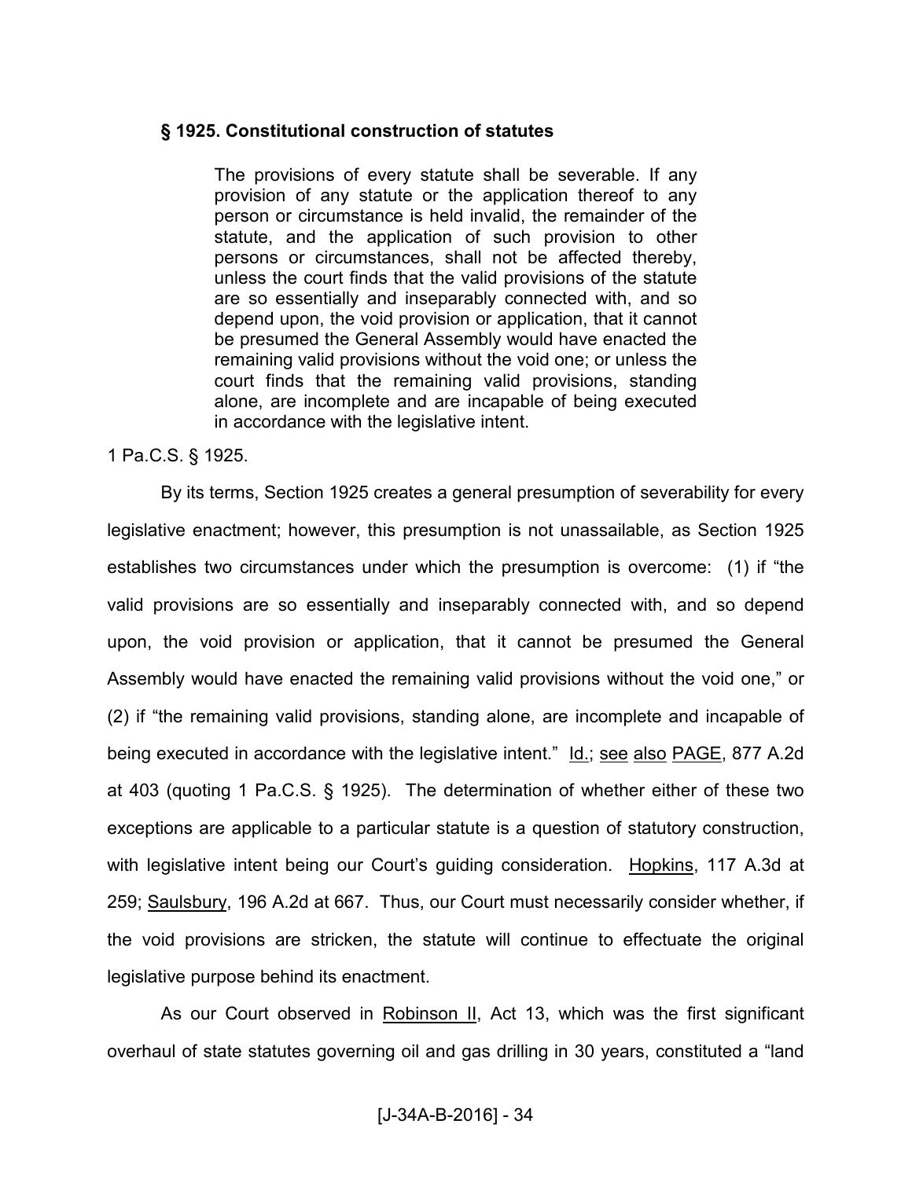### § 1925. Constitutional construction of statutes

> The provisions of every statute shall be severable. If any provision of any statute or the application thereof to any person or circumstance is held invalid, the remainder of the statute, and the application of such provision to other persons or circumstances, shall not be affected thereby, unless the court finds that the valid provisions of the statute are so essentially and inseparably connected with, and so depend upon, the void provision or application, that it cannot be presumed the General Assembly would have enacted the remaining valid provisions without the void one; or unless the court finds that the remaining valid provisions, standing alone, are incomplete and are incapable of being executed in accordance with the legislative intent.

1 Pa.C.S. § 1925.

By its terms, Section 1925 creates a general presumption of severability for every legislative enactment; however, this presumption is not unassailable, as Section 1925 establishes two circumstances under which the presumption is overcome: (1) if "the valid provisions are so essentially and inseparably connected with, and so depend upon, the void provision or application, that it cannot be presumed the General Assembly would have enacted the remaining valid provisions without the void one," or (2) if "the remaining valid provisions, standing alone, are incomplete and incapable of being executed in accordance with the legislative intent." Id.; see also PAGE, 877 A.2d at 403 (quoting 1 Pa.C.S. § 1925). The determination of whether either of these two exceptions are applicable to a particular statute is a question of statutory construction, with legislative intent being our Court's guiding consideration. Hopkins, 117 A.3d at 259; Saulsbury, 196 A.2d at 667. Thus, our Court must necessarily consider whether, if the void provisions are stricken, the statute will continue to effectuate the original legislative purpose behind its enactment.

As our Court observed in Robinson II, Act 13, which was the first significant overhaul of state statutes governing oil and gas drilling in 30 years, constituted a "land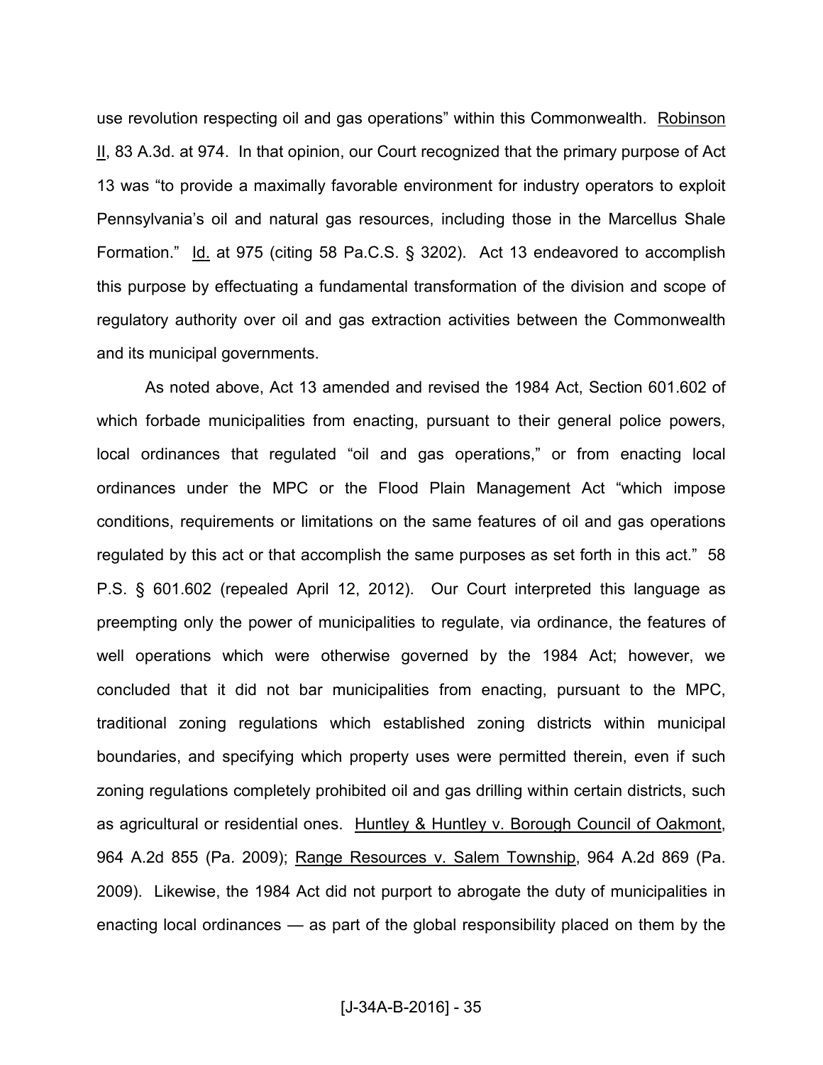use revolution respecting oil and gas operations" within this Commonwealth. Robinson II, 83 A.3d. at 974. In that opinion, our Court recognized that the primary purpose of Act 13 was "to provide a maximally favorable environment for industry operators to exploit Pennsylvania's oil and natural gas resources, including those in the Marcellus Shale Formation." Id. at 975 (citing 58 Pa.C.S. § 3202). Act 13 endeavored to accomplish this purpose by effectuating a fundamental transformation of the division and scope of regulatory authority over oil and gas extraction activities between the Commonwealth and its municipal governments.

As noted above, Act 13 amended and revised the 1984 Act, Section 601.602 of which forbade municipalities from enacting, pursuant to their general police powers, local ordinances that regulated "oil and gas operations," or from enacting local ordinances under the MPC or the Flood Plain Management Act "which impose conditions, requirements or limitations on the same features of oil and gas operations regulated by this act or that accomplish the same purposes as set forth in this act." 58 P.S. § 601.602 (repealed April 12, 2012). Our Court interpreted this language as preempting only the power of municipalities to regulate, via ordinance, the features of well operations which were otherwise governed by the 1984 Act; however, we concluded that it did not bar municipalities from enacting, pursuant to the MPC, traditional zoning regulations which established zoning districts within municipal boundaries, and specifying which property uses were permitted therein, even if such zoning regulations completely prohibited oil and gas drilling within certain districts, such as agricultural or residential ones. Huntley & Huntley v. Borough Council of Oakmont, 964 A.2d 855 (Pa. 2009); Range Resources v. Salem Township, 964 A.2d 869 (Pa. 2009). Likewise, the 1984 Act did not purport to abrogate the duty of municipalities in enacting local ordinances — as part of the global responsibility placed on them by the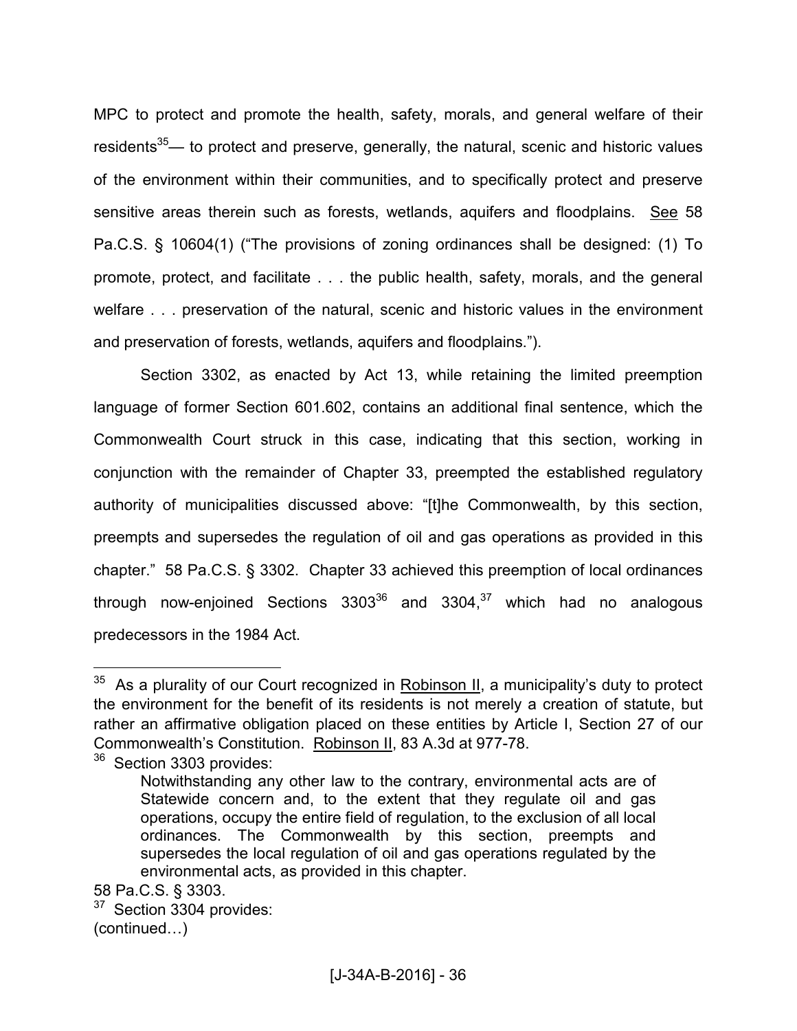MPC to protect and promote the health, safety, morals, and general welfare of their residents[35]— to protect and preserve, generally, the natural, scenic and historic values of the environment within their communities, and to specifically protect and preserve sensitive areas therein such as forests, wetlands, aquifers and floodplains. See 58 Pa.C.S. § 10604(1) ("The provisions of zoning ordinances shall be designed: (1) To promote, protect, and facilitate . . . the public health, safety, morals, and the general welfare . . . preservation of the natural, scenic and historic values in the environment and preservation of forests, wetlands, aquifers and floodplains.").

Section 3302, as enacted by Act 13, while retaining the limited preemption language of former Section 601.602, contains an additional final sentence, which the Commonwealth Court struck in this case, indicating that this section, working in conjunction with the remainder of Chapter 33, preempted the established regulatory authority of municipalities discussed above: "[t]he Commonwealth, by this section, preempts and supersedes the regulation of oil and gas operations as provided in this chapter." 58 Pa.C.S. § 3302. Chapter 33 achieved this preemption of local ordinances through now-enjoined Sections 3303[36] and 3304,[37] which had no analogous predecessors in the 1984 Act.

---

[35] As a plurality of our Court recognized in Robinson II, a municipality's duty to protect the environment for the benefit of its residents is not merely a creation of statute, but rather an affirmative obligation placed on these entities by Article I, Section 27 of our Commonwealth's Constitution. Robinson II, 83 A.3d at 977-78.

[36] Section 3303 provides:

> Notwithstanding any other law to the contrary, environmental acts are of Statewide concern and, to the extent that they regulate oil and gas operations, occupy the entire field of regulation, to the exclusion of all local ordinances. The Commonwealth by this section, preempts and supersedes the local regulation of oil and gas operations regulated by the environmental acts, as provided in this chapter.

58 Pa.C.S. § 3303.

[37] Section 3304 provides:

(continued…)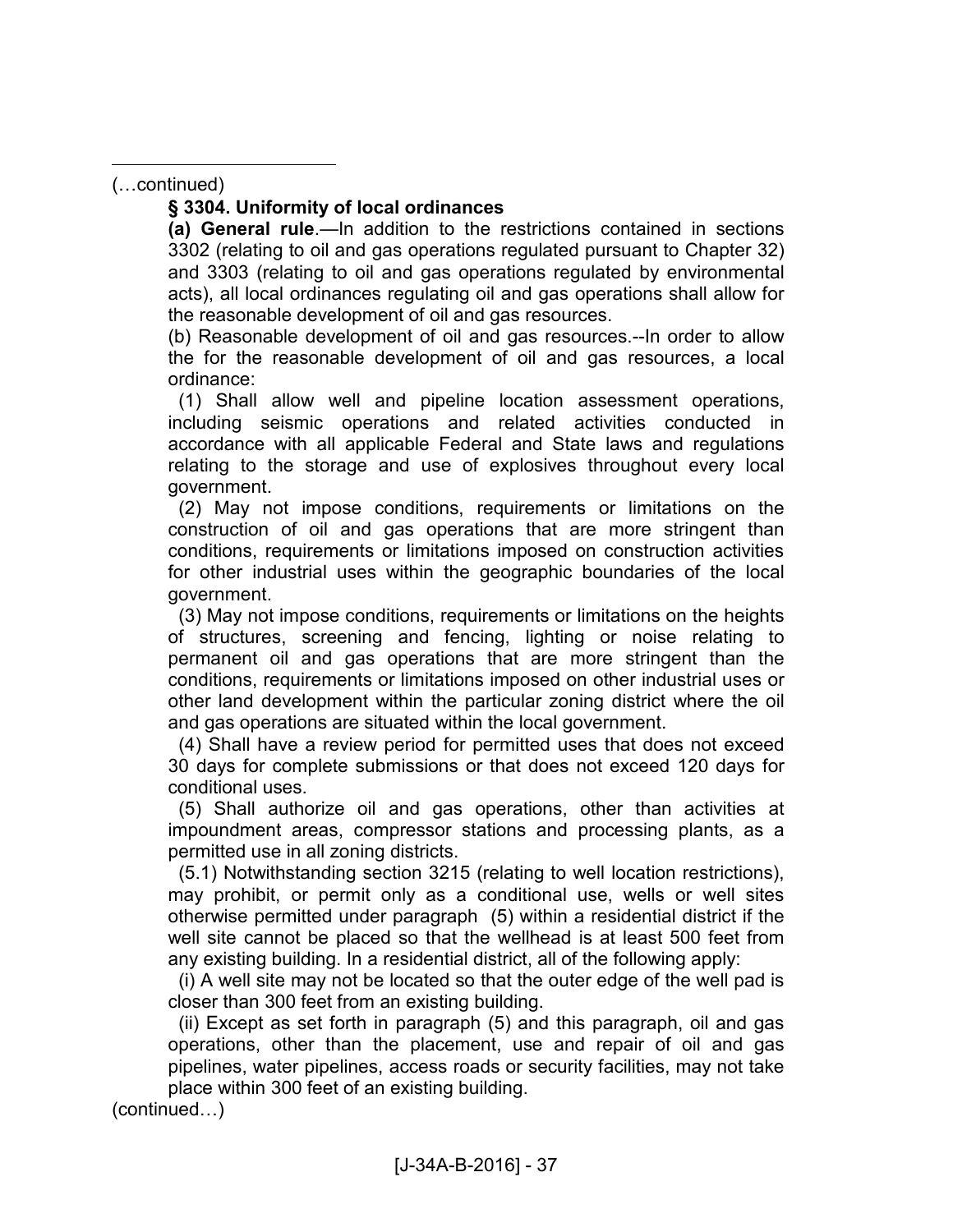(…continued)

**§ 3304. Uniformity of local ordinances**

**(a) General rule**.—In addition to the restrictions contained in sections 3302 (relating to oil and gas operations regulated pursuant to Chapter 32) and 3303 (relating to oil and gas operations regulated by environmental acts), all local ordinances regulating oil and gas operations shall allow for the reasonable development of oil and gas resources.

(b) Reasonable development of oil and gas resources.--In order to allow the for the reasonable development of oil and gas resources, a local ordinance:

(1) Shall allow well and pipeline location assessment operations, including seismic operations and related activities conducted in accordance with all applicable Federal and State laws and regulations relating to the storage and use of explosives throughout every local government.

(2) May not impose conditions, requirements or limitations on the construction of oil and gas operations that are more stringent than conditions, requirements or limitations imposed on construction activities for other industrial uses within the geographic boundaries of the local government.

(3) May not impose conditions, requirements or limitations on the heights of structures, screening and fencing, lighting or noise relating to permanent oil and gas operations that are more stringent than the conditions, requirements or limitations imposed on other industrial uses or other land development within the particular zoning district where the oil and gas operations are situated within the local government.

(4) Shall have a review period for permitted uses that does not exceed 30 days for complete submissions or that does not exceed 120 days for conditional uses.

(5) Shall authorize oil and gas operations, other than activities at impoundment areas, compressor stations and processing plants, as a permitted use in all zoning districts.

(5.1) Notwithstanding section 3215 (relating to well location restrictions), may prohibit, or permit only as a conditional use, wells or well sites otherwise permitted under paragraph (5) within a residential district if the well site cannot be placed so that the wellhead is at least 500 feet from any existing building. In a residential district, all of the following apply:

(i) A well site may not be located so that the outer edge of the well pad is closer than 300 feet from an existing building.

(ii) Except as set forth in paragraph (5) and this paragraph, oil and gas operations, other than the placement, use and repair of oil and gas pipelines, water pipelines, access roads or security facilities, may not take place within 300 feet of an existing building.

(continued…)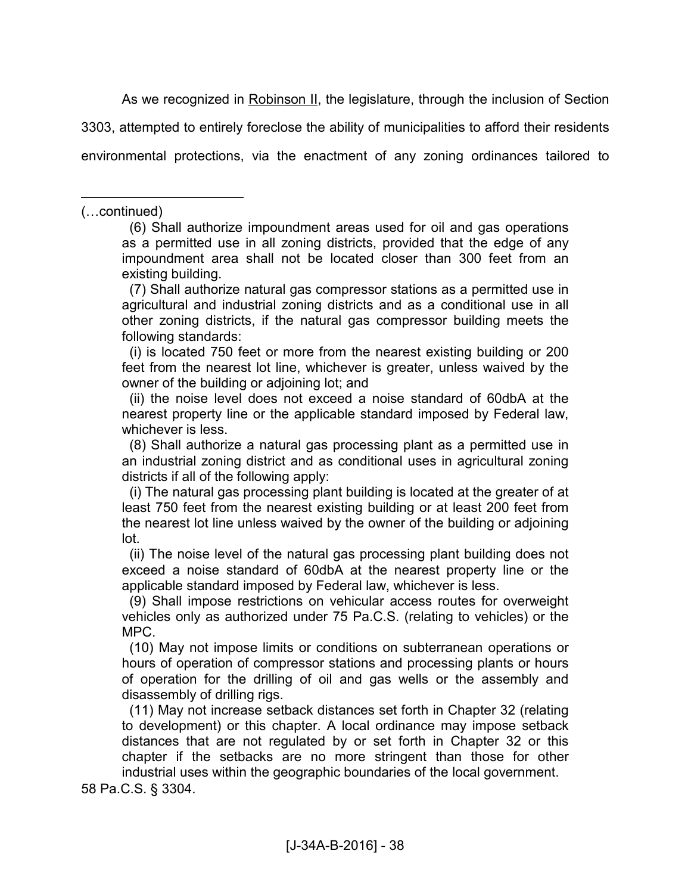As we recognized in Robinson II, the legislature, through the inclusion of Section 3303, attempted to entirely foreclose the ability of municipalities to afford their residents environmental protections, via the enactment of any zoning ordinances tailored to

---

(…continued)

> (6) Shall authorize impoundment areas used for oil and gas operations as a permitted use in all zoning districts, provided that the edge of any impoundment area shall not be located closer than 300 feet from an existing building.
>
> (7) Shall authorize natural gas compressor stations as a permitted use in agricultural and industrial zoning districts and as a conditional use in all other zoning districts, if the natural gas compressor building meets the following standards:
>
> (i) is located 750 feet or more from the nearest existing building or 200 feet from the nearest lot line, whichever is greater, unless waived by the owner of the building or adjoining lot; and
>
> (ii) the noise level does not exceed a noise standard of 60dbA at the nearest property line or the applicable standard imposed by Federal law, whichever is less.
>
> (8) Shall authorize a natural gas processing plant as a permitted use in an industrial zoning district and as conditional uses in agricultural zoning districts if all of the following apply:
>
> (i) The natural gas processing plant building is located at the greater of at least 750 feet from the nearest existing building or at least 200 feet from the nearest lot line unless waived by the owner of the building or adjoining lot.
>
> (ii) The noise level of the natural gas processing plant building does not exceed a noise standard of 60dbA at the nearest property line or the applicable standard imposed by Federal law, whichever is less.
>
> (9) Shall impose restrictions on vehicular access routes for overweight vehicles only as authorized under 75 Pa.C.S. (relating to vehicles) or the MPC.
>
> (10) May not impose limits or conditions on subterranean operations or hours of operation of compressor stations and processing plants or hours of operation for the drilling of oil and gas wells or the assembly and disassembly of drilling rigs.
>
> (11) May not increase setback distances set forth in Chapter 32 (relating to development) or this chapter. A local ordinance may impose setback distances that are not regulated by or set forth in Chapter 32 or this chapter if the setbacks are no more stringent than those for other industrial uses within the geographic boundaries of the local government.

58 Pa.C.S. § 3304.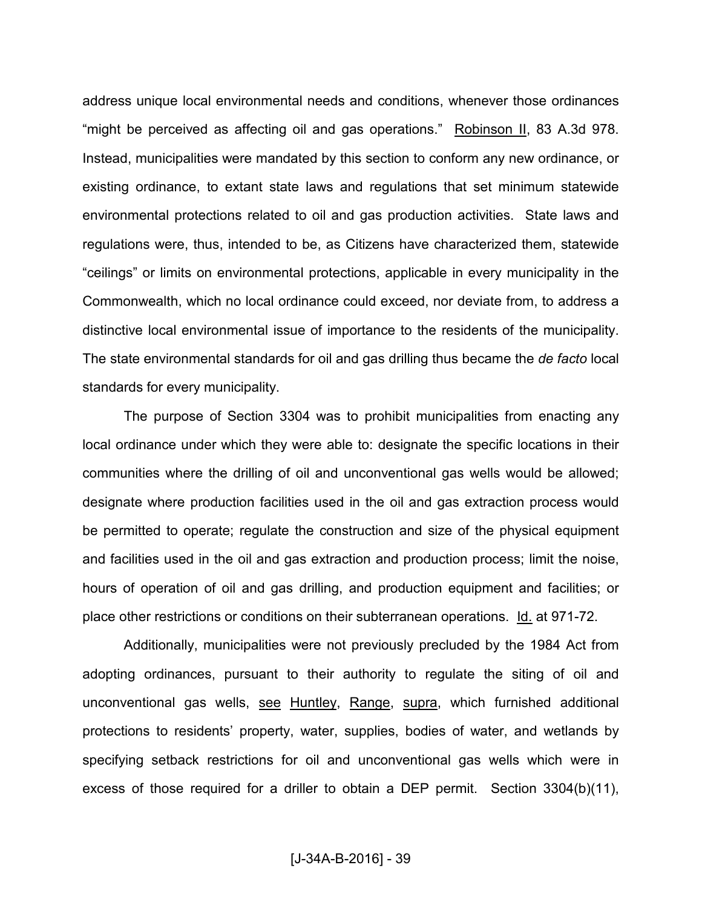address unique local environmental needs and conditions, whenever those ordinances "might be perceived as affecting oil and gas operations." Robinson II, 83 A.3d 978. Instead, municipalities were mandated by this section to conform any new ordinance, or existing ordinance, to extant state laws and regulations that set minimum statewide environmental protections related to oil and gas production activities. State laws and regulations were, thus, intended to be, as Citizens have characterized them, statewide "ceilings" or limits on environmental protections, applicable in every municipality in the Commonwealth, which no local ordinance could exceed, nor deviate from, to address a distinctive local environmental issue of importance to the residents of the municipality. The state environmental standards for oil and gas drilling thus became the *de facto* local standards for every municipality.

The purpose of Section 3304 was to prohibit municipalities from enacting any local ordinance under which they were able to: designate the specific locations in their communities where the drilling of oil and unconventional gas wells would be allowed; designate where production facilities used in the oil and gas extraction process would be permitted to operate; regulate the construction and size of the physical equipment and facilities used in the oil and gas extraction and production process; limit the noise, hours of operation of oil and gas drilling, and production equipment and facilities; or place other restrictions or conditions on their subterranean operations. Id. at 971-72.

Additionally, municipalities were not previously precluded by the 1984 Act from adopting ordinances, pursuant to their authority to regulate the siting of oil and unconventional gas wells, see Huntley, Range, supra, which furnished additional protections to residents' property, water, supplies, bodies of water, and wetlands by specifying setback restrictions for oil and unconventional gas wells which were in excess of those required for a driller to obtain a DEP permit. Section 3304(b)(11),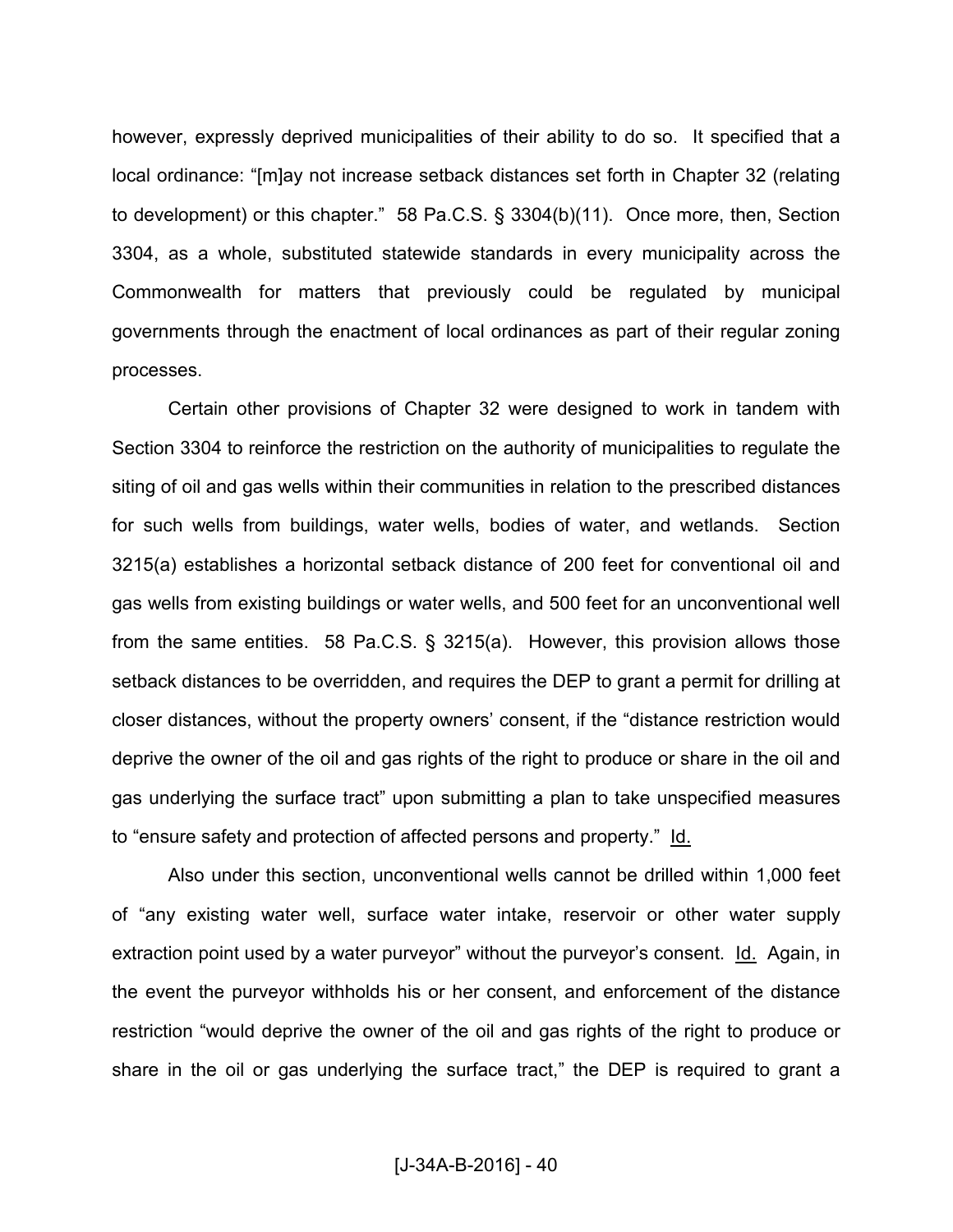however, expressly deprived municipalities of their ability to do so. It specified that a local ordinance: "[m]ay not increase setback distances set forth in Chapter 32 (relating to development) or this chapter." 58 Pa.C.S. § 3304(b)(11). Once more, then, Section 3304, as a whole, substituted statewide standards in every municipality across the Commonwealth for matters that previously could be regulated by municipal governments through the enactment of local ordinances as part of their regular zoning processes.

Certain other provisions of Chapter 32 were designed to work in tandem with Section 3304 to reinforce the restriction on the authority of municipalities to regulate the siting of oil and gas wells within their communities in relation to the prescribed distances for such wells from buildings, water wells, bodies of water, and wetlands. Section 3215(a) establishes a horizontal setback distance of 200 feet for conventional oil and gas wells from existing buildings or water wells, and 500 feet for an unconventional well from the same entities. 58 Pa.C.S. § 3215(a). However, this provision allows those setback distances to be overridden, and requires the DEP to grant a permit for drilling at closer distances, without the property owners' consent, if the "distance restriction would deprive the owner of the oil and gas rights of the right to produce or share in the oil and gas underlying the surface tract" upon submitting a plan to take unspecified measures to "ensure safety and protection of affected persons and property." Id.

Also under this section, unconventional wells cannot be drilled within 1,000 feet of "any existing water well, surface water intake, reservoir or other water supply extraction point used by a water purveyor" without the purveyor's consent. Id. Again, in the event the purveyor withholds his or her consent, and enforcement of the distance restriction "would deprive the owner of the oil and gas rights of the right to produce or share in the oil or gas underlying the surface tract," the DEP is required to grant a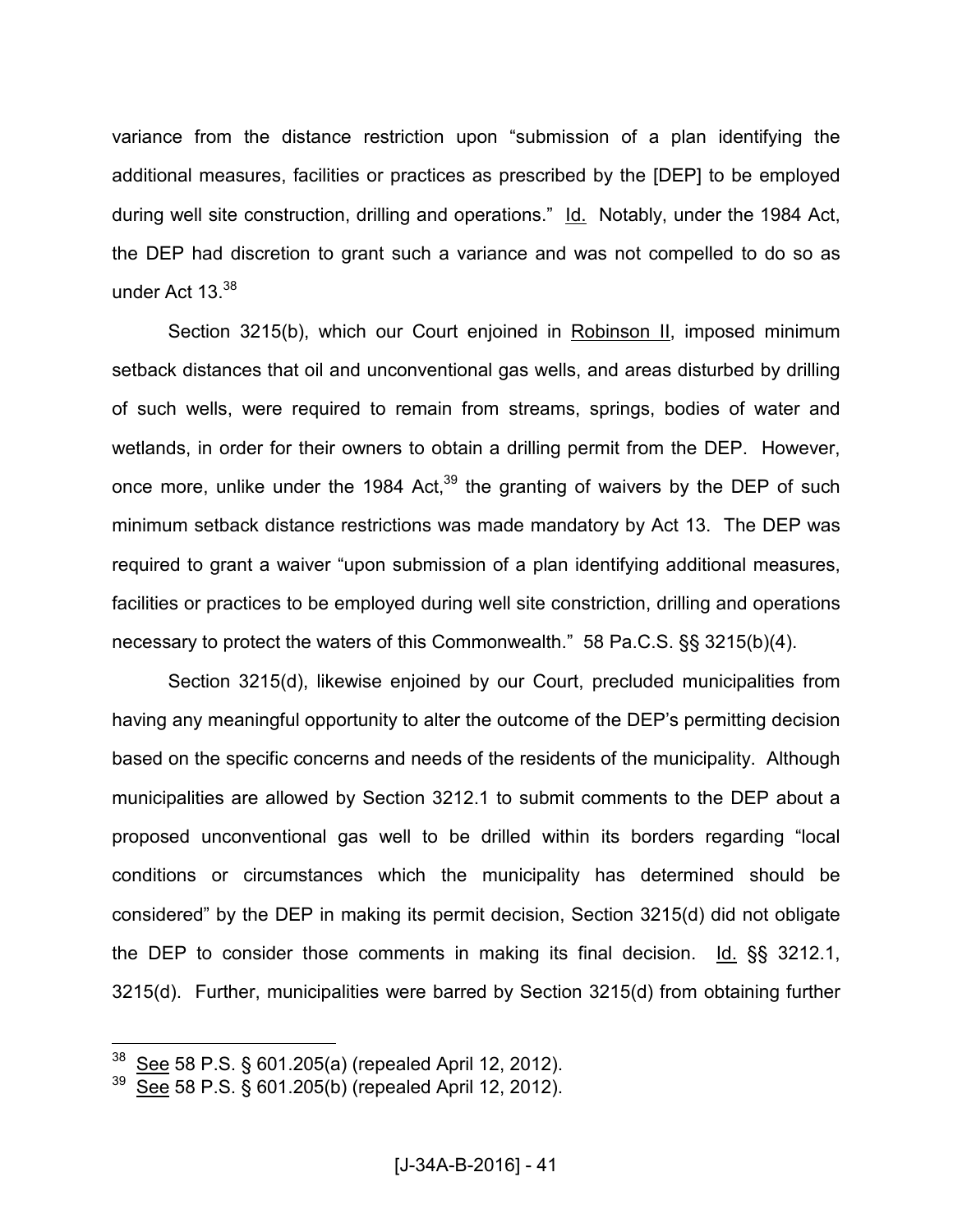variance from the distance restriction upon "submission of a plan identifying the additional measures, facilities or practices as prescribed by the [DEP] to be employed during well site construction, drilling and operations." Id. Notably, under the 1984 Act, the DEP had discretion to grant such a variance and was not compelled to do so as under Act 13.[38]

Section 3215(b), which our Court enjoined in Robinson II, imposed minimum setback distances that oil and unconventional gas wells, and areas disturbed by drilling of such wells, were required to remain from streams, springs, bodies of water and wetlands, in order for their owners to obtain a drilling permit from the DEP. However, once more, unlike under the 1984 Act,[39] the granting of waivers by the DEP of such minimum setback distance restrictions was made mandatory by Act 13. The DEP was required to grant a waiver "upon submission of a plan identifying additional measures, facilities or practices to be employed during well site constriction, drilling and operations necessary to protect the waters of this Commonwealth." 58 Pa.C.S. §§ 3215(b)(4).

Section 3215(d), likewise enjoined by our Court, precluded municipalities from having any meaningful opportunity to alter the outcome of the DEP's permitting decision based on the specific concerns and needs of the residents of the municipality. Although municipalities are allowed by Section 3212.1 to submit comments to the DEP about a proposed unconventional gas well to be drilled within its borders regarding "local conditions or circumstances which the municipality has determined should be considered" by the DEP in making its permit decision, Section 3215(d) did not obligate the DEP to consider those comments in making its final decision. Id. §§ 3212.1, 3215(d). Further, municipalities were barred by Section 3215(d) from obtaining further

---

[38] See 58 P.S. § 601.205(a) (repealed April 12, 2012).

[39] See 58 P.S. § 601.205(b) (repealed April 12, 2012).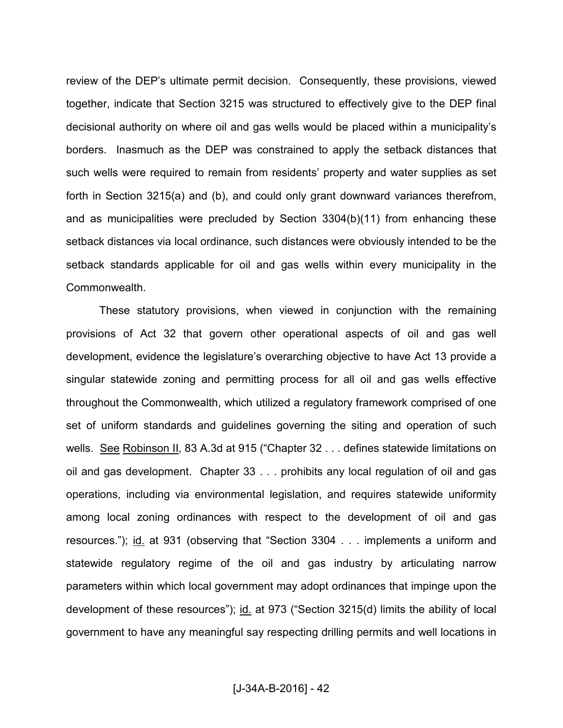review of the DEP's ultimate permit decision. Consequently, these provisions, viewed together, indicate that Section 3215 was structured to effectively give to the DEP final decisional authority on where oil and gas wells would be placed within a municipality's borders. Inasmuch as the DEP was constrained to apply the setback distances that such wells were required to remain from residents' property and water supplies as set forth in Section 3215(a) and (b), and could only grant downward variances therefrom, and as municipalities were precluded by Section 3304(b)(11) from enhancing these setback distances via local ordinance, such distances were obviously intended to be the setback standards applicable for oil and gas wells within every municipality in the Commonwealth.

These statutory provisions, when viewed in conjunction with the remaining provisions of Act 32 that govern other operational aspects of oil and gas well development, evidence the legislature's overarching objective to have Act 13 provide a singular statewide zoning and permitting process for all oil and gas wells effective throughout the Commonwealth, which utilized a regulatory framework comprised of one set of uniform standards and guidelines governing the siting and operation of such wells. See Robinson II, 83 A.3d at 915 ("Chapter 32 . . . defines statewide limitations on oil and gas development. Chapter 33 . . . prohibits any local regulation of oil and gas operations, including via environmental legislation, and requires statewide uniformity among local zoning ordinances with respect to the development of oil and gas resources."); id. at 931 (observing that "Section 3304 . . . implements a uniform and statewide regulatory regime of the oil and gas industry by articulating narrow parameters within which local government may adopt ordinances that impinge upon the development of these resources"); id. at 973 ("Section 3215(d) limits the ability of local government to have any meaningful say respecting drilling permits and well locations in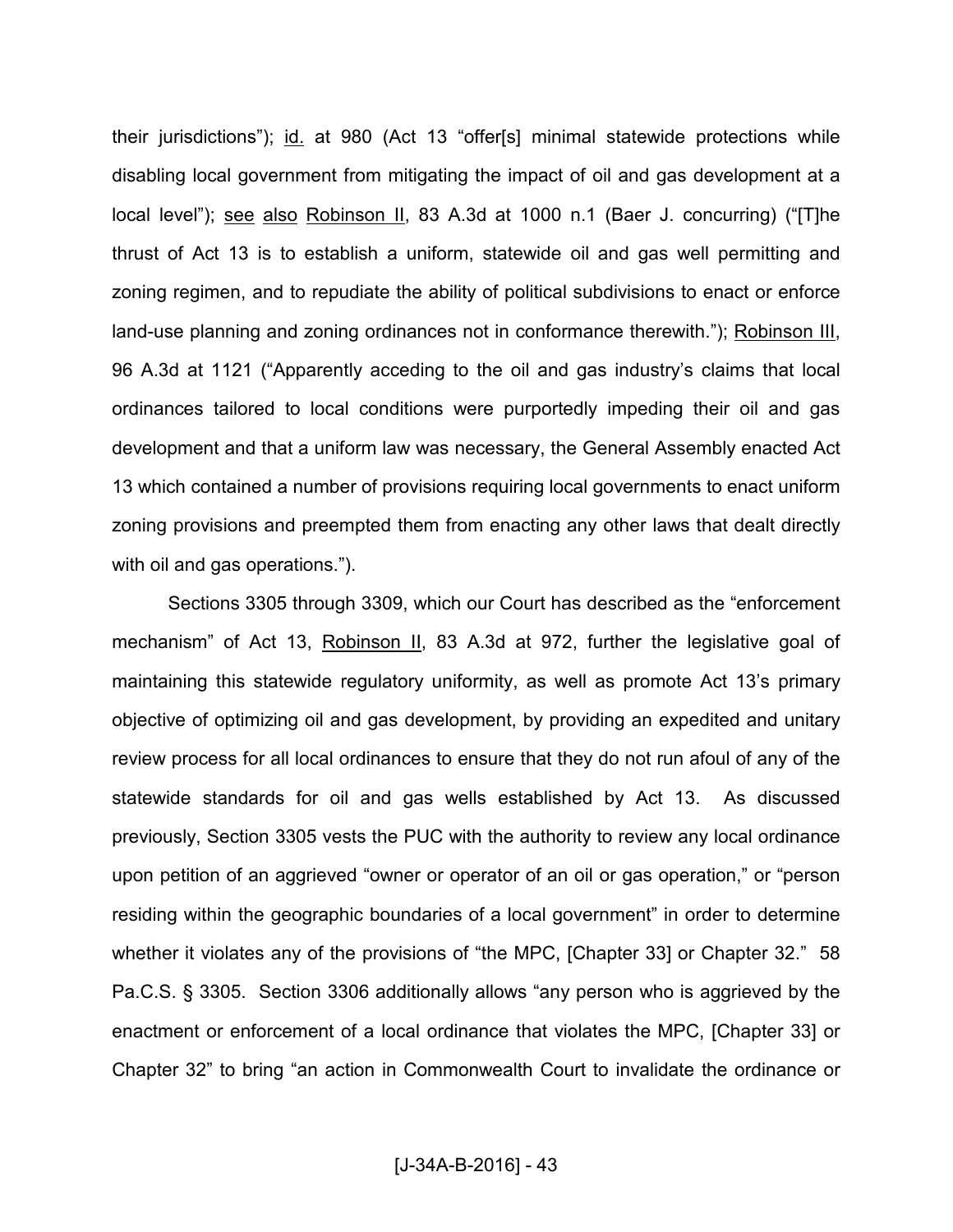their jurisdictions"); id. at 980 (Act 13 "offer[s] minimal statewide protections while disabling local government from mitigating the impact of oil and gas development at a local level"); see also Robinson II, 83 A.3d at 1000 n.1 (Baer J. concurring) ("[T]he thrust of Act 13 is to establish a uniform, statewide oil and gas well permitting and zoning regimen, and to repudiate the ability of political subdivisions to enact or enforce land-use planning and zoning ordinances not in conformance therewith."); Robinson III, 96 A.3d at 1121 ("Apparently acceding to the oil and gas industry's claims that local ordinances tailored to local conditions were purportedly impeding their oil and gas development and that a uniform law was necessary, the General Assembly enacted Act 13 which contained a number of provisions requiring local governments to enact uniform zoning provisions and preempted them from enacting any other laws that dealt directly with oil and gas operations.").

Sections 3305 through 3309, which our Court has described as the "enforcement mechanism" of Act 13, Robinson II, 83 A.3d at 972, further the legislative goal of maintaining this statewide regulatory uniformity, as well as promote Act 13's primary objective of optimizing oil and gas development, by providing an expedited and unitary review process for all local ordinances to ensure that they do not run afoul of any of the statewide standards for oil and gas wells established by Act 13. As discussed previously, Section 3305 vests the PUC with the authority to review any local ordinance upon petition of an aggrieved "owner or operator of an oil or gas operation," or "person residing within the geographic boundaries of a local government" in order to determine whether it violates any of the provisions of "the MPC, [Chapter 33] or Chapter 32." 58 Pa.C.S. § 3305. Section 3306 additionally allows "any person who is aggrieved by the enactment or enforcement of a local ordinance that violates the MPC, [Chapter 33] or Chapter 32" to bring "an action in Commonwealth Court to invalidate the ordinance or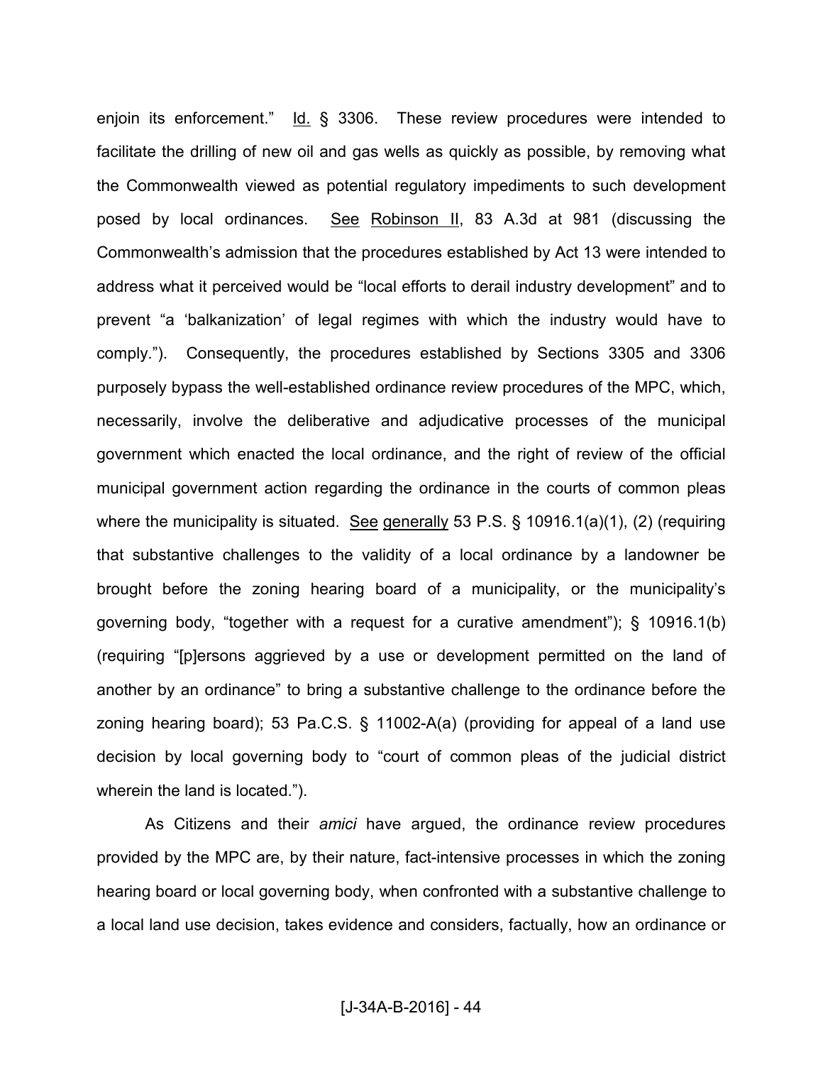enjoin its enforcement." Id. § 3306. These review procedures were intended to facilitate the drilling of new oil and gas wells as quickly as possible, by removing what the Commonwealth viewed as potential regulatory impediments to such development posed by local ordinances. See Robinson II, 83 A.3d at 981 (discussing the Commonwealth's admission that the procedures established by Act 13 were intended to address what it perceived would be "local efforts to derail industry development" and to prevent "a 'balkanization' of legal regimes with which the industry would have to comply."). Consequently, the procedures established by Sections 3305 and 3306 purposely bypass the well-established ordinance review procedures of the MPC, which, necessarily, involve the deliberative and adjudicative processes of the municipal government which enacted the local ordinance, and the right of review of the official municipal government action regarding the ordinance in the courts of common pleas where the municipality is situated. See generally 53 P.S. § 10916.1(a)(1), (2) (requiring that substantive challenges to the validity of a local ordinance by a landowner be brought before the zoning hearing board of a municipality, or the municipality's governing body, "together with a request for a curative amendment"); § 10916.1(b) (requiring "[p]ersons aggrieved by a use or development permitted on the land of another by an ordinance" to bring a substantive challenge to the ordinance before the zoning hearing board); 53 Pa.C.S. § 11002-A(a) (providing for appeal of a land use decision by local governing body to "court of common pleas of the judicial district wherein the land is located.").

As Citizens and their *amici* have argued, the ordinance review procedures provided by the MPC are, by their nature, fact-intensive processes in which the zoning hearing board or local governing body, when confronted with a substantive challenge to a local land use decision, takes evidence and considers, factually, how an ordinance or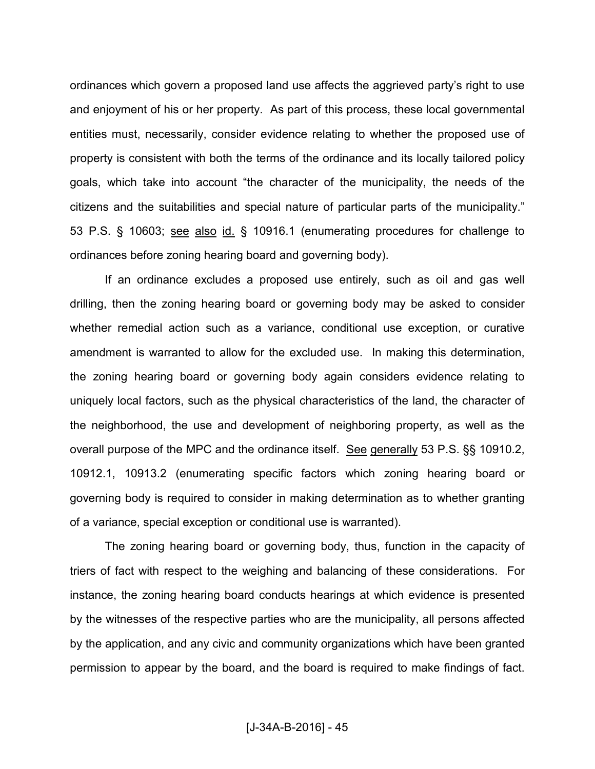ordinances which govern a proposed land use affects the aggrieved party's right to use and enjoyment of his or her property. As part of this process, these local governmental entities must, necessarily, consider evidence relating to whether the proposed use of property is consistent with both the terms of the ordinance and its locally tailored policy goals, which take into account "the character of the municipality, the needs of the citizens and the suitabilities and special nature of particular parts of the municipality." 53 P.S. § 10603; see also id. § 10916.1 (enumerating procedures for challenge to ordinances before zoning hearing board and governing body).

If an ordinance excludes a proposed use entirely, such as oil and gas well drilling, then the zoning hearing board or governing body may be asked to consider whether remedial action such as a variance, conditional use exception, or curative amendment is warranted to allow for the excluded use. In making this determination, the zoning hearing board or governing body again considers evidence relating to uniquely local factors, such as the physical characteristics of the land, the character of the neighborhood, the use and development of neighboring property, as well as the overall purpose of the MPC and the ordinance itself. See generally 53 P.S. §§ 10910.2, 10912.1, 10913.2 (enumerating specific factors which zoning hearing board or governing body is required to consider in making determination as to whether granting of a variance, special exception or conditional use is warranted).

The zoning hearing board or governing body, thus, function in the capacity of triers of fact with respect to the weighing and balancing of these considerations. For instance, the zoning hearing board conducts hearings at which evidence is presented by the witnesses of the respective parties who are the municipality, all persons affected by the application, and any civic and community organizations which have been granted permission to appear by the board, and the board is required to make findings of fact.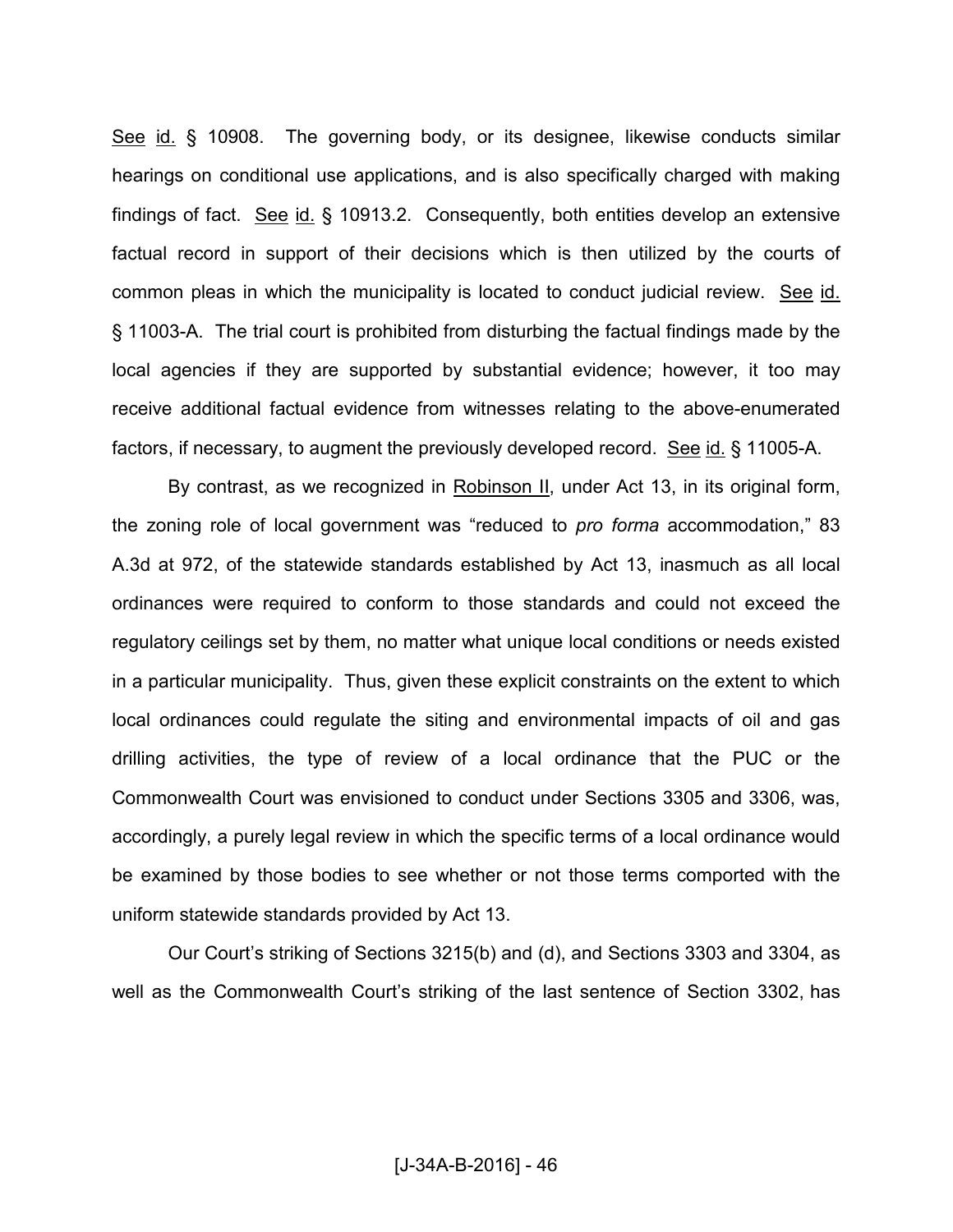See id. § 10908. The governing body, or its designee, likewise conducts similar hearings on conditional use applications, and is also specifically charged with making findings of fact. See id. § 10913.2. Consequently, both entities develop an extensive factual record in support of their decisions which is then utilized by the courts of common pleas in which the municipality is located to conduct judicial review. See id. § 11003-A. The trial court is prohibited from disturbing the factual findings made by the local agencies if they are supported by substantial evidence; however, it too may receive additional factual evidence from witnesses relating to the above-enumerated factors, if necessary, to augment the previously developed record. See id. § 11005-A.

By contrast, as we recognized in Robinson II, under Act 13, in its original form, the zoning role of local government was "reduced to *pro forma* accommodation," 83 A.3d at 972, of the statewide standards established by Act 13, inasmuch as all local ordinances were required to conform to those standards and could not exceed the regulatory ceilings set by them, no matter what unique local conditions or needs existed in a particular municipality. Thus, given these explicit constraints on the extent to which local ordinances could regulate the siting and environmental impacts of oil and gas drilling activities, the type of review of a local ordinance that the PUC or the Commonwealth Court was envisioned to conduct under Sections 3305 and 3306, was, accordingly, a purely legal review in which the specific terms of a local ordinance would be examined by those bodies to see whether or not those terms comported with the uniform statewide standards provided by Act 13.

Our Court's striking of Sections 3215(b) and (d), and Sections 3303 and 3304, as well as the Commonwealth Court's striking of the last sentence of Section 3302, has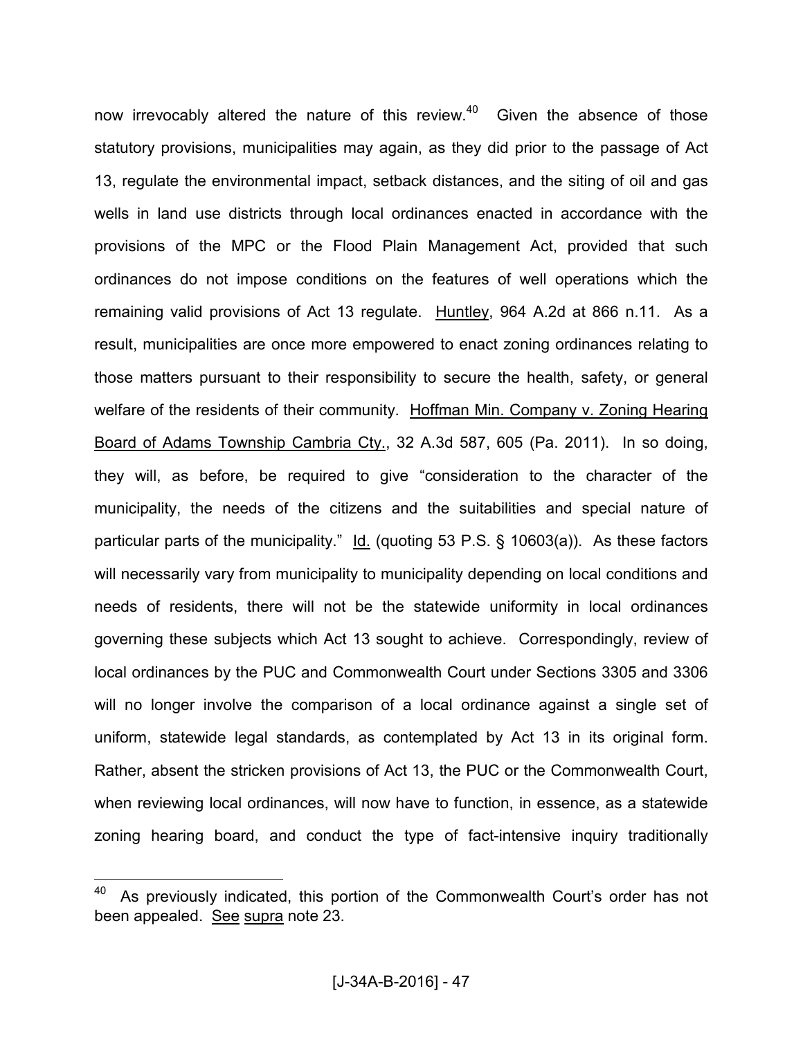now irrevocably altered the nature of this review.[40] Given the absence of those statutory provisions, municipalities may again, as they did prior to the passage of Act 13, regulate the environmental impact, setback distances, and the siting of oil and gas wells in land use districts through local ordinances enacted in accordance with the provisions of the MPC or the Flood Plain Management Act, provided that such ordinances do not impose conditions on the features of well operations which the remaining valid provisions of Act 13 regulate. Huntley, 964 A.2d at 866 n.11. As a result, municipalities are once more empowered to enact zoning ordinances relating to those matters pursuant to their responsibility to secure the health, safety, or general welfare of the residents of their community. Hoffman Min. Company v. Zoning Hearing Board of Adams Township Cambria Cty., 32 A.3d 587, 605 (Pa. 2011). In so doing, they will, as before, be required to give "consideration to the character of the municipality, the needs of the citizens and the suitabilities and special nature of particular parts of the municipality." Id. (quoting 53 P.S. § 10603(a)). As these factors will necessarily vary from municipality to municipality depending on local conditions and needs of residents, there will not be the statewide uniformity in local ordinances governing these subjects which Act 13 sought to achieve. Correspondingly, review of local ordinances by the PUC and Commonwealth Court under Sections 3305 and 3306 will no longer involve the comparison of a local ordinance against a single set of uniform, statewide legal standards, as contemplated by Act 13 in its original form. Rather, absent the stricken provisions of Act 13, the PUC or the Commonwealth Court, when reviewing local ordinances, will now have to function, in essence, as a statewide zoning hearing board, and conduct the type of fact-intensive inquiry traditionally

---

[40] As previously indicated, this portion of the Commonwealth Court's order has not been appealed. See supra note 23.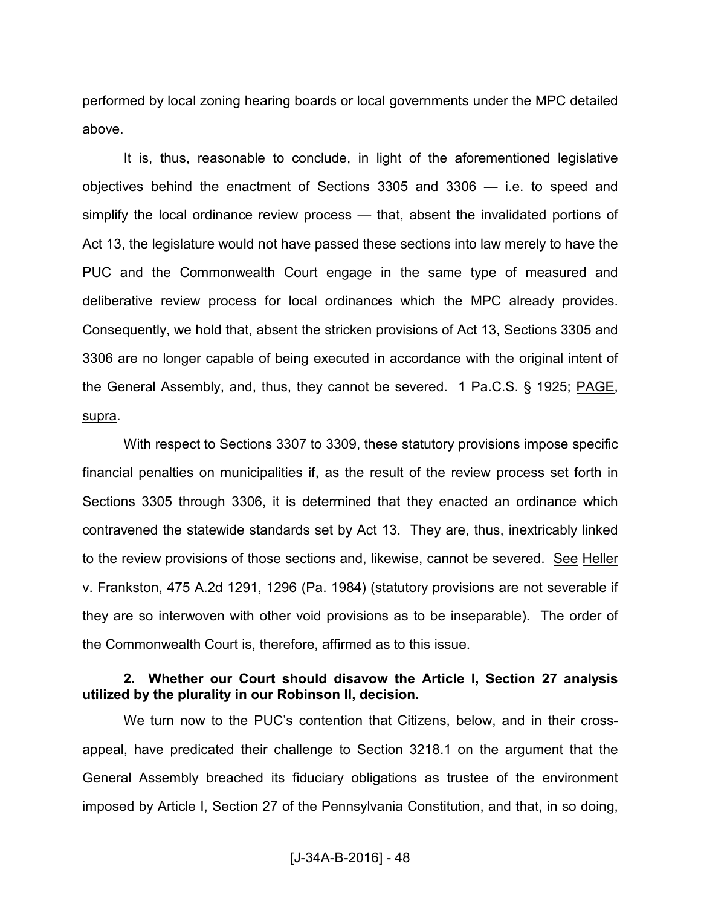performed by local zoning hearing boards or local governments under the MPC detailed above.

It is, thus, reasonable to conclude, in light of the aforementioned legislative objectives behind the enactment of Sections 3305 and 3306 — i.e. to speed and simplify the local ordinance review process — that, absent the invalidated portions of Act 13, the legislature would not have passed these sections into law merely to have the PUC and the Commonwealth Court engage in the same type of measured and deliberative review process for local ordinances which the MPC already provides. Consequently, we hold that, absent the stricken provisions of Act 13, Sections 3305 and 3306 are no longer capable of being executed in accordance with the original intent of the General Assembly, and, thus, they cannot be severed. 1 Pa.C.S. § 1925; PAGE, supra.

With respect to Sections 3307 to 3309, these statutory provisions impose specific financial penalties on municipalities if, as the result of the review process set forth in Sections 3305 through 3306, it is determined that they enacted an ordinance which contravened the statewide standards set by Act 13. They are, thus, inextricably linked to the review provisions of those sections and, likewise, cannot be severed. See Heller v. Frankston, 475 A.2d 1291, 1296 (Pa. 1984) (statutory provisions are not severable if they are so interwoven with other void provisions as to be inseparable). The order of the Commonwealth Court is, therefore, affirmed as to this issue.

**2. Whether our Court should disavow the Article I, Section 27 analysis utilized by the plurality in our Robinson II, decision.**

We turn now to the PUC's contention that Citizens, below, and in their cross-appeal, have predicated their challenge to Section 3218.1 on the argument that the General Assembly breached its fiduciary obligations as trustee of the environment imposed by Article I, Section 27 of the Pennsylvania Constitution, and that, in so doing,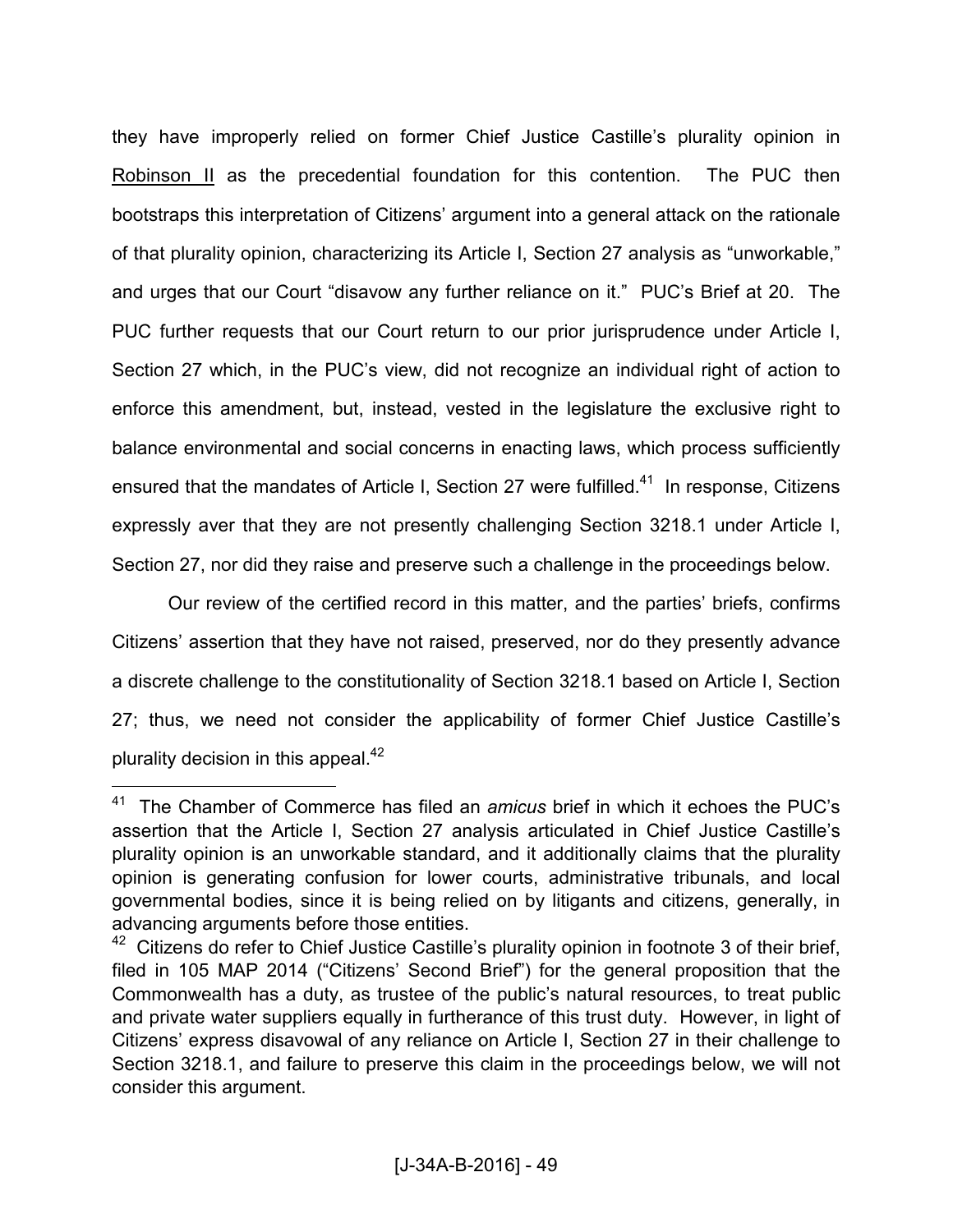they have improperly relied on former Chief Justice Castille's plurality opinion in Robinson II as the precedential foundation for this contention. The PUC then bootstraps this interpretation of Citizens' argument into a general attack on the rationale of that plurality opinion, characterizing its Article I, Section 27 analysis as "unworkable," and urges that our Court "disavow any further reliance on it." PUC's Brief at 20. The PUC further requests that our Court return to our prior jurisprudence under Article I, Section 27 which, in the PUC's view, did not recognize an individual right of action to enforce this amendment, but, instead, vested in the legislature the exclusive right to balance environmental and social concerns in enacting laws, which process sufficiently ensured that the mandates of Article I, Section 27 were fulfilled.[41] In response, Citizens expressly aver that they are not presently challenging Section 3218.1 under Article I, Section 27, nor did they raise and preserve such a challenge in the proceedings below.

Our review of the certified record in this matter, and the parties' briefs, confirms Citizens' assertion that they have not raised, preserved, nor do they presently advance a discrete challenge to the constitutionality of Section 3218.1 based on Article I, Section 27; thus, we need not consider the applicability of former Chief Justice Castille's plurality decision in this appeal.[42]

---

[41] The Chamber of Commerce has filed an *amicus* brief in which it echoes the PUC's assertion that the Article I, Section 27 analysis articulated in Chief Justice Castille's plurality opinion is an unworkable standard, and it additionally claims that the plurality opinion is generating confusion for lower courts, administrative tribunals, and local governmental bodies, since it is being relied on by litigants and citizens, generally, in advancing arguments before those entities.

[42] Citizens do refer to Chief Justice Castille's plurality opinion in footnote 3 of their brief, filed in 105 MAP 2014 ("Citizens' Second Brief") for the general proposition that the Commonwealth has a duty, as trustee of the public's natural resources, to treat public and private water suppliers equally in furtherance of this trust duty. However, in light of Citizens' express disavowal of any reliance on Article I, Section 27 in their challenge to Section 3218.1, and failure to preserve this claim in the proceedings below, we will not consider this argument.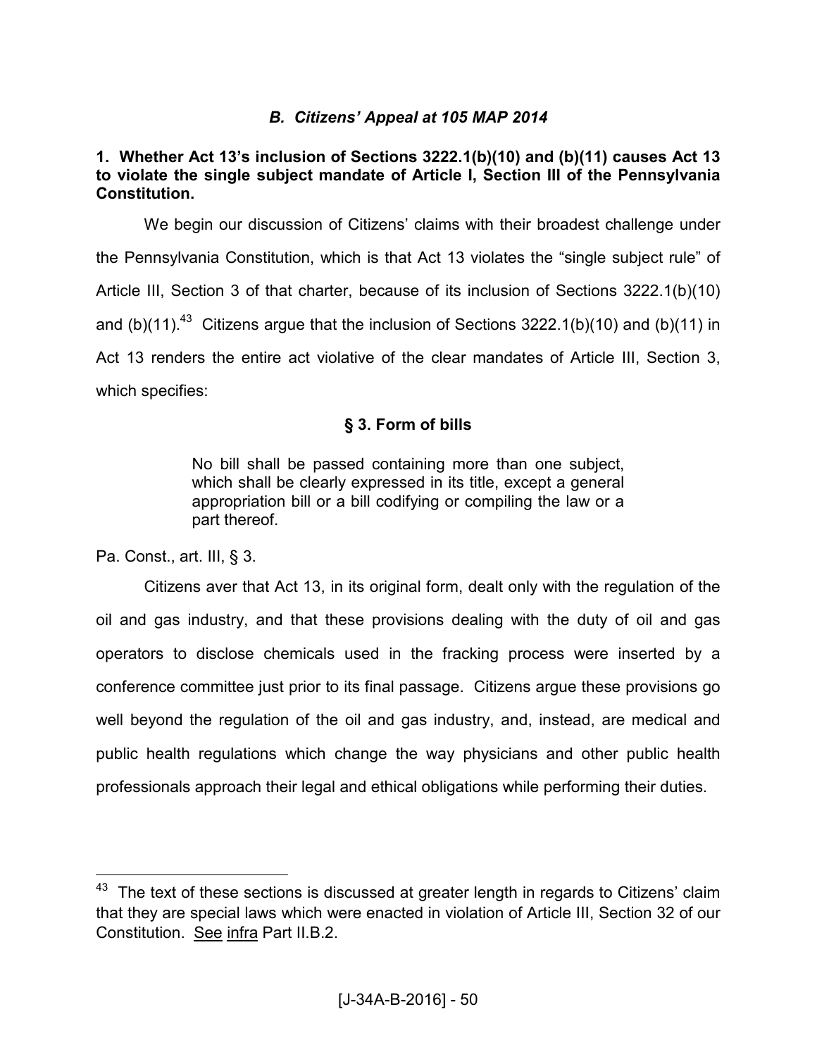### *B. Citizens' Appeal at 105 MAP 2014*

**1. Whether Act 13's inclusion of Sections 3222.1(b)(10) and (b)(11) causes Act 13 to violate the single subject mandate of Article I, Section III of the Pennsylvania Constitution.**

We begin our discussion of Citizens' claims with their broadest challenge under the Pennsylvania Constitution, which is that Act 13 violates the "single subject rule" of Article III, Section 3 of that charter, because of its inclusion of Sections 3222.1(b)(10) and (b)(11).[43] Citizens argue that the inclusion of Sections 3222.1(b)(10) and (b)(11) in Act 13 renders the entire act violative of the clear mandates of Article III, Section 3, which specifies:

**§ 3. Form of bills**

> No bill shall be passed containing more than one subject, which shall be clearly expressed in its title, except a general appropriation bill or a bill codifying or compiling the law or a part thereof.

Pa. Const., art. III, § 3.

Citizens aver that Act 13, in its original form, dealt only with the regulation of the oil and gas industry, and that these provisions dealing with the duty of oil and gas operators to disclose chemicals used in the fracking process were inserted by a conference committee just prior to its final passage. Citizens argue these provisions go well beyond the regulation of the oil and gas industry, and, instead, are medical and public health regulations which change the way physicians and other public health professionals approach their legal and ethical obligations while performing their duties.

---

[43] The text of these sections is discussed at greater length in regards to Citizens' claim that they are special laws which were enacted in violation of Article III, Section 32 of our Constitution. See infra Part II.B.2.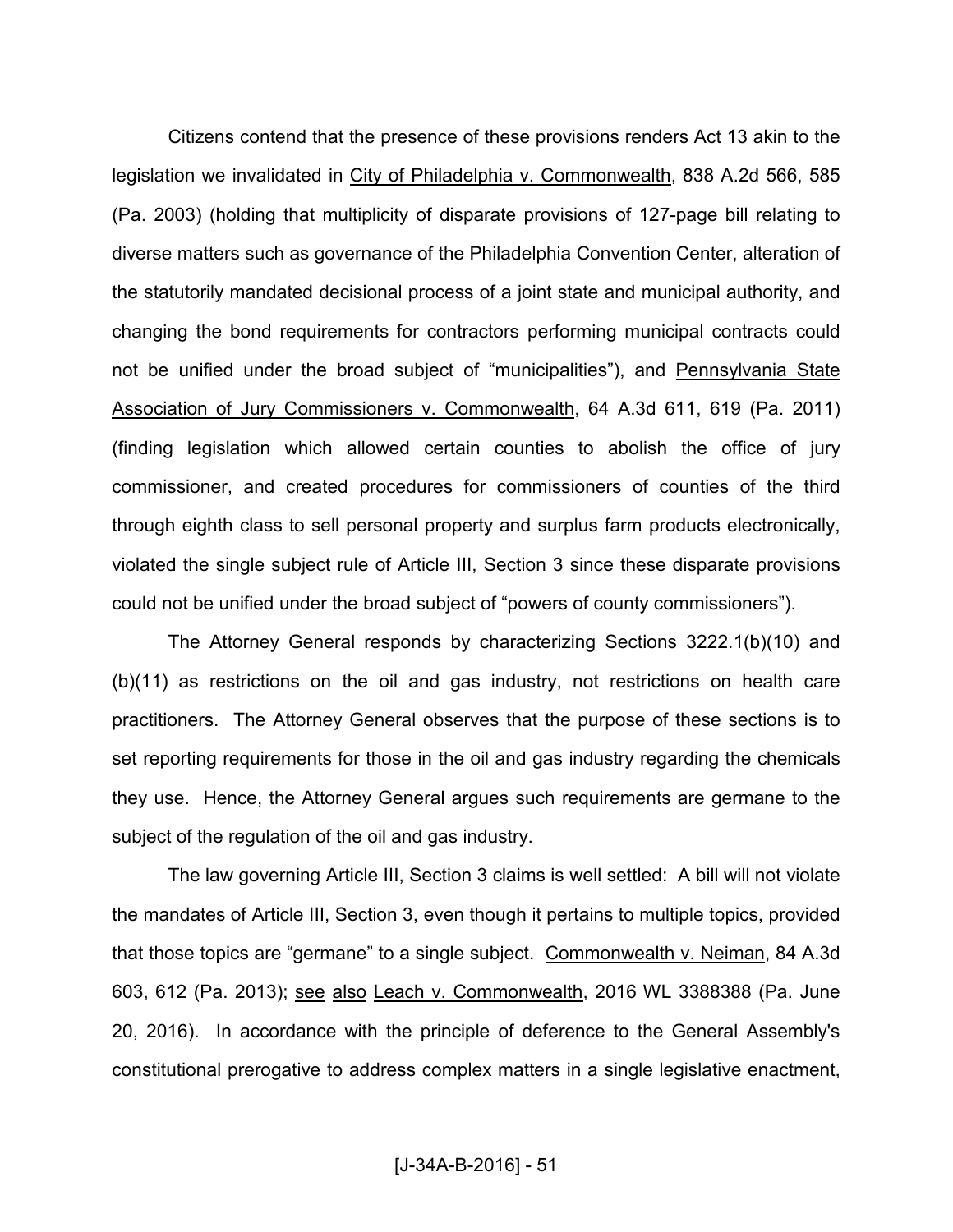Citizens contend that the presence of these provisions renders Act 13 akin to the legislation we invalidated in City of Philadelphia v. Commonwealth, 838 A.2d 566, 585 (Pa. 2003) (holding that multiplicity of disparate provisions of 127-page bill relating to diverse matters such as governance of the Philadelphia Convention Center, alteration of the statutorily mandated decisional process of a joint state and municipal authority, and changing the bond requirements for contractors performing municipal contracts could not be unified under the broad subject of "municipalities"), and Pennsylvania State Association of Jury Commissioners v. Commonwealth, 64 A.3d 611, 619 (Pa. 2011) (finding legislation which allowed certain counties to abolish the office of jury commissioner, and created procedures for commissioners of counties of the third through eighth class to sell personal property and surplus farm products electronically, violated the single subject rule of Article III, Section 3 since these disparate provisions could not be unified under the broad subject of "powers of county commissioners").

The Attorney General responds by characterizing Sections 3222.1(b)(10) and (b)(11) as restrictions on the oil and gas industry, not restrictions on health care practitioners. The Attorney General observes that the purpose of these sections is to set reporting requirements for those in the oil and gas industry regarding the chemicals they use. Hence, the Attorney General argues such requirements are germane to the subject of the regulation of the oil and gas industry.

The law governing Article III, Section 3 claims is well settled: A bill will not violate the mandates of Article III, Section 3, even though it pertains to multiple topics, provided that those topics are "germane" to a single subject. Commonwealth v. Neiman, 84 A.3d 603, 612 (Pa. 2013); see also Leach v. Commonwealth, 2016 WL 3388388 (Pa. June 20, 2016). In accordance with the principle of deference to the General Assembly's constitutional prerogative to address complex matters in a single legislative enactment,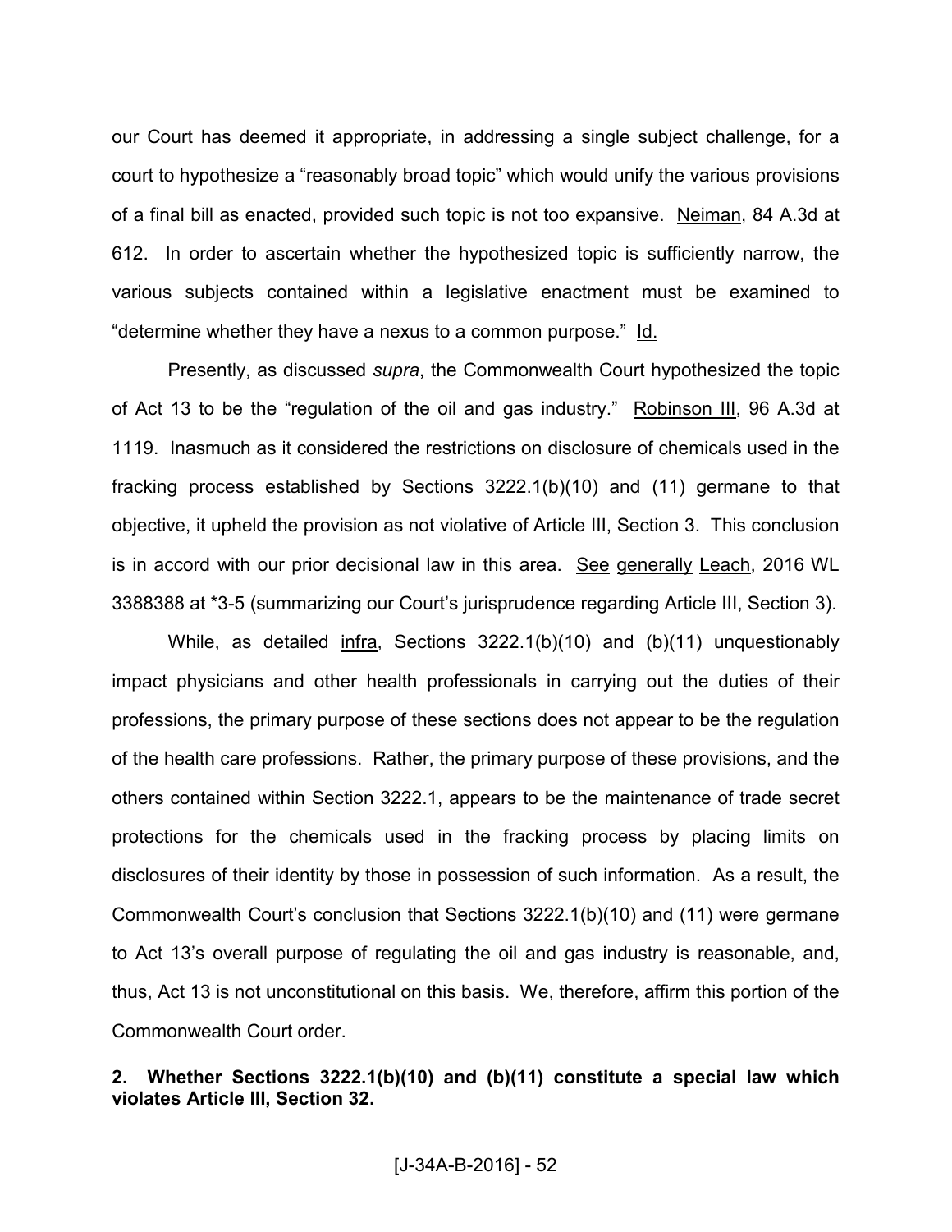our Court has deemed it appropriate, in addressing a single subject challenge, for a court to hypothesize a "reasonably broad topic" which would unify the various provisions of a final bill as enacted, provided such topic is not too expansive. Neiman, 84 A.3d at 612. In order to ascertain whether the hypothesized topic is sufficiently narrow, the various subjects contained within a legislative enactment must be examined to "determine whether they have a nexus to a common purpose." Id.

Presently, as discussed *supra*, the Commonwealth Court hypothesized the topic of Act 13 to be the "regulation of the oil and gas industry." Robinson III, 96 A.3d at 1119. Inasmuch as it considered the restrictions on disclosure of chemicals used in the fracking process established by Sections 3222.1(b)(10) and (11) germane to that objective, it upheld the provision as not violative of Article III, Section 3. This conclusion is in accord with our prior decisional law in this area. See generally Leach, 2016 WL 3388388 at *3-5 (summarizing our Court's jurisprudence regarding Article III, Section 3).

While, as detailed infra, Sections 3222.1(b)(10) and (b)(11) unquestionably impact physicians and other health professionals in carrying out the duties of their professions, the primary purpose of these sections does not appear to be the regulation of the health care professions. Rather, the primary purpose of these provisions, and the others contained within Section 3222.1, appears to be the maintenance of trade secret protections for the chemicals used in the fracking process by placing limits on disclosures of their identity by those in possession of such information. As a result, the Commonwealth Court's conclusion that Sections 3222.1(b)(10) and (11) were germane to Act 13's overall purpose of regulating the oil and gas industry is reasonable, and, thus, Act 13 is not unconstitutional on this basis. We, therefore, affirm this portion of the Commonwealth Court order.

**2. Whether Sections 3222.1(b)(10) and (b)(11) constitute a special law which violates Article III, Section 32.**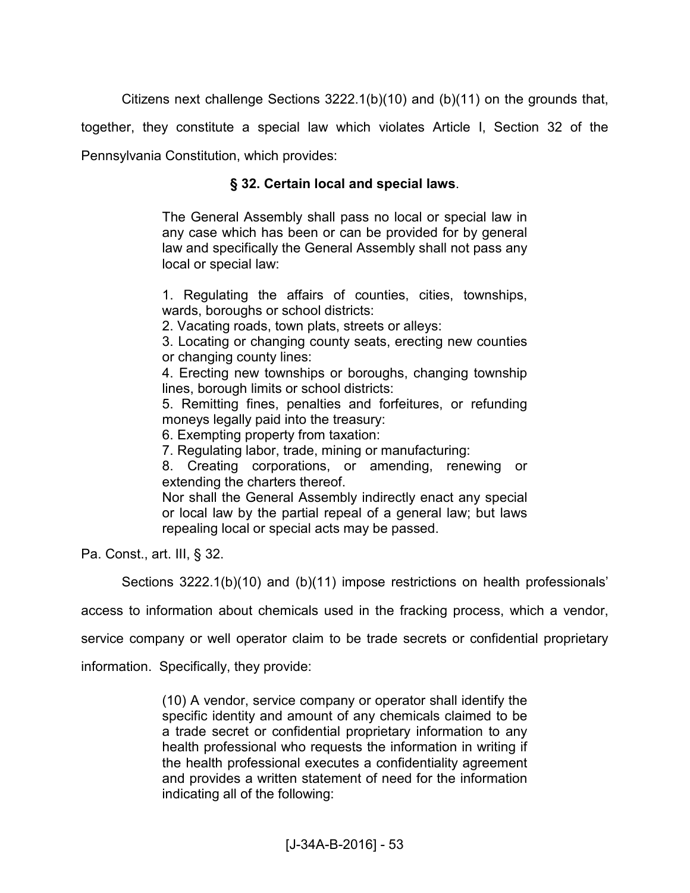Citizens next challenge Sections 3222.1(b)(10) and (b)(11) on the grounds that, together, they constitute a special law which violates Article I, Section 32 of the Pennsylvania Constitution, which provides:

> **§ 32. Certain local and special laws**.
>
> The General Assembly shall pass no local or special law in any case which has been or can be provided for by general law and specifically the General Assembly shall not pass any local or special law:
>
> 1. Regulating the affairs of counties, cities, townships, wards, boroughs or school districts:
> 2. Vacating roads, town plats, streets or alleys:
> 3. Locating or changing county seats, erecting new counties or changing county lines:
> 4. Erecting new townships or boroughs, changing township lines, borough limits or school districts:
> 5. Remitting fines, penalties and forfeitures, or refunding moneys legally paid into the treasury:
> 6. Exempting property from taxation:
> 7. Regulating labor, trade, mining or manufacturing:
> 8. Creating corporations, or amending, renewing or extending the charters thereof.
>
> Nor shall the General Assembly indirectly enact any special or local law by the partial repeal of a general law; but laws repealing local or special acts may be passed.

Pa. Const., art. III, § 32.

Sections 3222.1(b)(10) and (b)(11) impose restrictions on health professionals' access to information about chemicals used in the fracking process, which a vendor, service company or well operator claim to be trade secrets or confidential proprietary information. Specifically, they provide:

> (10) A vendor, service company or operator shall identify the specific identity and amount of any chemicals claimed to be a trade secret or confidential proprietary information to any health professional who requests the information in writing if the health professional executes a confidentiality agreement and provides a written statement of need for the information indicating all of the following: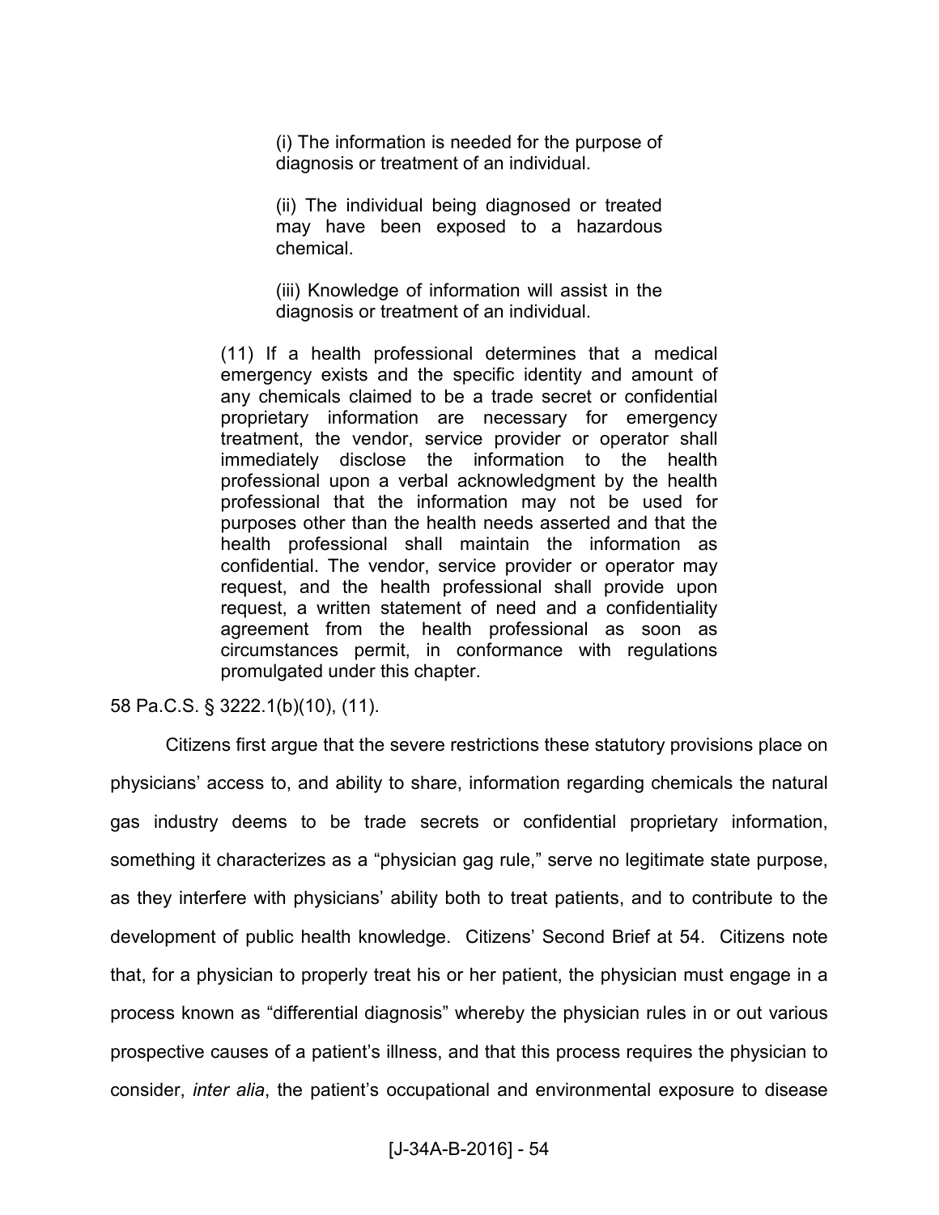> > (i) The information is needed for the purpose of diagnosis or treatment of an individual.
> >
> > (ii) The individual being diagnosed or treated may have been exposed to a hazardous chemical.
> >
> > (iii) Knowledge of information will assist in the diagnosis or treatment of an individual.
>
> (11) If a health professional determines that a medical emergency exists and the specific identity and amount of any chemicals claimed to be a trade secret or confidential proprietary information are necessary for emergency treatment, the vendor, service provider or operator shall immediately disclose the information to the health professional upon a verbal acknowledgment by the health professional that the information may not be used for purposes other than the health needs asserted and that the health professional shall maintain the information as confidential. The vendor, service provider or operator may request, and the health professional shall provide upon request, a written statement of need and a confidentiality agreement from the health professional as soon as circumstances permit, in conformance with regulations promulgated under this chapter.

58 Pa.C.S. § 3222.1(b)(10), (11).

Citizens first argue that the severe restrictions these statutory provisions place on physicians' access to, and ability to share, information regarding chemicals the natural gas industry deems to be trade secrets or confidential proprietary information, something it characterizes as a "physician gag rule," serve no legitimate state purpose, as they interfere with physicians' ability both to treat patients, and to contribute to the development of public health knowledge. Citizens' Second Brief at 54. Citizens note that, for a physician to properly treat his or her patient, the physician must engage in a process known as "differential diagnosis" whereby the physician rules in or out various prospective causes of a patient's illness, and that this process requires the physician to consider, *inter alia*, the patient's occupational and environmental exposure to disease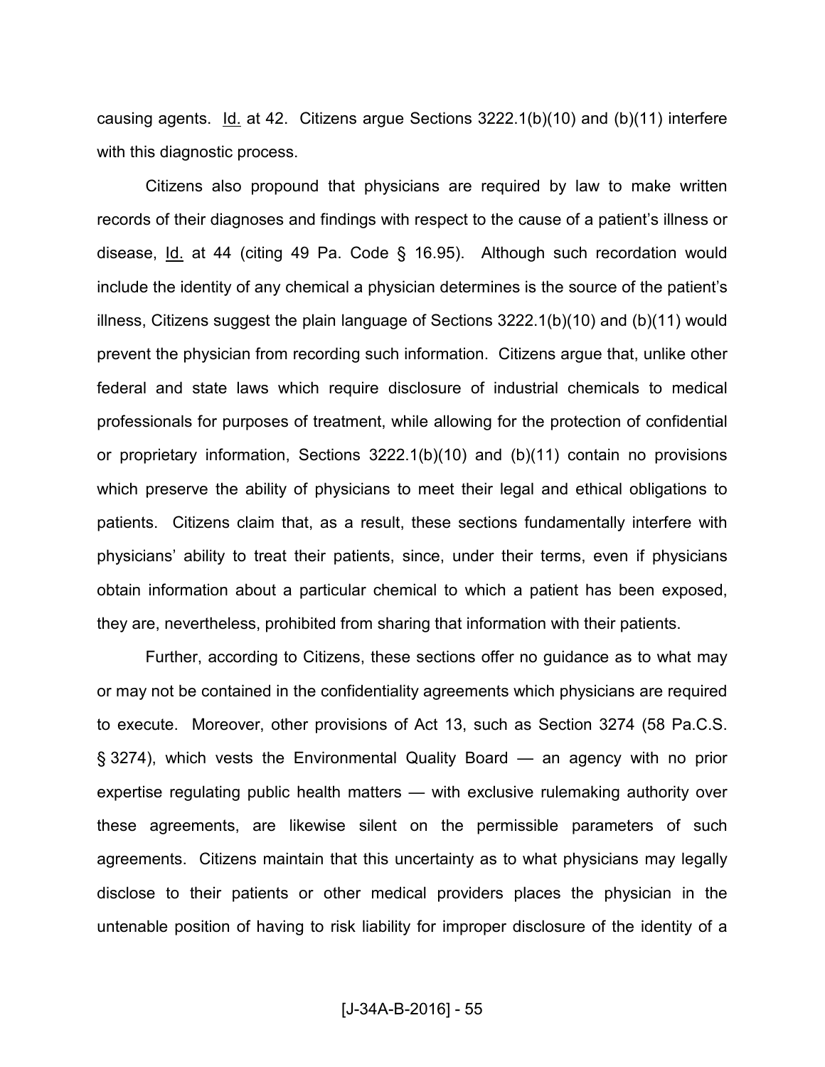causing agents. Id. at 42. Citizens argue Sections 3222.1(b)(10) and (b)(11) interfere with this diagnostic process.

Citizens also propound that physicians are required by law to make written records of their diagnoses and findings with respect to the cause of a patient's illness or disease, Id. at 44 (citing 49 Pa. Code § 16.95). Although such recordation would include the identity of any chemical a physician determines is the source of the patient's illness, Citizens suggest the plain language of Sections 3222.1(b)(10) and (b)(11) would prevent the physician from recording such information. Citizens argue that, unlike other federal and state laws which require disclosure of industrial chemicals to medical professionals for purposes of treatment, while allowing for the protection of confidential or proprietary information, Sections 3222.1(b)(10) and (b)(11) contain no provisions which preserve the ability of physicians to meet their legal and ethical obligations to patients. Citizens claim that, as a result, these sections fundamentally interfere with physicians' ability to treat their patients, since, under their terms, even if physicians obtain information about a particular chemical to which a patient has been exposed, they are, nevertheless, prohibited from sharing that information with their patients.

Further, according to Citizens, these sections offer no guidance as to what may or may not be contained in the confidentiality agreements which physicians are required to execute. Moreover, other provisions of Act 13, such as Section 3274 (58 Pa.C.S. § 3274), which vests the Environmental Quality Board — an agency with no prior expertise regulating public health matters — with exclusive rulemaking authority over these agreements, are likewise silent on the permissible parameters of such agreements. Citizens maintain that this uncertainty as to what physicians may legally disclose to their patients or other medical providers places the physician in the untenable position of having to risk liability for improper disclosure of the identity of a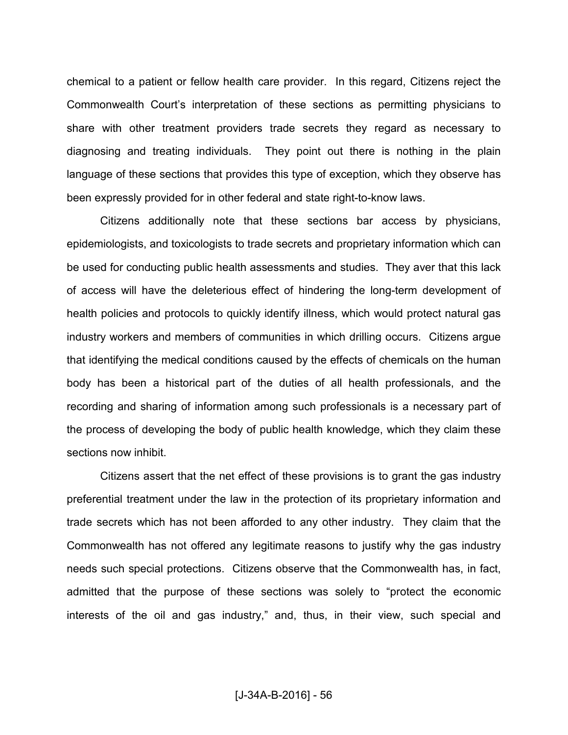chemical to a patient or fellow health care provider. In this regard, Citizens reject the Commonwealth Court's interpretation of these sections as permitting physicians to share with other treatment providers trade secrets they regard as necessary to diagnosing and treating individuals. They point out there is nothing in the plain language of these sections that provides this type of exception, which they observe has been expressly provided for in other federal and state right-to-know laws.

Citizens additionally note that these sections bar access by physicians, epidemiologists, and toxicologists to trade secrets and proprietary information which can be used for conducting public health assessments and studies. They aver that this lack of access will have the deleterious effect of hindering the long-term development of health policies and protocols to quickly identify illness, which would protect natural gas industry workers and members of communities in which drilling occurs. Citizens argue that identifying the medical conditions caused by the effects of chemicals on the human body has been a historical part of the duties of all health professionals, and the recording and sharing of information among such professionals is a necessary part of the process of developing the body of public health knowledge, which they claim these sections now inhibit.

Citizens assert that the net effect of these provisions is to grant the gas industry preferential treatment under the law in the protection of its proprietary information and trade secrets which has not been afforded to any other industry. They claim that the Commonwealth has not offered any legitimate reasons to justify why the gas industry needs such special protections. Citizens observe that the Commonwealth has, in fact, admitted that the purpose of these sections was solely to "protect the economic interests of the oil and gas industry," and, thus, in their view, such special and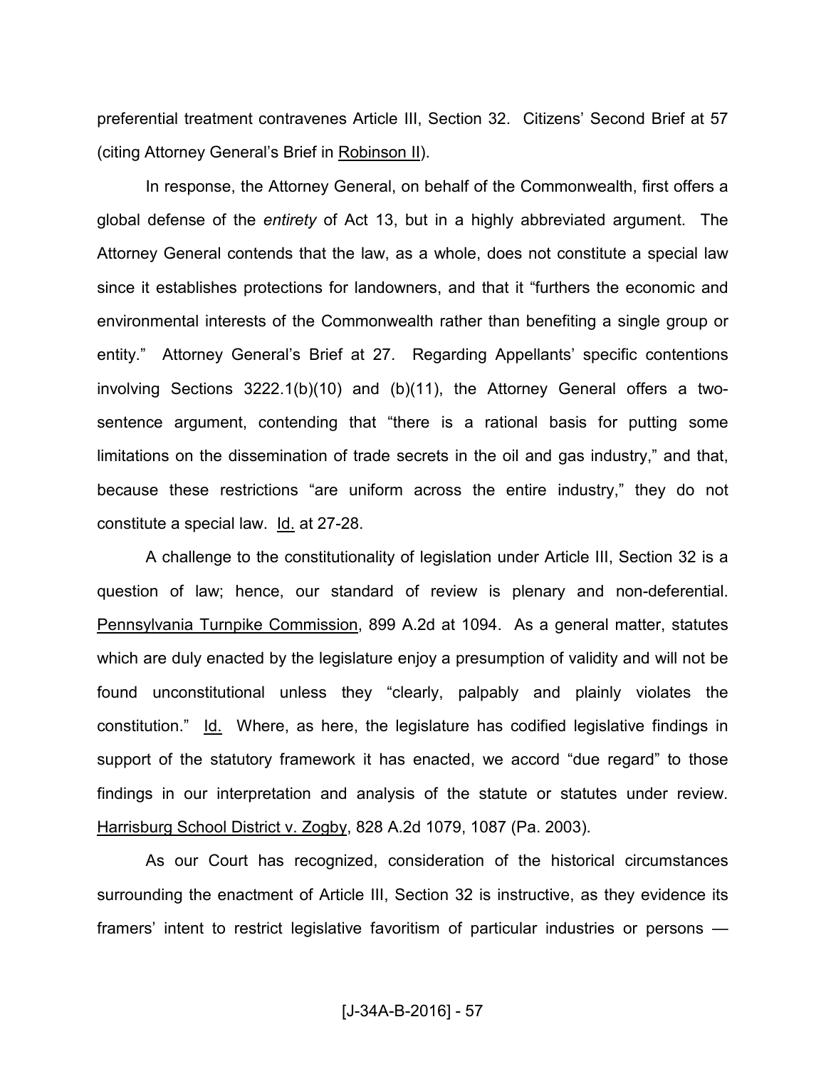preferential treatment contravenes Article III, Section 32. Citizens' Second Brief at 57 (citing Attorney General's Brief in Robinson II).

In response, the Attorney General, on behalf of the Commonwealth, first offers a global defense of the *entirety* of Act 13, but in a highly abbreviated argument. The Attorney General contends that the law, as a whole, does not constitute a special law since it establishes protections for landowners, and that it "furthers the economic and environmental interests of the Commonwealth rather than benefiting a single group or entity." Attorney General's Brief at 27. Regarding Appellants' specific contentions involving Sections 3222.1(b)(10) and (b)(11), the Attorney General offers a two-sentence argument, contending that "there is a rational basis for putting some limitations on the dissemination of trade secrets in the oil and gas industry," and that, because these restrictions "are uniform across the entire industry," they do not constitute a special law. Id. at 27-28.

A challenge to the constitutionality of legislation under Article III, Section 32 is a question of law; hence, our standard of review is plenary and non-deferential. Pennsylvania Turnpike Commission, 899 A.2d at 1094. As a general matter, statutes which are duly enacted by the legislature enjoy a presumption of validity and will not be found unconstitutional unless they "clearly, palpably and plainly violates the constitution." Id. Where, as here, the legislature has codified legislative findings in support of the statutory framework it has enacted, we accord "due regard" to those findings in our interpretation and analysis of the statute or statutes under review. Harrisburg School District v. Zogby, 828 A.2d 1079, 1087 (Pa. 2003).

As our Court has recognized, consideration of the historical circumstances surrounding the enactment of Article III, Section 32 is instructive, as they evidence its framers' intent to restrict legislative favoritism of particular industries or persons —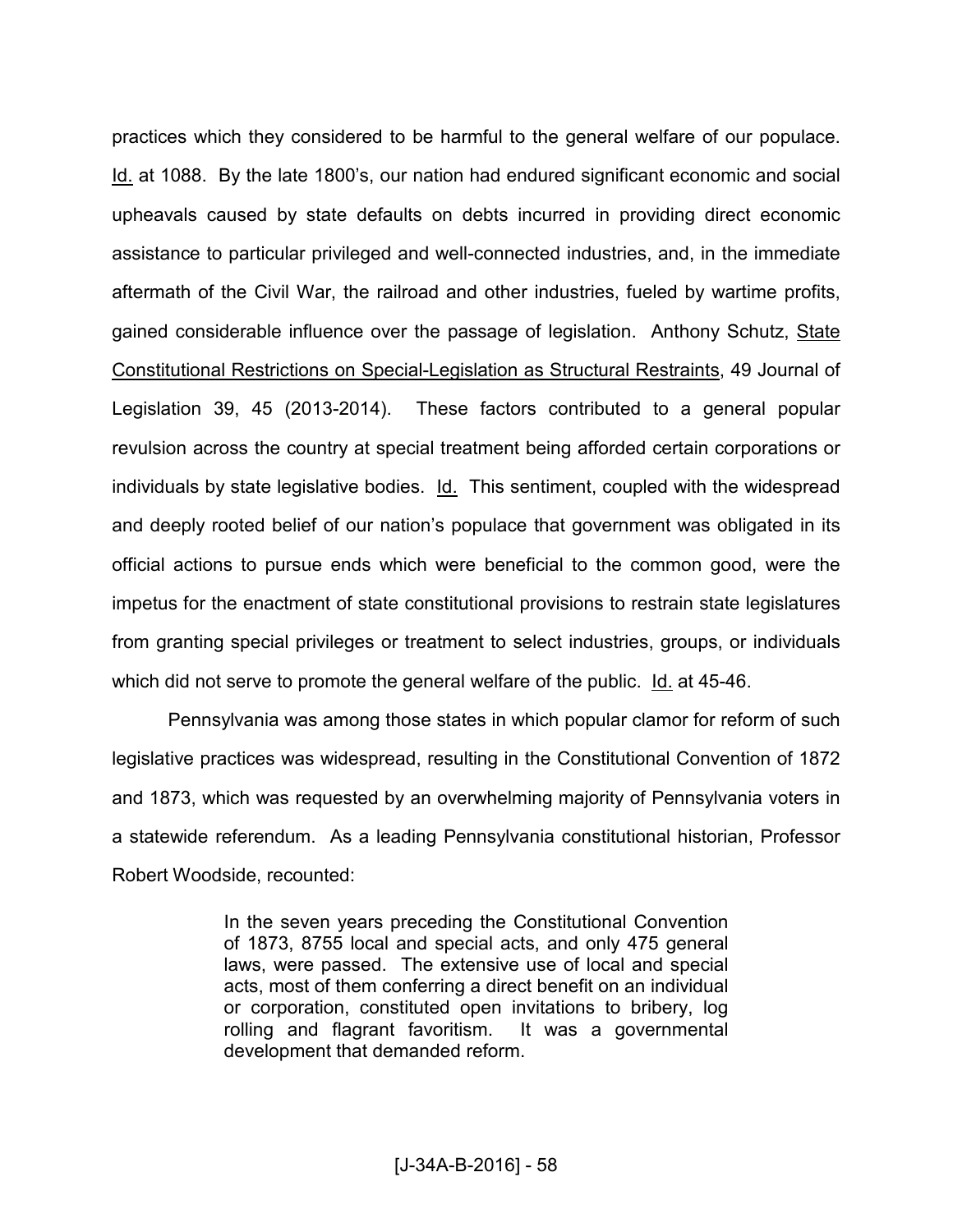practices which they considered to be harmful to the general welfare of our populace. Id. at 1088. By the late 1800's, our nation had endured significant economic and social upheavals caused by state defaults on debts incurred in providing direct economic assistance to particular privileged and well-connected industries, and, in the immediate aftermath of the Civil War, the railroad and other industries, fueled by wartime profits, gained considerable influence over the passage of legislation. Anthony Schutz, State Constitutional Restrictions on Special-Legislation as Structural Restraints, 49 Journal of Legislation 39, 45 (2013-2014). These factors contributed to a general popular revulsion across the country at special treatment being afforded certain corporations or individuals by state legislative bodies. Id. This sentiment, coupled with the widespread and deeply rooted belief of our nation's populace that government was obligated in its official actions to pursue ends which were beneficial to the common good, were the impetus for the enactment of state constitutional provisions to restrain state legislatures from granting special privileges or treatment to select industries, groups, or individuals which did not serve to promote the general welfare of the public. Id. at 45-46.

Pennsylvania was among those states in which popular clamor for reform of such legislative practices was widespread, resulting in the Constitutional Convention of 1872 and 1873, which was requested by an overwhelming majority of Pennsylvania voters in a statewide referendum. As a leading Pennsylvania constitutional historian, Professor Robert Woodside, recounted:

> In the seven years preceding the Constitutional Convention of 1873, 8755 local and special acts, and only 475 general laws, were passed. The extensive use of local and special acts, most of them conferring a direct benefit on an individual or corporation, constituted open invitations to bribery, log rolling and flagrant favoritism. It was a governmental development that demanded reform.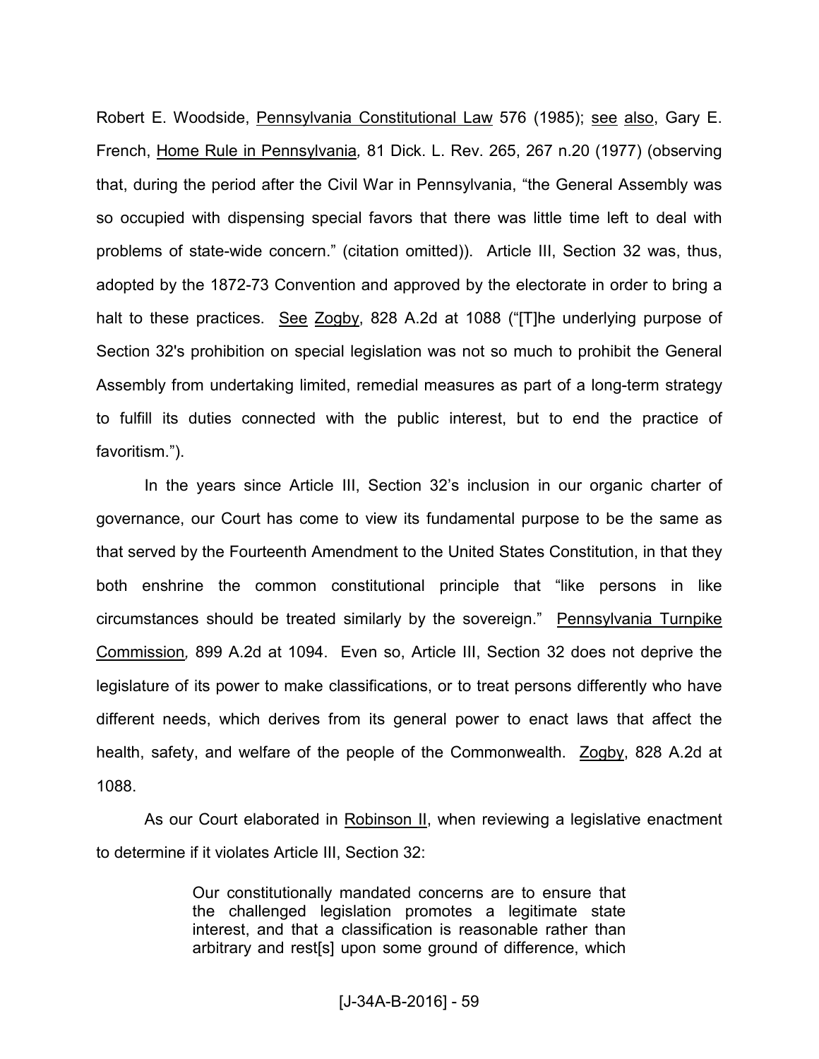Robert E. Woodside, Pennsylvania Constitutional Law 576 (1985); see also, Gary E. French, Home Rule in Pennsylvania, 81 Dick. L. Rev. 265, 267 n.20 (1977) (observing that, during the period after the Civil War in Pennsylvania, "the General Assembly was so occupied with dispensing special favors that there was little time left to deal with problems of state-wide concern." (citation omitted)). Article III, Section 32 was, thus, adopted by the 1872-73 Convention and approved by the electorate in order to bring a halt to these practices. See Zogby, 828 A.2d at 1088 ("[T]he underlying purpose of Section 32's prohibition on special legislation was not so much to prohibit the General Assembly from undertaking limited, remedial measures as part of a long-term strategy to fulfill its duties connected with the public interest, but to end the practice of favoritism.").

In the years since Article III, Section 32's inclusion in our organic charter of governance, our Court has come to view its fundamental purpose to be the same as that served by the Fourteenth Amendment to the United States Constitution, in that they both enshrine the common constitutional principle that "like persons in like circumstances should be treated similarly by the sovereign." Pennsylvania Turnpike Commission, 899 A.2d at 1094. Even so, Article III, Section 32 does not deprive the legislature of its power to make classifications, or to treat persons differently who have different needs, which derives from its general power to enact laws that affect the health, safety, and welfare of the people of the Commonwealth. Zogby, 828 A.2d at 1088.

As our Court elaborated in Robinson II, when reviewing a legislative enactment to determine if it violates Article III, Section 32:

> Our constitutionally mandated concerns are to ensure that the challenged legislation promotes a legitimate state interest, and that a classification is reasonable rather than arbitrary and rest[s] upon some ground of difference, which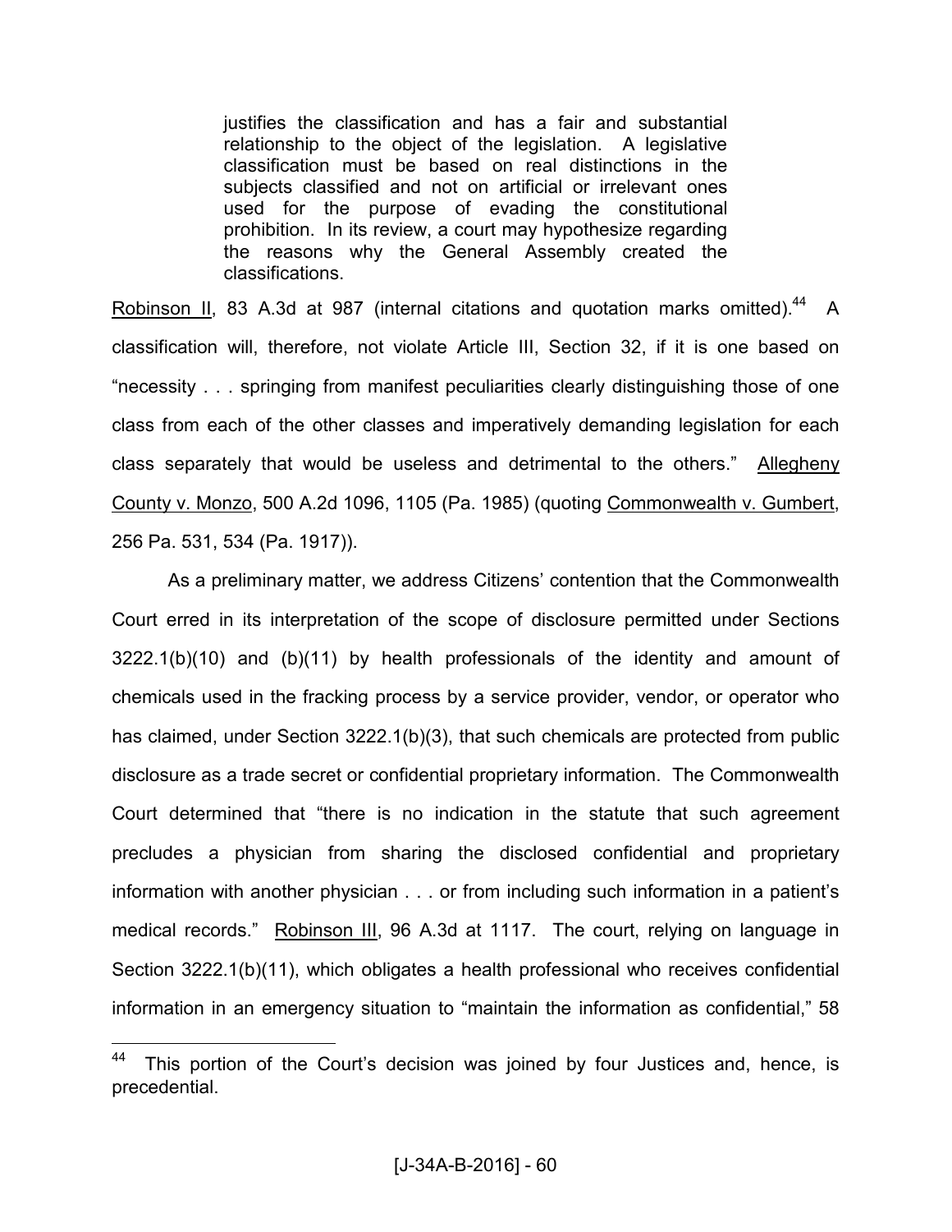> justifies the classification and has a fair and substantial relationship to the object of the legislation. A legislative classification must be based on real distinctions in the subjects classified and not on artificial or irrelevant ones used for the purpose of evading the constitutional prohibition. In its review, a court may hypothesize regarding the reasons why the General Assembly created the classifications.

Robinson II, 83 A.3d at 987 (internal citations and quotation marks omitted).[44] A classification will, therefore, not violate Article III, Section 32, if it is one based on "necessity . . . springing from manifest peculiarities clearly distinguishing those of one class from each of the other classes and imperatively demanding legislation for each class separately that would be useless and detrimental to the others." Allegheny County v. Monzo, 500 A.2d 1096, 1105 (Pa. 1985) (quoting Commonwealth v. Gumbert, 256 Pa. 531, 534 (Pa. 1917)).

As a preliminary matter, we address Citizens' contention that the Commonwealth Court erred in its interpretation of the scope of disclosure permitted under Sections 3222.1(b)(10) and (b)(11) by health professionals of the identity and amount of chemicals used in the fracking process by a service provider, vendor, or operator who has claimed, under Section 3222.1(b)(3), that such chemicals are protected from public disclosure as a trade secret or confidential proprietary information. The Commonwealth Court determined that "there is no indication in the statute that such agreement precludes a physician from sharing the disclosed confidential and proprietary information with another physician . . . or from including such information in a patient's medical records." Robinson III, 96 A.3d at 1117. The court, relying on language in Section 3222.1(b)(11), which obligates a health professional who receives confidential information in an emergency situation to "maintain the information as confidential," 58

---

[44] This portion of the Court's decision was joined by four Justices and, hence, is precedential.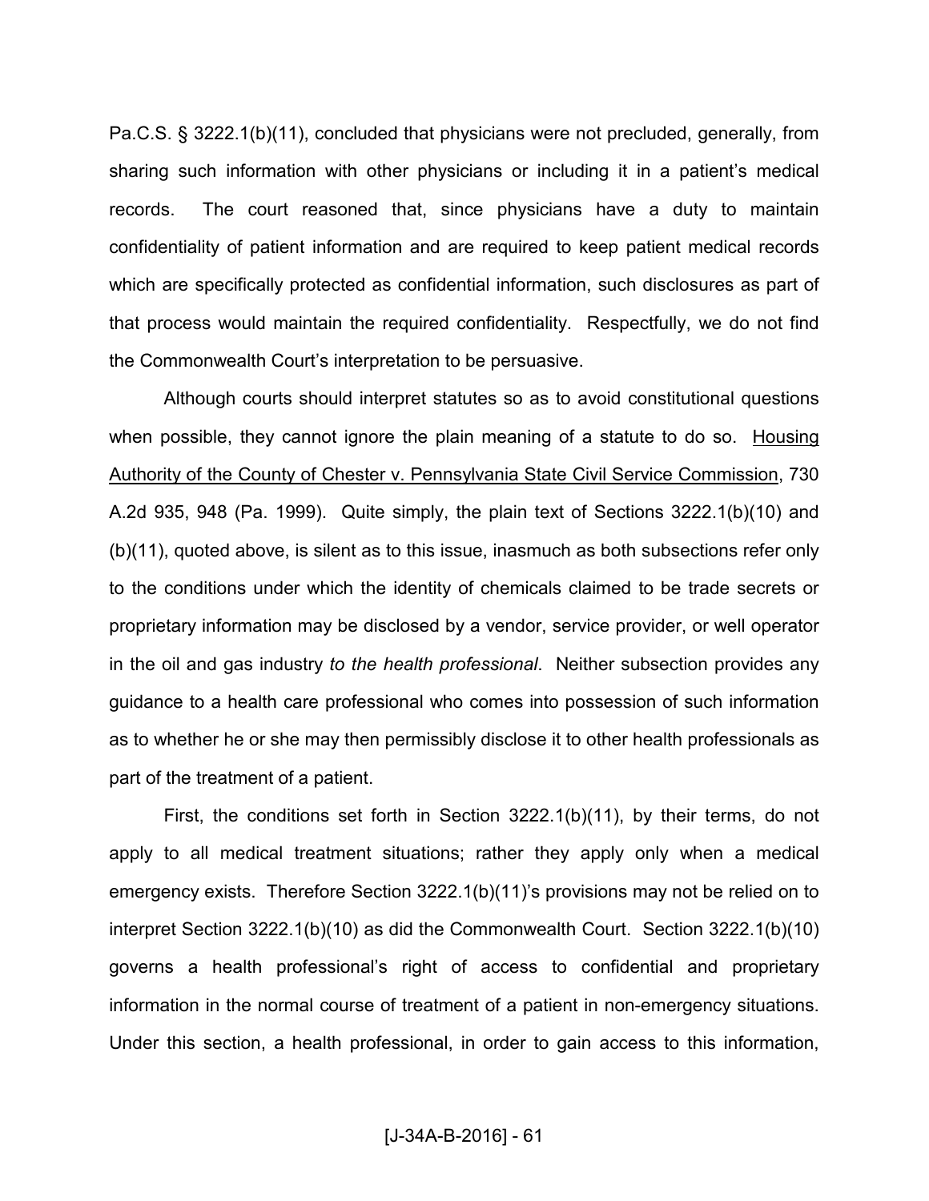Pa.C.S. § 3222.1(b)(11), concluded that physicians were not precluded, generally, from sharing such information with other physicians or including it in a patient's medical records. The court reasoned that, since physicians have a duty to maintain confidentiality of patient information and are required to keep patient medical records which are specifically protected as confidential information, such disclosures as part of that process would maintain the required confidentiality. Respectfully, we do not find the Commonwealth Court's interpretation to be persuasive.

Although courts should interpret statutes so as to avoid constitutional questions when possible, they cannot ignore the plain meaning of a statute to do so. Housing Authority of the County of Chester v. Pennsylvania State Civil Service Commission, 730 A.2d 935, 948 (Pa. 1999). Quite simply, the plain text of Sections 3222.1(b)(10) and (b)(11), quoted above, is silent as to this issue, inasmuch as both subsections refer only to the conditions under which the identity of chemicals claimed to be trade secrets or proprietary information may be disclosed by a vendor, service provider, or well operator in the oil and gas industry *to the health professional*. Neither subsection provides any guidance to a health care professional who comes into possession of such information as to whether he or she may then permissibly disclose it to other health professionals as part of the treatment of a patient.

First, the conditions set forth in Section 3222.1(b)(11), by their terms, do not apply to all medical treatment situations; rather they apply only when a medical emergency exists. Therefore Section 3222.1(b)(11)'s provisions may not be relied on to interpret Section 3222.1(b)(10) as did the Commonwealth Court. Section 3222.1(b)(10) governs a health professional's right of access to confidential and proprietary information in the normal course of treatment of a patient in non-emergency situations. Under this section, a health professional, in order to gain access to this information,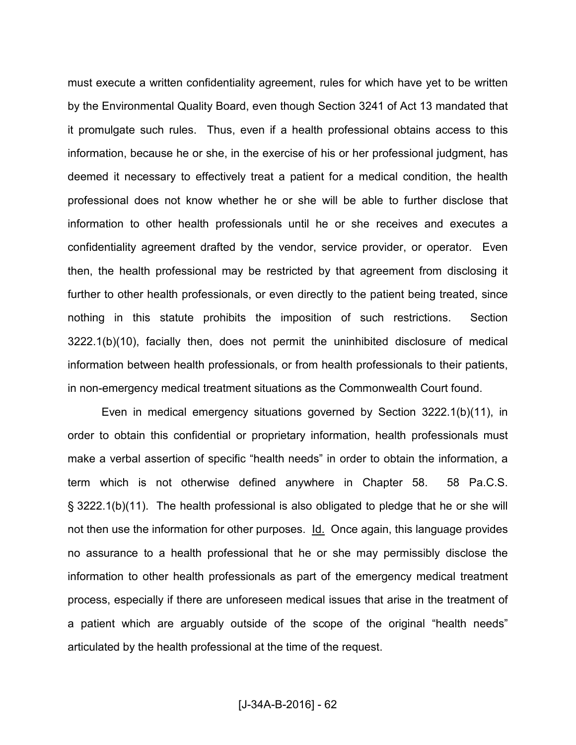must execute a written confidentiality agreement, rules for which have yet to be written by the Environmental Quality Board, even though Section 3241 of Act 13 mandated that it promulgate such rules. Thus, even if a health professional obtains access to this information, because he or she, in the exercise of his or her professional judgment, has deemed it necessary to effectively treat a patient for a medical condition, the health professional does not know whether he or she will be able to further disclose that information to other health professionals until he or she receives and executes a confidentiality agreement drafted by the vendor, service provider, or operator. Even then, the health professional may be restricted by that agreement from disclosing it further to other health professionals, or even directly to the patient being treated, since nothing in this statute prohibits the imposition of such restrictions. Section 3222.1(b)(10), facially then, does not permit the uninhibited disclosure of medical information between health professionals, or from health professionals to their patients, in non-emergency medical treatment situations as the Commonwealth Court found.

Even in medical emergency situations governed by Section 3222.1(b)(11), in order to obtain this confidential or proprietary information, health professionals must make a verbal assertion of specific "health needs" in order to obtain the information, a term which is not otherwise defined anywhere in Chapter 58. 58 Pa.C.S. § 3222.1(b)(11). The health professional is also obligated to pledge that he or she will not then use the information for other purposes. Id. Once again, this language provides no assurance to a health professional that he or she may permissibly disclose the information to other health professionals as part of the emergency medical treatment process, especially if there are unforeseen medical issues that arise in the treatment of a patient which are arguably outside of the scope of the original "health needs" articulated by the health professional at the time of the request.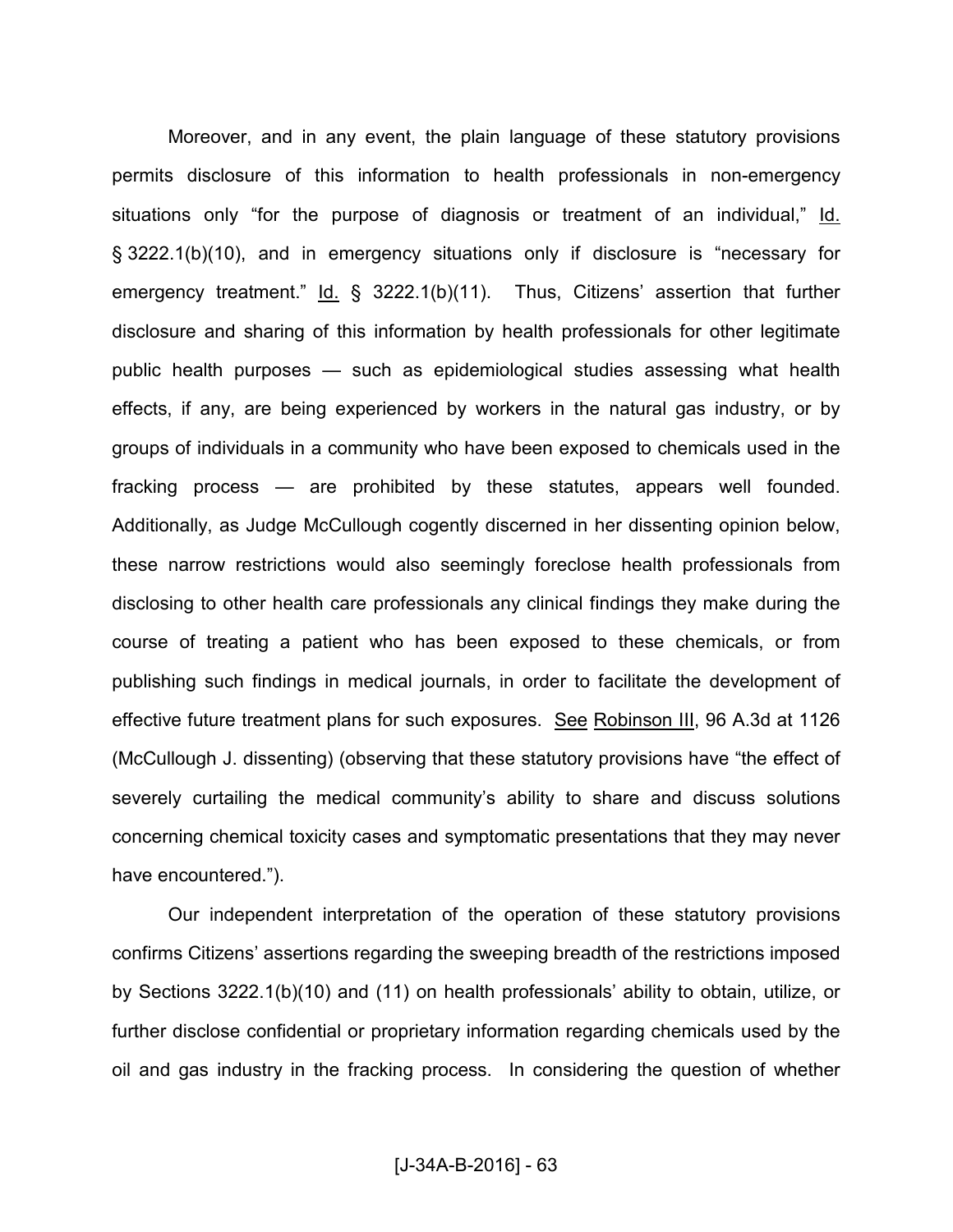Moreover, and in any event, the plain language of these statutory provisions permits disclosure of this information to health professionals in non-emergency situations only "for the purpose of diagnosis or treatment of an individual," Id. § 3222.1(b)(10), and in emergency situations only if disclosure is "necessary for emergency treatment." Id. § 3222.1(b)(11). Thus, Citizens' assertion that further disclosure and sharing of this information by health professionals for other legitimate public health purposes — such as epidemiological studies assessing what health effects, if any, are being experienced by workers in the natural gas industry, or by groups of individuals in a community who have been exposed to chemicals used in the fracking process — are prohibited by these statutes, appears well founded. Additionally, as Judge McCullough cogently discerned in her dissenting opinion below, these narrow restrictions would also seemingly foreclose health professionals from disclosing to other health care professionals any clinical findings they make during the course of treating a patient who has been exposed to these chemicals, or from publishing such findings in medical journals, in order to facilitate the development of effective future treatment plans for such exposures. See Robinson III, 96 A.3d at 1126 (McCullough J. dissenting) (observing that these statutory provisions have "the effect of severely curtailing the medical community's ability to share and discuss solutions concerning chemical toxicity cases and symptomatic presentations that they may never have encountered.").

Our independent interpretation of the operation of these statutory provisions confirms Citizens' assertions regarding the sweeping breadth of the restrictions imposed by Sections 3222.1(b)(10) and (11) on health professionals' ability to obtain, utilize, or further disclose confidential or proprietary information regarding chemicals used by the oil and gas industry in the fracking process. In considering the question of whether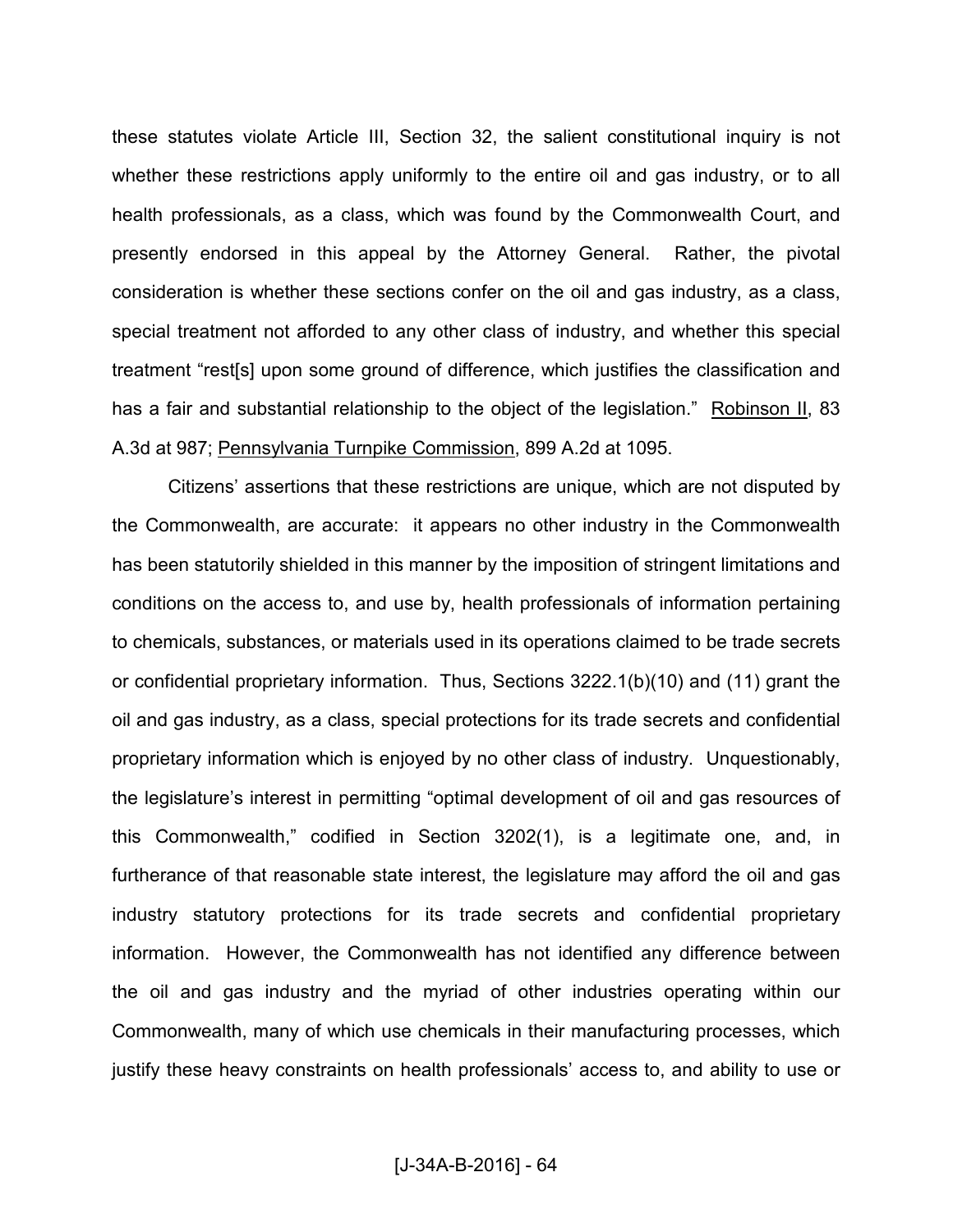these statutes violate Article III, Section 32, the salient constitutional inquiry is not whether these restrictions apply uniformly to the entire oil and gas industry, or to all health professionals, as a class, which was found by the Commonwealth Court, and presently endorsed in this appeal by the Attorney General. Rather, the pivotal consideration is whether these sections confer on the oil and gas industry, as a class, special treatment not afforded to any other class of industry, and whether this special treatment "rest[s] upon some ground of difference, which justifies the classification and has a fair and substantial relationship to the object of the legislation." Robinson II, 83 A.3d at 987; Pennsylvania Turnpike Commission, 899 A.2d at 1095.

Citizens' assertions that these restrictions are unique, which are not disputed by the Commonwealth, are accurate: it appears no other industry in the Commonwealth has been statutorily shielded in this manner by the imposition of stringent limitations and conditions on the access to, and use by, health professionals of information pertaining to chemicals, substances, or materials used in its operations claimed to be trade secrets or confidential proprietary information. Thus, Sections 3222.1(b)(10) and (11) grant the oil and gas industry, as a class, special protections for its trade secrets and confidential proprietary information which is enjoyed by no other class of industry. Unquestionably, the legislature's interest in permitting "optimal development of oil and gas resources of this Commonwealth," codified in Section 3202(1), is a legitimate one, and, in furtherance of that reasonable state interest, the legislature may afford the oil and gas industry statutory protections for its trade secrets and confidential proprietary information. However, the Commonwealth has not identified any difference between the oil and gas industry and the myriad of other industries operating within our Commonwealth, many of which use chemicals in their manufacturing processes, which justify these heavy constraints on health professionals' access to, and ability to use or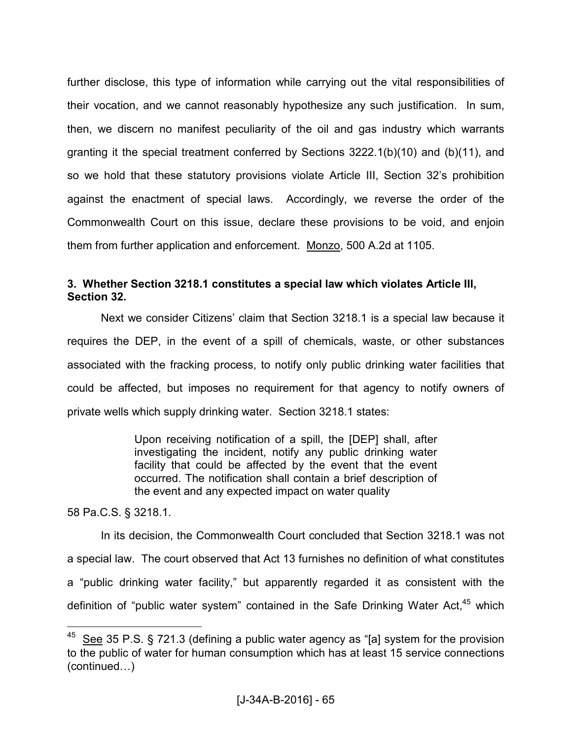further disclose, this type of information while carrying out the vital responsibilities of their vocation, and we cannot reasonably hypothesize any such justification. In sum, then, we discern no manifest peculiarity of the oil and gas industry which warrants granting it the special treatment conferred by Sections 3222.1(b)(10) and (b)(11), and so we hold that these statutory provisions violate Article III, Section 32's prohibition against the enactment of special laws. Accordingly, we reverse the order of the Commonwealth Court on this issue, declare these provisions to be void, and enjoin them from further application and enforcement. Monzo, 500 A.2d at 1105.

**3. Whether Section 3218.1 constitutes a special law which violates Article III, Section 32.**

Next we consider Citizens' claim that Section 3218.1 is a special law because it requires the DEP, in the event of a spill of chemicals, waste, or other substances associated with the fracking process, to notify only public drinking water facilities that could be affected, but imposes no requirement for that agency to notify owners of private wells which supply drinking water. Section 3218.1 states:

> Upon receiving notification of a spill, the [DEP] shall, after investigating the incident, notify any public drinking water facility that could be affected by the event that the event occurred. The notification shall contain a brief description of the event and any expected impact on water quality

58 Pa.C.S. § 3218.1.

In its decision, the Commonwealth Court concluded that Section 3218.1 was not a special law. The court observed that Act 13 furnishes no definition of what constitutes a "public drinking water facility," but apparently regarded it as consistent with the definition of "public water system" contained in the Safe Drinking Water Act,[45] which

---

[45] See 35 P.S. § 721.3 (defining a public water agency as "[a] system for the provision to the public of water for human consumption which has at least 15 service connections (continued…)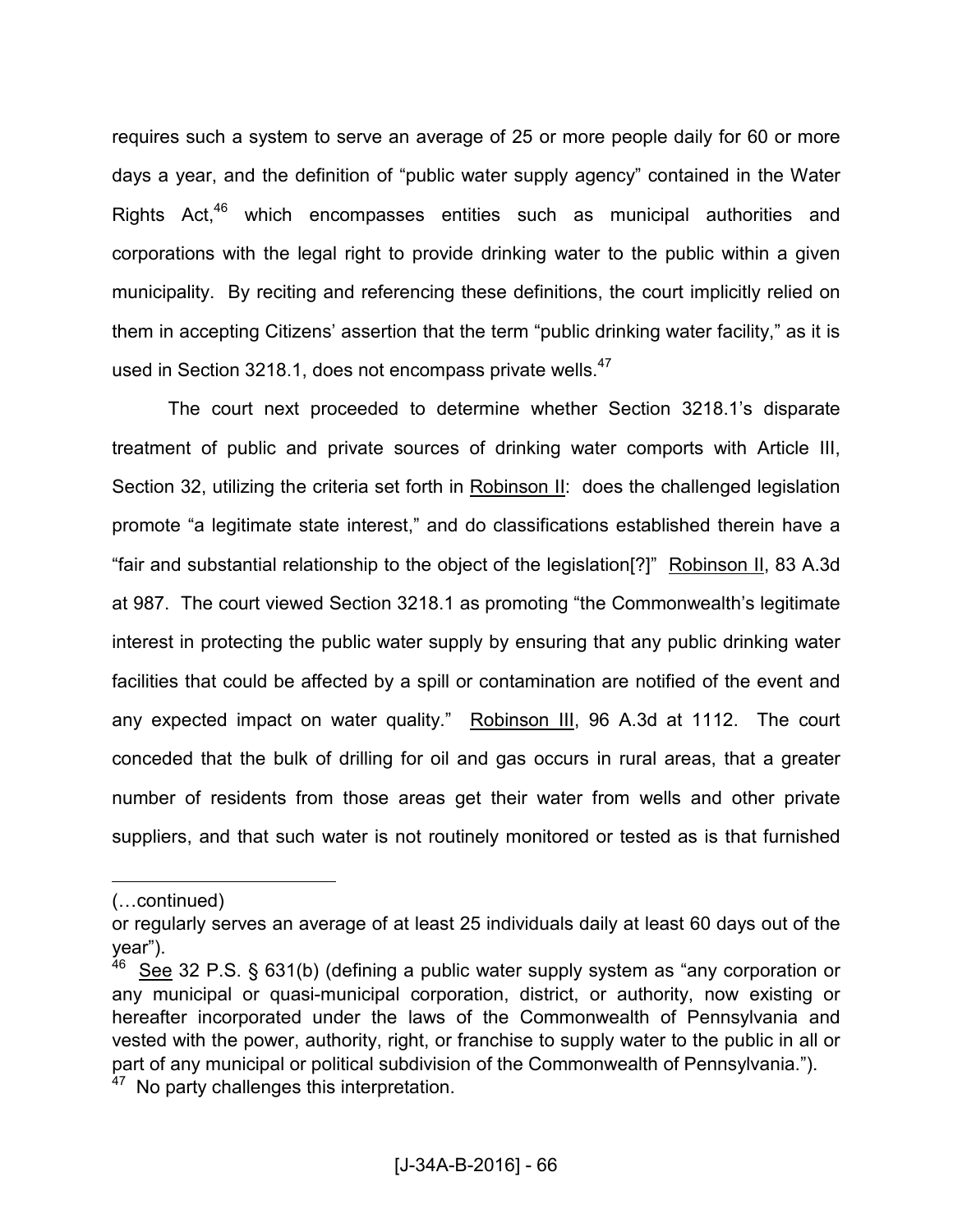requires such a system to serve an average of 25 or more people daily for 60 or more days a year, and the definition of "public water supply agency" contained in the Water Rights Act,[46] which encompasses entities such as municipal authorities and corporations with the legal right to provide drinking water to the public within a given municipality. By reciting and referencing these definitions, the court implicitly relied on them in accepting Citizens' assertion that the term "public drinking water facility," as it is used in Section 3218.1, does not encompass private wells.[47]

The court next proceeded to determine whether Section 3218.1's disparate treatment of public and private sources of drinking water comports with Article III, Section 32, utilizing the criteria set forth in Robinson II: does the challenged legislation promote "a legitimate state interest," and do classifications established therein have a "fair and substantial relationship to the object of the legislation[?]" Robinson II, 83 A.3d at 987. The court viewed Section 3218.1 as promoting "the Commonwealth's legitimate interest in protecting the public water supply by ensuring that any public drinking water facilities that could be affected by a spill or contamination are notified of the event and any expected impact on water quality." Robinson III, 96 A.3d at 1112. The court conceded that the bulk of drilling for oil and gas occurs in rural areas, that a greater number of residents from those areas get their water from wells and other private suppliers, and that such water is not routinely monitored or tested as is that furnished

---

(…continued)

or regularly serves an average of at least 25 individuals daily at least 60 days out of the year").

[46] See 32 P.S. § 631(b) (defining a public water supply system as "any corporation or any municipal or quasi-municipal corporation, district, or authority, now existing or hereafter incorporated under the laws of the Commonwealth of Pennsylvania and vested with the power, authority, right, or franchise to supply water to the public in all or part of any municipal or political subdivision of the Commonwealth of Pennsylvania.").

[47] No party challenges this interpretation.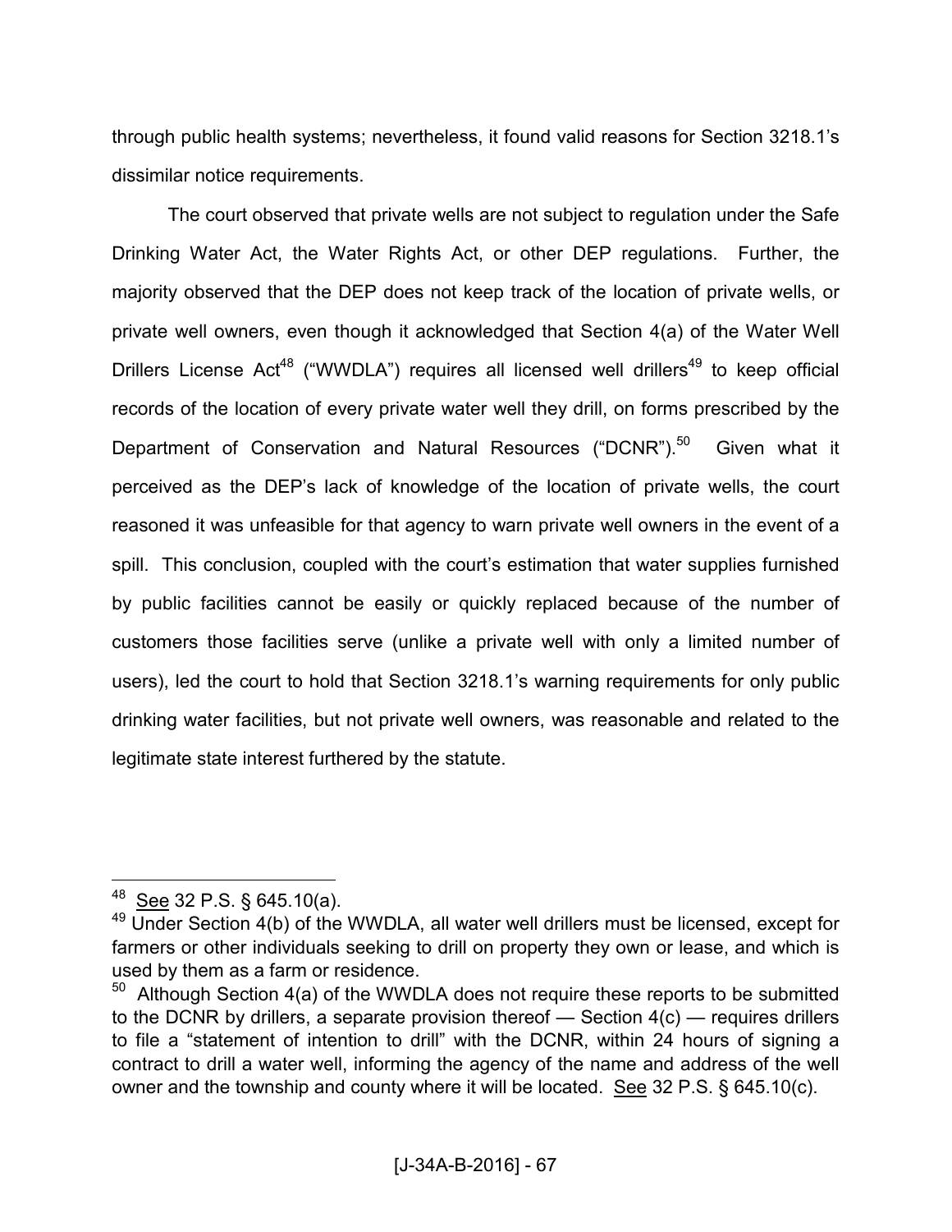through public health systems; nevertheless, it found valid reasons for Section 3218.1's dissimilar notice requirements.

The court observed that private wells are not subject to regulation under the Safe Drinking Water Act, the Water Rights Act, or other DEP regulations. Further, the majority observed that the DEP does not keep track of the location of private wells, or private well owners, even though it acknowledged that Section 4(a) of the Water Well Drillers License Act[48] ("WWDLA") requires all licensed well drillers[49] to keep official records of the location of every private water well they drill, on forms prescribed by the Department of Conservation and Natural Resources ("DCNR").[50] Given what it perceived as the DEP's lack of knowledge of the location of private wells, the court reasoned it was unfeasible for that agency to warn private well owners in the event of a spill. This conclusion, coupled with the court's estimation that water supplies furnished by public facilities cannot be easily or quickly replaced because of the number of customers those facilities serve (unlike a private well with only a limited number of users), led the court to hold that Section 3218.1's warning requirements for only public drinking water facilities, but not private well owners, was reasonable and related to the legitimate state interest furthered by the statute.

---

[48] See 32 P.S. § 645.10(a).

[49] Under Section 4(b) of the WWDLA, all water well drillers must be licensed, except for farmers or other individuals seeking to drill on property they own or lease, and which is used by them as a farm or residence.

[50] Although Section 4(a) of the WWDLA does not require these reports to be submitted to the DCNR by drillers, a separate provision thereof — Section 4(c) — requires drillers to file a "statement of intention to drill" with the DCNR, within 24 hours of signing a contract to drill a water well, informing the agency of the name and address of the well owner and the township and county where it will be located. See 32 P.S. § 645.10(c).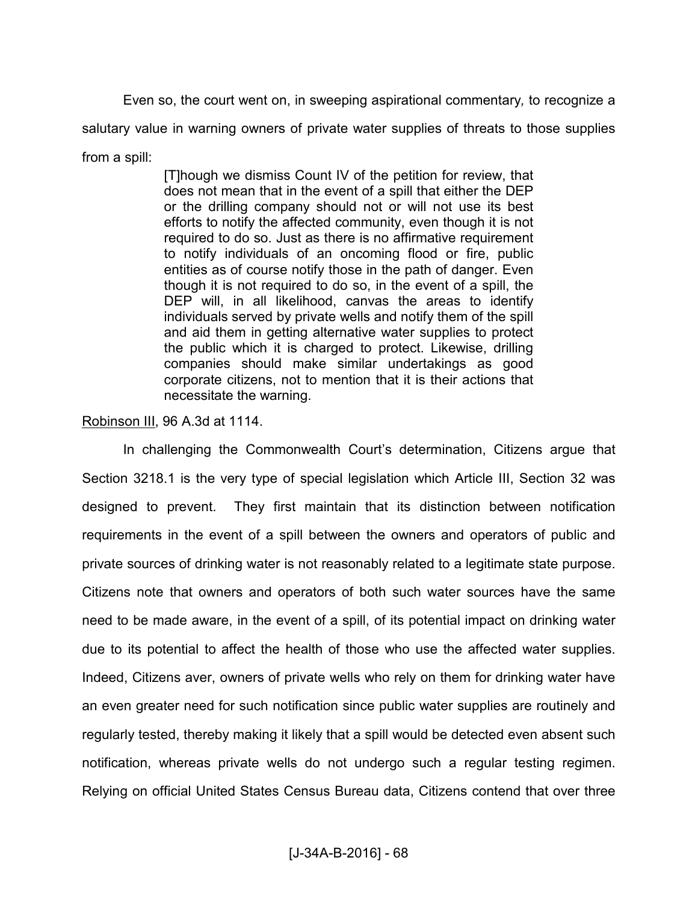Even so, the court went on, in sweeping aspirational commentary*,* to recognize a salutary value in warning owners of private water supplies of threats to those supplies from a spill:

> [T]hough we dismiss Count IV of the petition for review, that does not mean that in the event of a spill that either the DEP or the drilling company should not or will not use its best efforts to notify the affected community, even though it is not required to do so. Just as there is no affirmative requirement to notify individuals of an oncoming flood or fire, public entities as of course notify those in the path of danger. Even though it is not required to do so, in the event of a spill, the DEP will, in all likelihood, canvas the areas to identify individuals served by private wells and notify them of the spill and aid them in getting alternative water supplies to protect the public which it is charged to protect. Likewise, drilling companies should make similar undertakings as good corporate citizens, not to mention that it is their actions that necessitate the warning.

Robinson III, 96 A.3d at 1114.

In challenging the Commonwealth Court's determination, Citizens argue that Section 3218.1 is the very type of special legislation which Article III, Section 32 was designed to prevent. They first maintain that its distinction between notification requirements in the event of a spill between the owners and operators of public and private sources of drinking water is not reasonably related to a legitimate state purpose. Citizens note that owners and operators of both such water sources have the same need to be made aware, in the event of a spill, of its potential impact on drinking water due to its potential to affect the health of those who use the affected water supplies. Indeed, Citizens aver, owners of private wells who rely on them for drinking water have an even greater need for such notification since public water supplies are routinely and regularly tested, thereby making it likely that a spill would be detected even absent such notification, whereas private wells do not undergo such a regular testing regimen. Relying on official United States Census Bureau data, Citizens contend that over three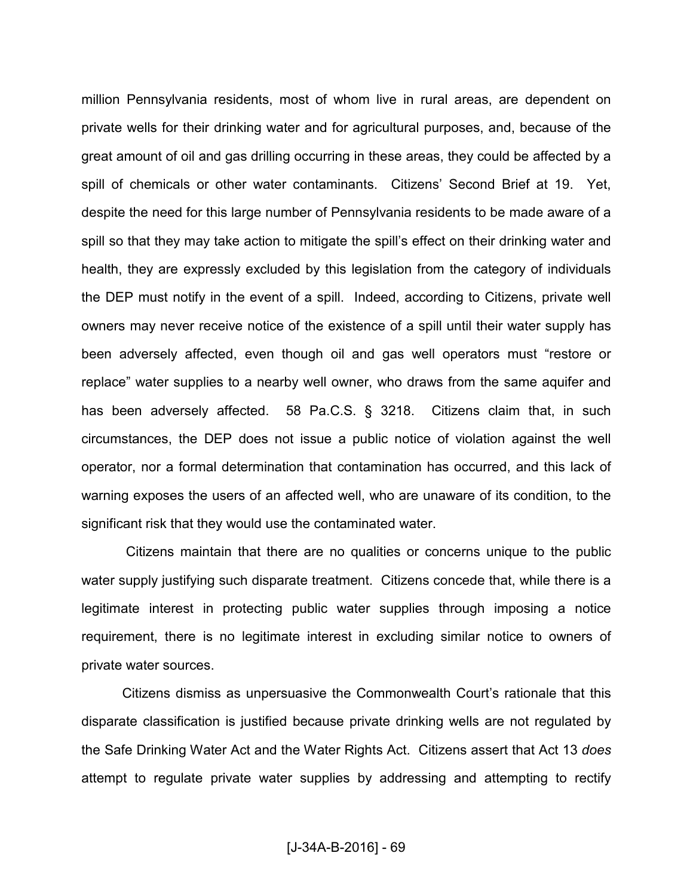million Pennsylvania residents, most of whom live in rural areas, are dependent on private wells for their drinking water and for agricultural purposes, and, because of the great amount of oil and gas drilling occurring in these areas, they could be affected by a spill of chemicals or other water contaminants. Citizens' Second Brief at 19. Yet, despite the need for this large number of Pennsylvania residents to be made aware of a spill so that they may take action to mitigate the spill's effect on their drinking water and health, they are expressly excluded by this legislation from the category of individuals the DEP must notify in the event of a spill. Indeed, according to Citizens, private well owners may never receive notice of the existence of a spill until their water supply has been adversely affected, even though oil and gas well operators must "restore or replace" water supplies to a nearby well owner, who draws from the same aquifer and has been adversely affected. 58 Pa.C.S. § 3218. Citizens claim that, in such circumstances, the DEP does not issue a public notice of violation against the well operator, nor a formal determination that contamination has occurred, and this lack of warning exposes the users of an affected well, who are unaware of its condition, to the significant risk that they would use the contaminated water.

Citizens maintain that there are no qualities or concerns unique to the public water supply justifying such disparate treatment. Citizens concede that, while there is a legitimate interest in protecting public water supplies through imposing a notice requirement, there is no legitimate interest in excluding similar notice to owners of private water sources.

Citizens dismiss as unpersuasive the Commonwealth Court's rationale that this disparate classification is justified because private drinking wells are not regulated by the Safe Drinking Water Act and the Water Rights Act. Citizens assert that Act 13 *does* attempt to regulate private water supplies by addressing and attempting to rectify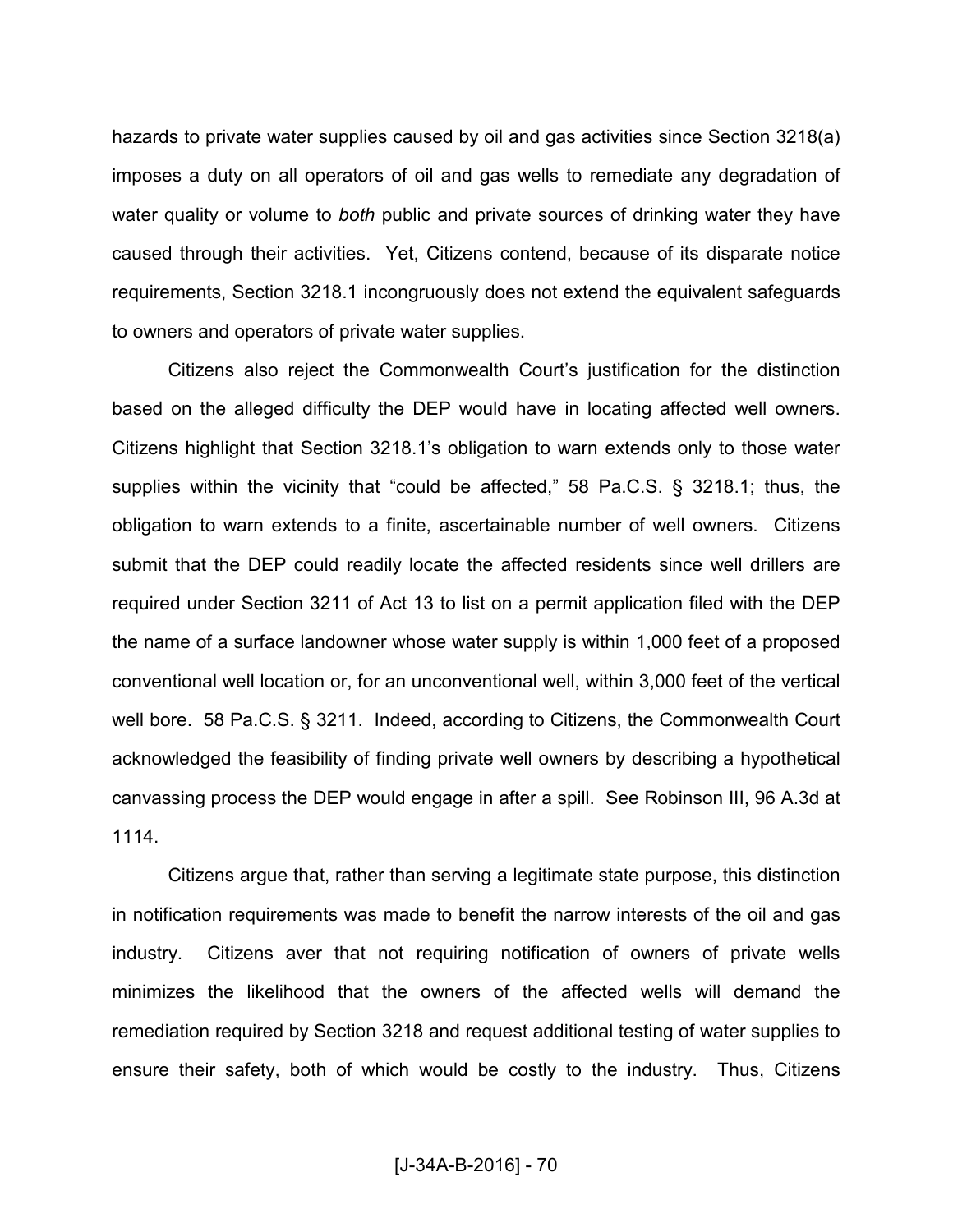hazards to private water supplies caused by oil and gas activities since Section 3218(a) imposes a duty on all operators of oil and gas wells to remediate any degradation of water quality or volume to *both* public and private sources of drinking water they have caused through their activities. Yet, Citizens contend, because of its disparate notice requirements, Section 3218.1 incongruously does not extend the equivalent safeguards to owners and operators of private water supplies.

Citizens also reject the Commonwealth Court's justification for the distinction based on the alleged difficulty the DEP would have in locating affected well owners. Citizens highlight that Section 3218.1's obligation to warn extends only to those water supplies within the vicinity that "could be affected," 58 Pa.C.S. § 3218.1; thus, the obligation to warn extends to a finite, ascertainable number of well owners. Citizens submit that the DEP could readily locate the affected residents since well drillers are required under Section 3211 of Act 13 to list on a permit application filed with the DEP the name of a surface landowner whose water supply is within 1,000 feet of a proposed conventional well location or, for an unconventional well, within 3,000 feet of the vertical well bore. 58 Pa.C.S. § 3211. Indeed, according to Citizens, the Commonwealth Court acknowledged the feasibility of finding private well owners by describing a hypothetical canvassing process the DEP would engage in after a spill. See Robinson III, 96 A.3d at 1114.

Citizens argue that, rather than serving a legitimate state purpose, this distinction in notification requirements was made to benefit the narrow interests of the oil and gas industry. Citizens aver that not requiring notification of owners of private wells minimizes the likelihood that the owners of the affected wells will demand the remediation required by Section 3218 and request additional testing of water supplies to ensure their safety, both of which would be costly to the industry. Thus, Citizens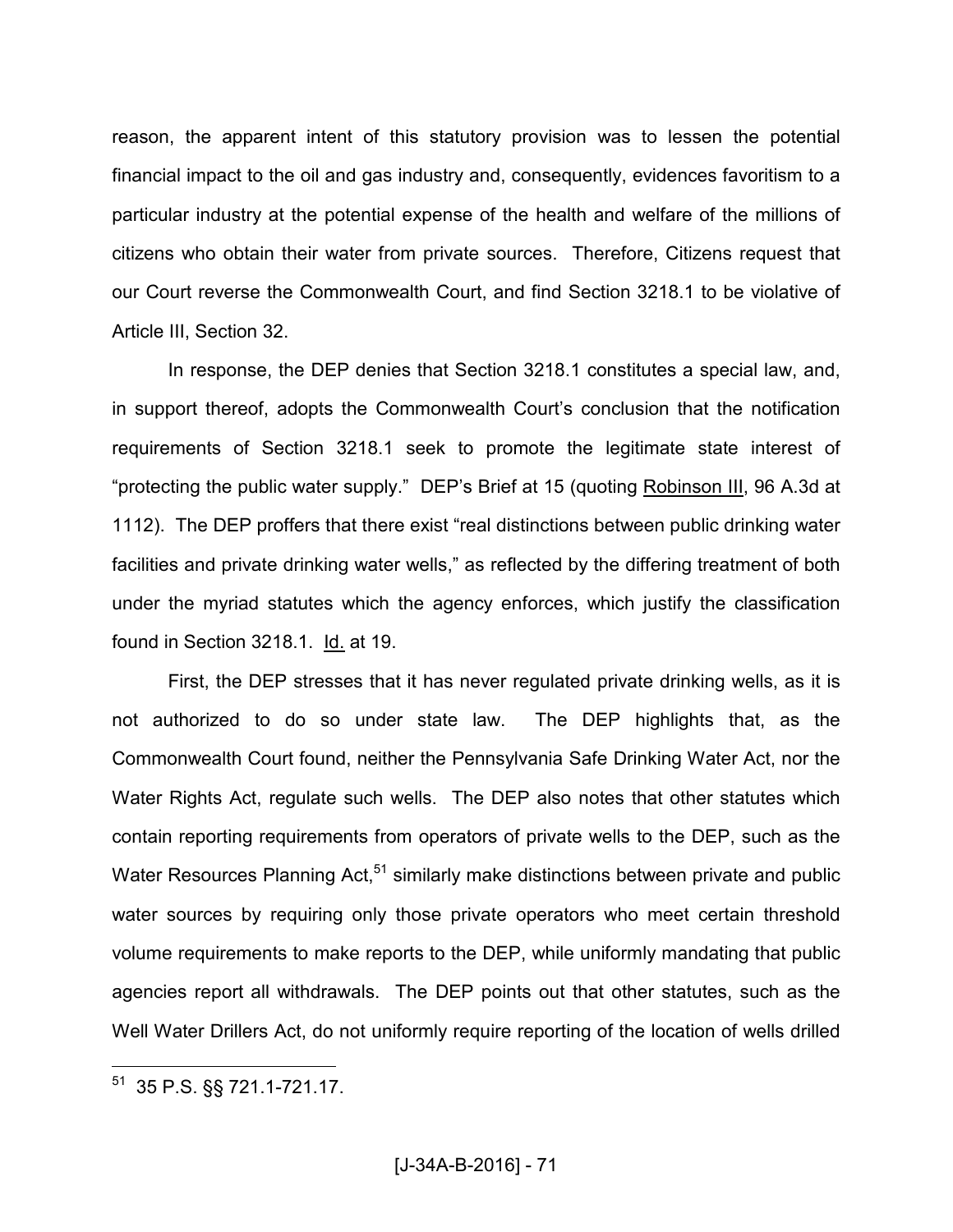reason, the apparent intent of this statutory provision was to lessen the potential financial impact to the oil and gas industry and, consequently, evidences favoritism to a particular industry at the potential expense of the health and welfare of the millions of citizens who obtain their water from private sources. Therefore, Citizens request that our Court reverse the Commonwealth Court, and find Section 3218.1 to be violative of Article III, Section 32.

In response, the DEP denies that Section 3218.1 constitutes a special law, and, in support thereof, adopts the Commonwealth Court's conclusion that the notification requirements of Section 3218.1 seek to promote the legitimate state interest of "protecting the public water supply." DEP's Brief at 15 (quoting Robinson III, 96 A.3d at 1112). The DEP proffers that there exist "real distinctions between public drinking water facilities and private drinking water wells," as reflected by the differing treatment of both under the myriad statutes which the agency enforces, which justify the classification found in Section 3218.1. Id. at 19.

First, the DEP stresses that it has never regulated private drinking wells, as it is not authorized to do so under state law. The DEP highlights that, as the Commonwealth Court found, neither the Pennsylvania Safe Drinking Water Act, nor the Water Rights Act, regulate such wells. The DEP also notes that other statutes which contain reporting requirements from operators of private wells to the DEP, such as the Water Resources Planning Act,[51] similarly make distinctions between private and public water sources by requiring only those private operators who meet certain threshold volume requirements to make reports to the DEP, while uniformly mandating that public agencies report all withdrawals. The DEP points out that other statutes, such as the Well Water Drillers Act, do not uniformly require reporting of the location of wells drilled

---

[51] 35 P.S. §§ 721.1-721.17.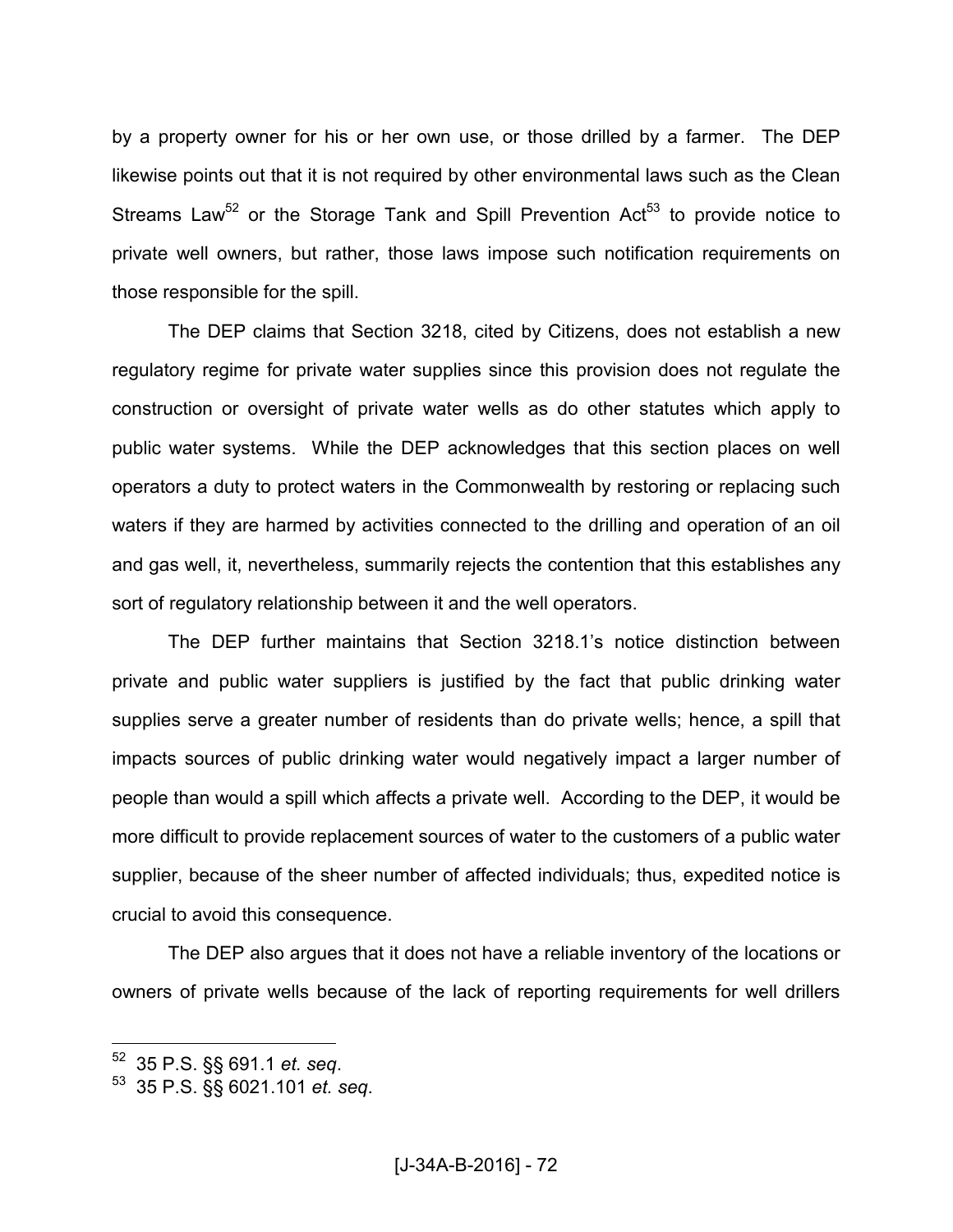by a property owner for his or her own use, or those drilled by a farmer. The DEP likewise points out that it is not required by other environmental laws such as the Clean Streams Law[52] or the Storage Tank and Spill Prevention Act[53] to provide notice to private well owners, but rather, those laws impose such notification requirements on those responsible for the spill.

The DEP claims that Section 3218, cited by Citizens, does not establish a new regulatory regime for private water supplies since this provision does not regulate the construction or oversight of private water wells as do other statutes which apply to public water systems. While the DEP acknowledges that this section places on well operators a duty to protect waters in the Commonwealth by restoring or replacing such waters if they are harmed by activities connected to the drilling and operation of an oil and gas well, it, nevertheless, summarily rejects the contention that this establishes any sort of regulatory relationship between it and the well operators.

The DEP further maintains that Section 3218.1's notice distinction between private and public water suppliers is justified by the fact that public drinking water supplies serve a greater number of residents than do private wells; hence, a spill that impacts sources of public drinking water would negatively impact a larger number of people than would a spill which affects a private well. According to the DEP, it would be more difficult to provide replacement sources of water to the customers of a public water supplier, because of the sheer number of affected individuals; thus, expedited notice is crucial to avoid this consequence.

The DEP also argues that it does not have a reliable inventory of the locations or owners of private wells because of the lack of reporting requirements for well drillers

---

[52] 35 P.S. §§ 691.1 *et. seq*.

[53] 35 P.S. §§ 6021.101 *et. seq*.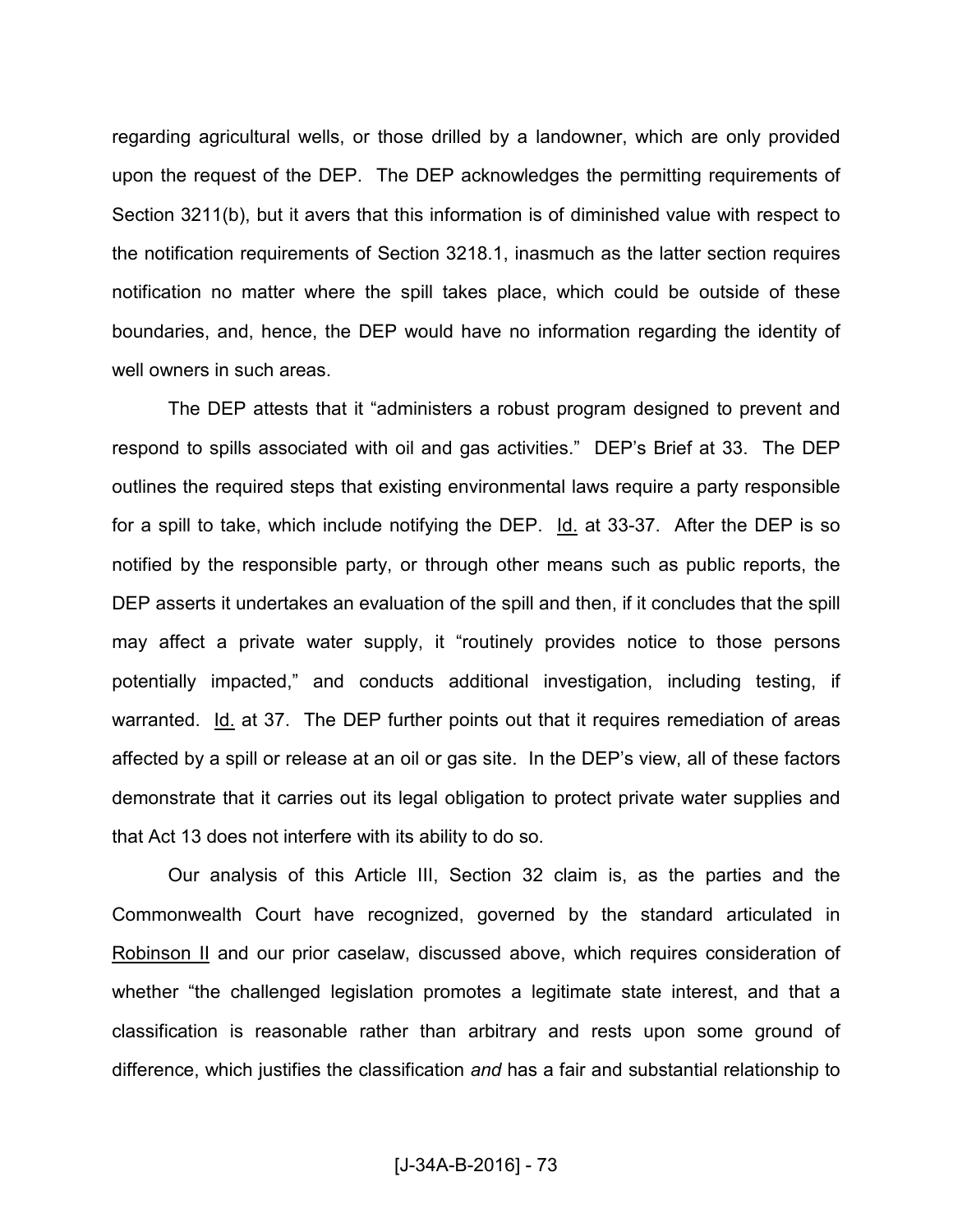regarding agricultural wells, or those drilled by a landowner, which are only provided upon the request of the DEP. The DEP acknowledges the permitting requirements of Section 3211(b), but it avers that this information is of diminished value with respect to the notification requirements of Section 3218.1, inasmuch as the latter section requires notification no matter where the spill takes place, which could be outside of these boundaries, and, hence, the DEP would have no information regarding the identity of well owners in such areas.

The DEP attests that it "administers a robust program designed to prevent and respond to spills associated with oil and gas activities." DEP's Brief at 33. The DEP outlines the required steps that existing environmental laws require a party responsible for a spill to take, which include notifying the DEP. Id. at 33-37. After the DEP is so notified by the responsible party, or through other means such as public reports, the DEP asserts it undertakes an evaluation of the spill and then, if it concludes that the spill may affect a private water supply, it "routinely provides notice to those persons potentially impacted," and conducts additional investigation, including testing, if warranted. Id. at 37. The DEP further points out that it requires remediation of areas affected by a spill or release at an oil or gas site. In the DEP's view, all of these factors demonstrate that it carries out its legal obligation to protect private water supplies and that Act 13 does not interfere with its ability to do so.

Our analysis of this Article III, Section 32 claim is, as the parties and the Commonwealth Court have recognized, governed by the standard articulated in Robinson II and our prior caselaw, discussed above, which requires consideration of whether "the challenged legislation promotes a legitimate state interest, and that a classification is reasonable rather than arbitrary and rests upon some ground of difference, which justifies the classification *and* has a fair and substantial relationship to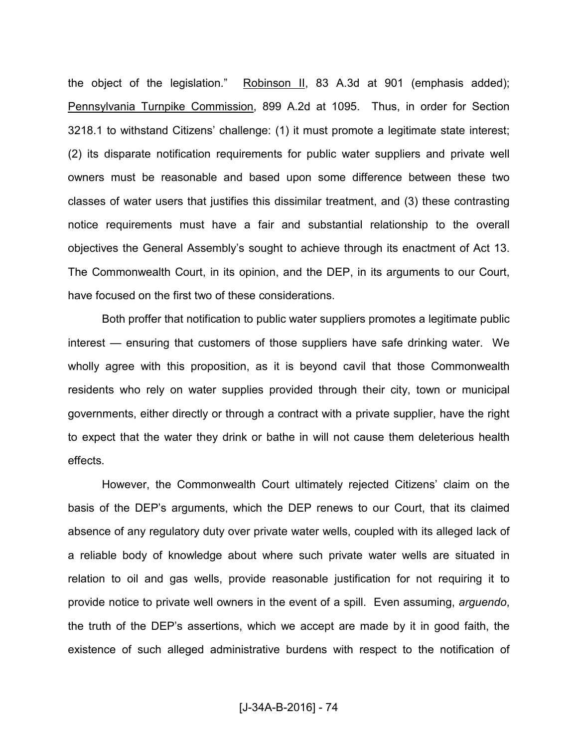the object of the legislation." Robinson II, 83 A.3d at 901 (emphasis added); Pennsylvania Turnpike Commission, 899 A.2d at 1095. Thus, in order for Section 3218.1 to withstand Citizens' challenge: (1) it must promote a legitimate state interest; (2) its disparate notification requirements for public water suppliers and private well owners must be reasonable and based upon some difference between these two classes of water users that justifies this dissimilar treatment, and (3) these contrasting notice requirements must have a fair and substantial relationship to the overall objectives the General Assembly's sought to achieve through its enactment of Act 13. The Commonwealth Court, in its opinion, and the DEP, in its arguments to our Court, have focused on the first two of these considerations.

Both proffer that notification to public water suppliers promotes a legitimate public interest — ensuring that customers of those suppliers have safe drinking water. We wholly agree with this proposition, as it is beyond cavil that those Commonwealth residents who rely on water supplies provided through their city, town or municipal governments, either directly or through a contract with a private supplier, have the right to expect that the water they drink or bathe in will not cause them deleterious health effects.

However, the Commonwealth Court ultimately rejected Citizens' claim on the basis of the DEP's arguments, which the DEP renews to our Court, that its claimed absence of any regulatory duty over private water wells, coupled with its alleged lack of a reliable body of knowledge about where such private water wells are situated in relation to oil and gas wells, provide reasonable justification for not requiring it to provide notice to private well owners in the event of a spill. Even assuming, *arguendo*, the truth of the DEP's assertions, which we accept are made by it in good faith, the existence of such alleged administrative burdens with respect to the notification of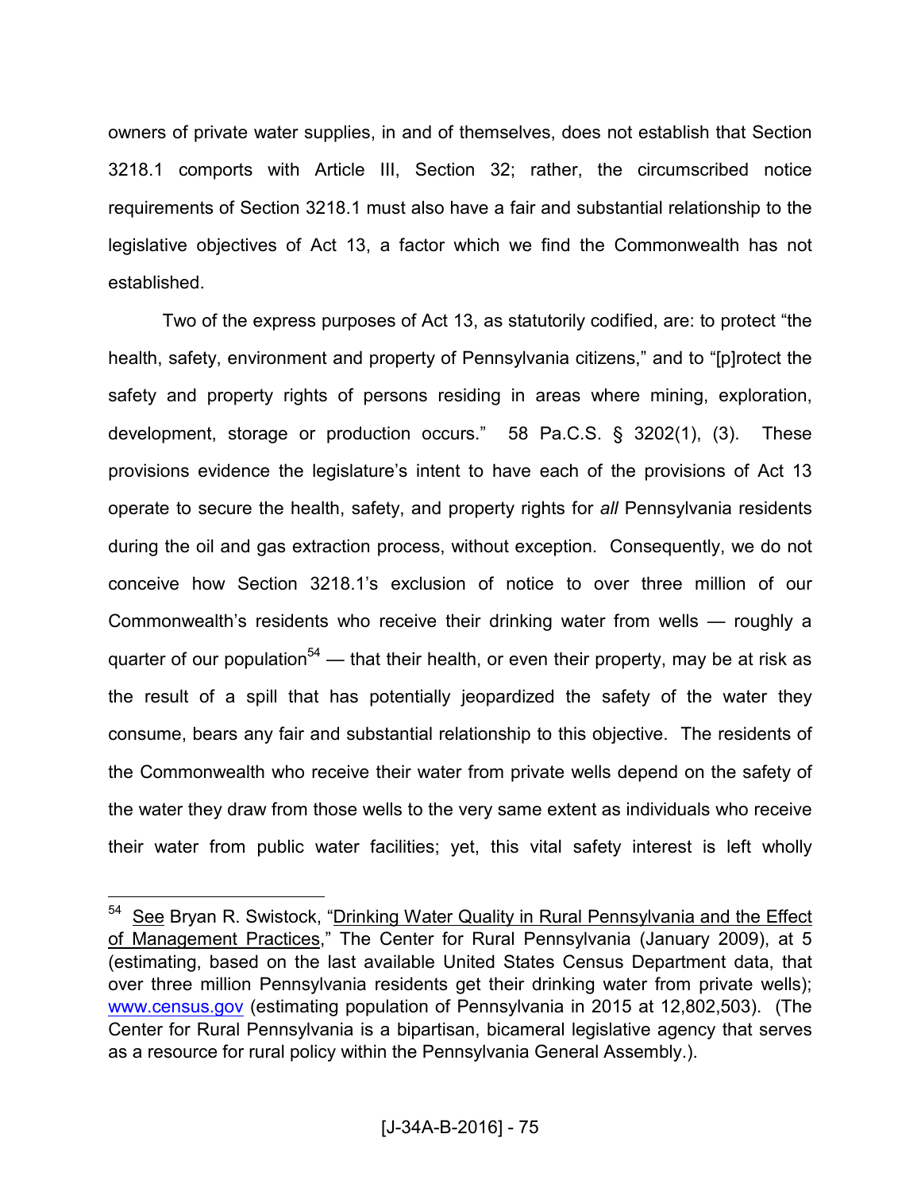owners of private water supplies, in and of themselves, does not establish that Section 3218.1 comports with Article III, Section 32; rather, the circumscribed notice requirements of Section 3218.1 must also have a fair and substantial relationship to the legislative objectives of Act 13, a factor which we find the Commonwealth has not established.

Two of the express purposes of Act 13, as statutorily codified, are: to protect "the health, safety, environment and property of Pennsylvania citizens," and to "[p]rotect the safety and property rights of persons residing in areas where mining, exploration, development, storage or production occurs." 58 Pa.C.S. § 3202(1), (3). These provisions evidence the legislature's intent to have each of the provisions of Act 13 operate to secure the health, safety, and property rights for *all* Pennsylvania residents during the oil and gas extraction process, without exception. Consequently, we do not conceive how Section 3218.1's exclusion of notice to over three million of our Commonwealth's residents who receive their drinking water from wells — roughly a quarter of our population[54] — that their health, or even their property, may be at risk as the result of a spill that has potentially jeopardized the safety of the water they consume, bears any fair and substantial relationship to this objective. The residents of the Commonwealth who receive their water from private wells depend on the safety of the water they draw from those wells to the very same extent as individuals who receive their water from public water facilities; yet, this vital safety interest is left wholly

---

[54] See Bryan R. Swistock, "Drinking Water Quality in Rural Pennsylvania and the Effect of Management Practices," The Center for Rural Pennsylvania (January 2009), at 5 (estimating, based on the last available United States Census Department data, that over three million Pennsylvania residents get their drinking water from private wells); www.census.gov (estimating population of Pennsylvania in 2015 at 12,802,503). (The Center for Rural Pennsylvania is a bipartisan, bicameral legislative agency that serves as a resource for rural policy within the Pennsylvania General Assembly.).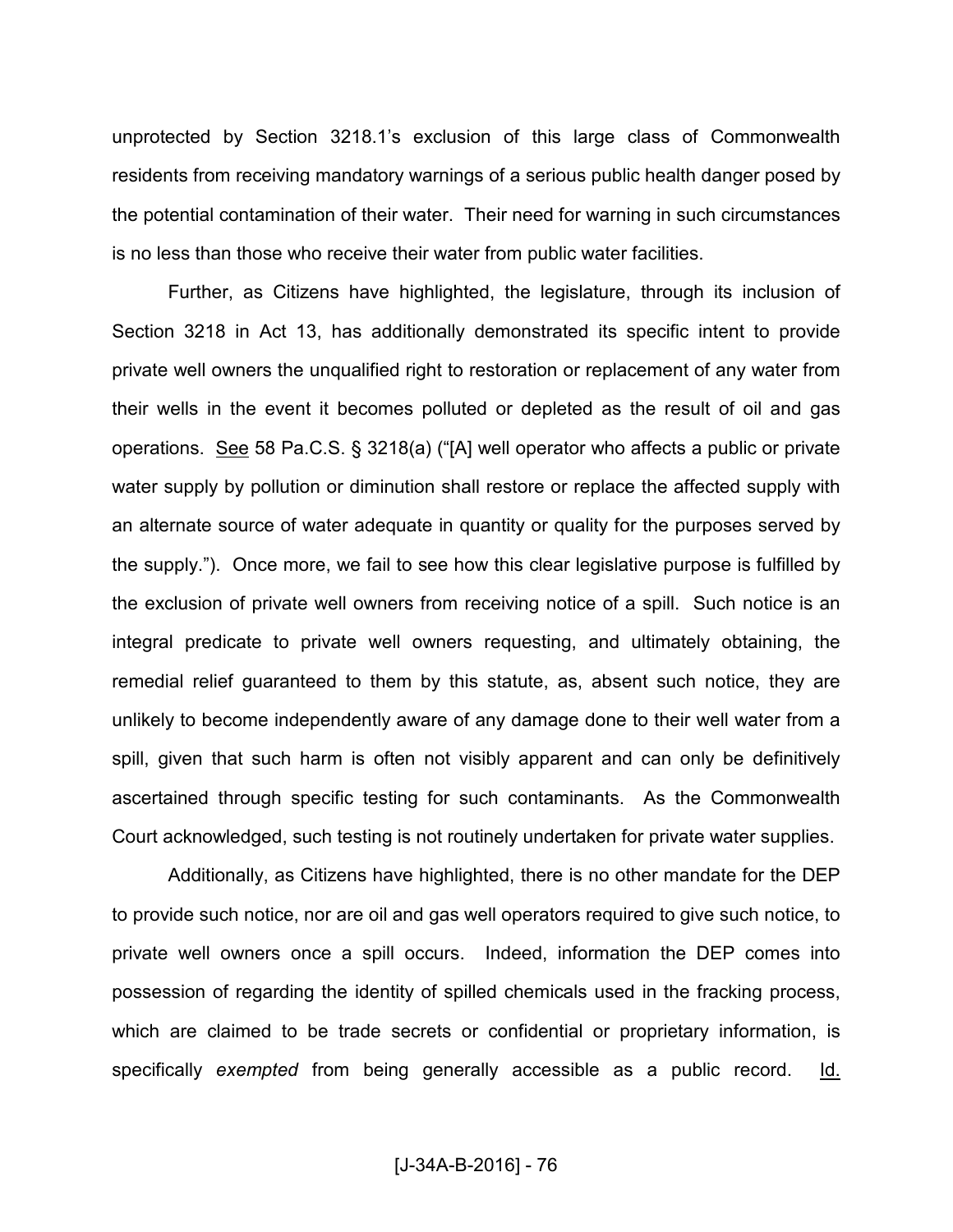unprotected by Section 3218.1's exclusion of this large class of Commonwealth residents from receiving mandatory warnings of a serious public health danger posed by the potential contamination of their water. Their need for warning in such circumstances is no less than those who receive their water from public water facilities.

Further, as Citizens have highlighted, the legislature, through its inclusion of Section 3218 in Act 13, has additionally demonstrated its specific intent to provide private well owners the unqualified right to restoration or replacement of any water from their wells in the event it becomes polluted or depleted as the result of oil and gas operations. See 58 Pa.C.S. § 3218(a) ("[A] well operator who affects a public or private water supply by pollution or diminution shall restore or replace the affected supply with an alternate source of water adequate in quantity or quality for the purposes served by the supply."). Once more, we fail to see how this clear legislative purpose is fulfilled by the exclusion of private well owners from receiving notice of a spill. Such notice is an integral predicate to private well owners requesting, and ultimately obtaining, the remedial relief guaranteed to them by this statute, as, absent such notice, they are unlikely to become independently aware of any damage done to their well water from a spill, given that such harm is often not visibly apparent and can only be definitively ascertained through specific testing for such contaminants. As the Commonwealth Court acknowledged, such testing is not routinely undertaken for private water supplies.

Additionally, as Citizens have highlighted, there is no other mandate for the DEP to provide such notice, nor are oil and gas well operators required to give such notice, to private well owners once a spill occurs. Indeed, information the DEP comes into possession of regarding the identity of spilled chemicals used in the fracking process, which are claimed to be trade secrets or confidential or proprietary information, is specifically *exempted* from being generally accessible as a public record. Id.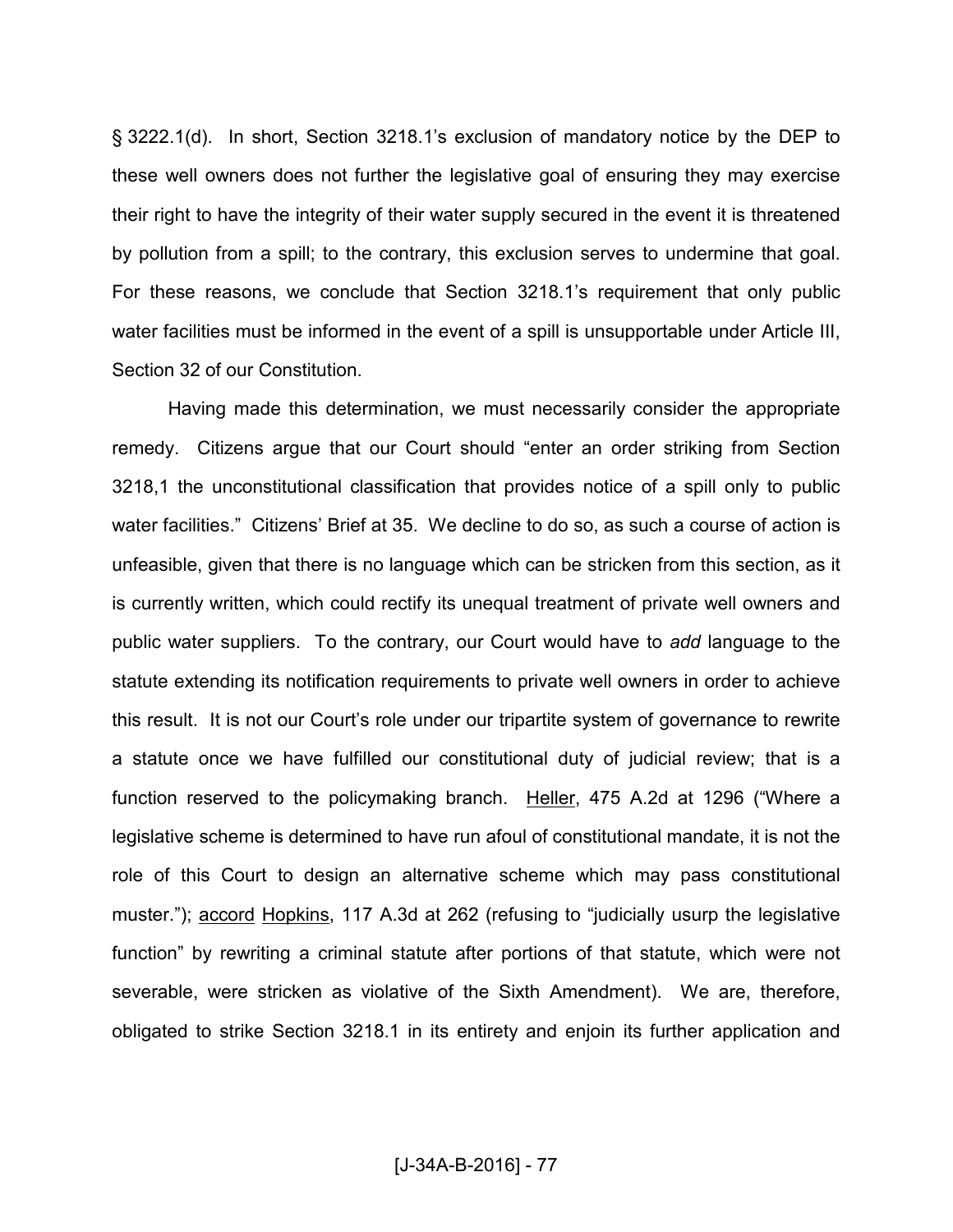§ 3222.1(d). In short, Section 3218.1's exclusion of mandatory notice by the DEP to these well owners does not further the legislative goal of ensuring they may exercise their right to have the integrity of their water supply secured in the event it is threatened by pollution from a spill; to the contrary, this exclusion serves to undermine that goal. For these reasons, we conclude that Section 3218.1's requirement that only public water facilities must be informed in the event of a spill is unsupportable under Article III, Section 32 of our Constitution.

Having made this determination, we must necessarily consider the appropriate remedy. Citizens argue that our Court should "enter an order striking from Section 3218,1 the unconstitutional classification that provides notice of a spill only to public water facilities." Citizens' Brief at 35. We decline to do so, as such a course of action is unfeasible, given that there is no language which can be stricken from this section, as it is currently written, which could rectify its unequal treatment of private well owners and public water suppliers. To the contrary, our Court would have to *add* language to the statute extending its notification requirements to private well owners in order to achieve this result. It is not our Court's role under our tripartite system of governance to rewrite a statute once we have fulfilled our constitutional duty of judicial review; that is a function reserved to the policymaking branch. Heller, 475 A.2d at 1296 ("Where a legislative scheme is determined to have run afoul of constitutional mandate, it is not the role of this Court to design an alternative scheme which may pass constitutional muster."); accord Hopkins, 117 A.3d at 262 (refusing to "judicially usurp the legislative function" by rewriting a criminal statute after portions of that statute, which were not severable, were stricken as violative of the Sixth Amendment). We are, therefore, obligated to strike Section 3218.1 in its entirety and enjoin its further application and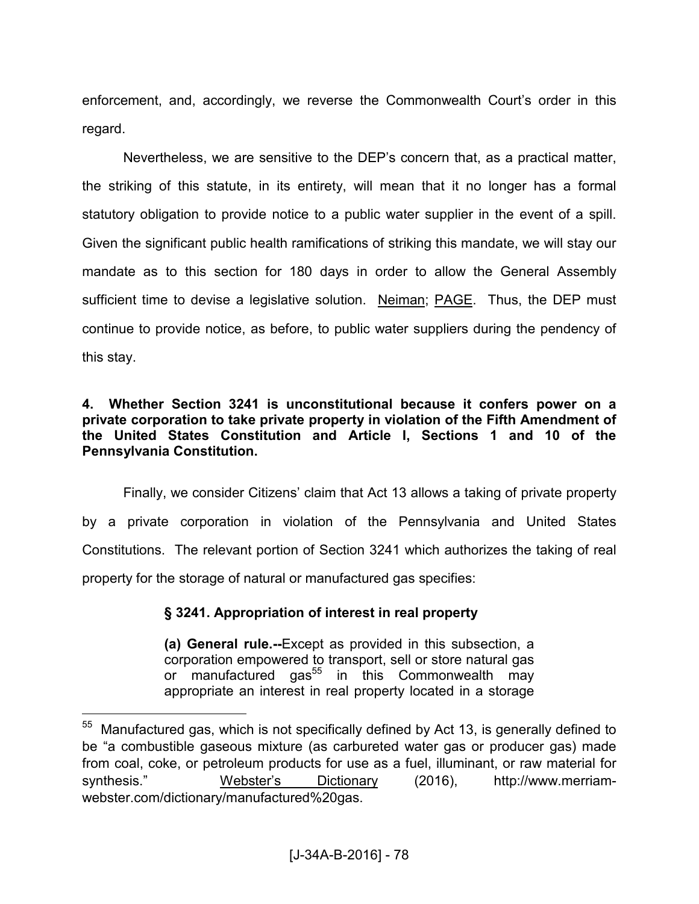enforcement, and, accordingly, we reverse the Commonwealth Court's order in this regard.

Nevertheless, we are sensitive to the DEP's concern that, as a practical matter, the striking of this statute, in its entirety, will mean that it no longer has a formal statutory obligation to provide notice to a public water supplier in the event of a spill. Given the significant public health ramifications of striking this mandate, we will stay our mandate as to this section for 180 days in order to allow the General Assembly sufficient time to devise a legislative solution. Neiman; PAGE. Thus, the DEP must continue to provide notice, as before, to public water suppliers during the pendency of this stay.

**4. Whether Section 3241 is unconstitutional because it confers power on a private corporation to take private property in violation of the Fifth Amendment of the United States Constitution and Article I, Sections 1 and 10 of the Pennsylvania Constitution.**

Finally, we consider Citizens' claim that Act 13 allows a taking of private property by a private corporation in violation of the Pennsylvania and United States Constitutions. The relevant portion of Section 3241 which authorizes the taking of real property for the storage of natural or manufactured gas specifies:

> **§ 3241. Appropriation of interest in real property**
>
> **(a) General rule.--**Except as provided in this subsection, a corporation empowered to transport, sell or store natural gas or manufactured gas[55] in this Commonwealth may appropriate an interest in real property located in a storage

[55] Manufactured gas, which is not specifically defined by Act 13, is generally defined to be "a combustible gaseous mixture (as carbureted water gas or producer gas) made from coal, coke, or petroleum products for use as a fuel, illuminant, or raw material for synthesis." Webster's Dictionary (2016), http://www.merriam-webster.com/dictionary/manufactured%20gas.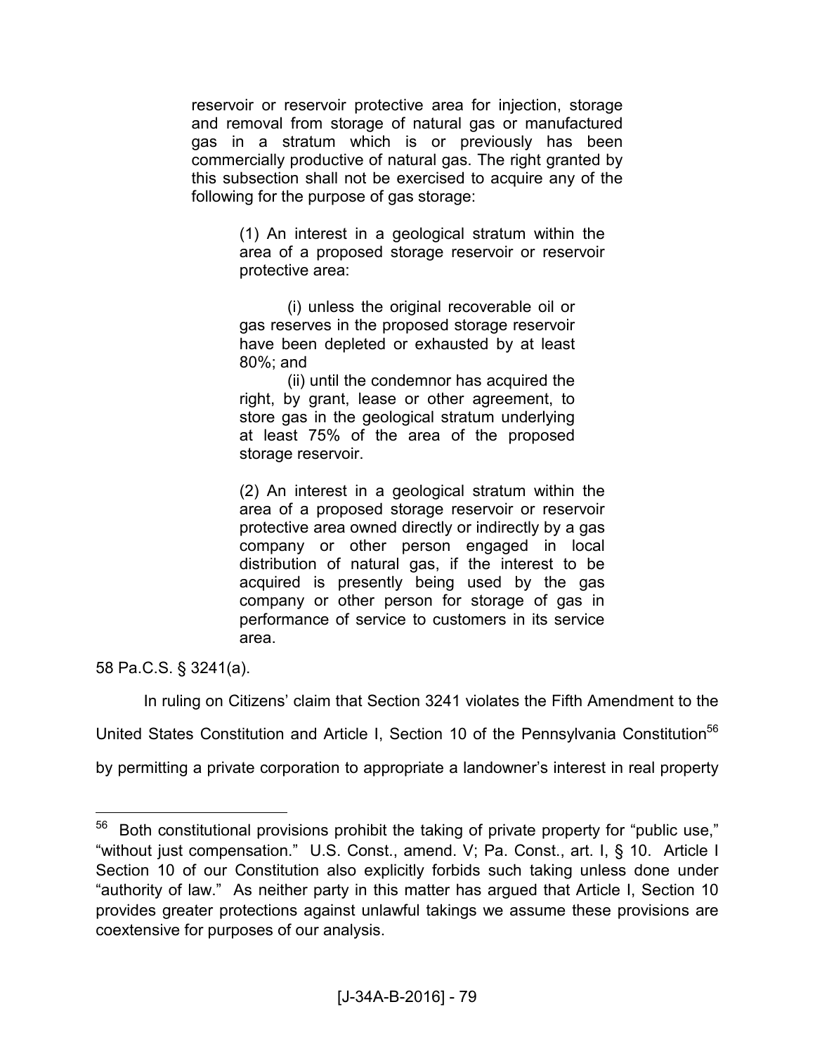> reservoir or reservoir protective area for injection, storage and removal from storage of natural gas or manufactured gas in a stratum which is or previously has been commercially productive of natural gas. The right granted by this subsection shall not be exercised to acquire any of the following for the purpose of gas storage:
>
> > (1) An interest in a geological stratum within the area of a proposed storage reservoir or reservoir protective area:
> >
> > > (i) unless the original recoverable oil or gas reserves in the proposed storage reservoir have been depleted or exhausted by at least 80%; and
> > >
> > > (ii) until the condemnor has acquired the right, by grant, lease or other agreement, to store gas in the geological stratum underlying at least 75% of the area of the proposed storage reservoir.
> >
> > (2) An interest in a geological stratum within the area of a proposed storage reservoir or reservoir protective area owned directly or indirectly by a gas company or other person engaged in local distribution of natural gas, if the interest to be acquired is presently being used by the gas company or other person for storage of gas in performance of service to customers in its service area.

58 Pa.C.S. § 3241(a).

In ruling on Citizens' claim that Section 3241 violates the Fifth Amendment to the United States Constitution and Article I, Section 10 of the Pennsylvania Constitution[56] by permitting a private corporation to appropriate a landowner's interest in real property

---

[56] Both constitutional provisions prohibit the taking of private property for "public use," "without just compensation." U.S. Const., amend. V; Pa. Const., art. I, § 10. Article I Section 10 of our Constitution also explicitly forbids such taking unless done under "authority of law." As neither party in this matter has argued that Article I, Section 10 provides greater protections against unlawful takings we assume these provisions are coextensive for purposes of our analysis.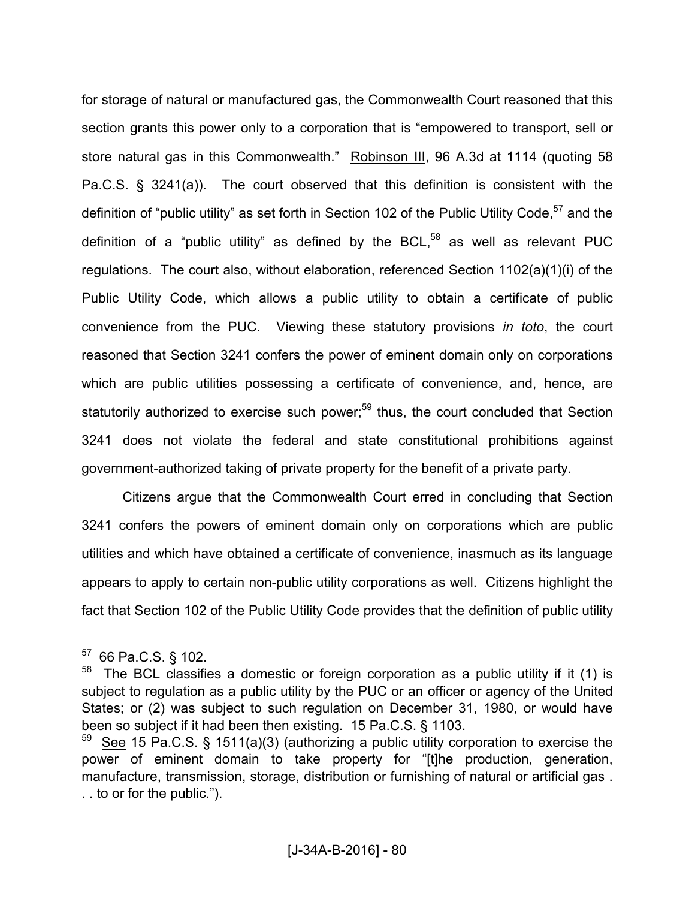for storage of natural or manufactured gas, the Commonwealth Court reasoned that this section grants this power only to a corporation that is "empowered to transport, sell or store natural gas in this Commonwealth." Robinson III, 96 A.3d at 1114 (quoting 58 Pa.C.S. § 3241(a)). The court observed that this definition is consistent with the definition of "public utility" as set forth in Section 102 of the Public Utility Code,[57] and the definition of a "public utility" as defined by the BCL,[58] as well as relevant PUC regulations. The court also, without elaboration, referenced Section 1102(a)(1)(i) of the Public Utility Code, which allows a public utility to obtain a certificate of public convenience from the PUC. Viewing these statutory provisions *in toto*, the court reasoned that Section 3241 confers the power of eminent domain only on corporations which are public utilities possessing a certificate of convenience, and, hence, are statutorily authorized to exercise such power;[59] thus, the court concluded that Section 3241 does not violate the federal and state constitutional prohibitions against government-authorized taking of private property for the benefit of a private party.

Citizens argue that the Commonwealth Court erred in concluding that Section 3241 confers the powers of eminent domain only on corporations which are public utilities and which have obtained a certificate of convenience, inasmuch as its language appears to apply to certain non-public utility corporations as well. Citizens highlight the fact that Section 102 of the Public Utility Code provides that the definition of public utility

---

[57] 66 Pa.C.S. § 102.

[58] The BCL classifies a domestic or foreign corporation as a public utility if it (1) is subject to regulation as a public utility by the PUC or an officer or agency of the United States; or (2) was subject to such regulation on December 31, 1980, or would have been so subject if it had been then existing. 15 Pa.C.S. § 1103.

[59] See 15 Pa.C.S. § 1511(a)(3) (authorizing a public utility corporation to exercise the power of eminent domain to take property for "[t]he production, generation, manufacture, transmission, storage, distribution or furnishing of natural or artificial gas . . . to or for the public.").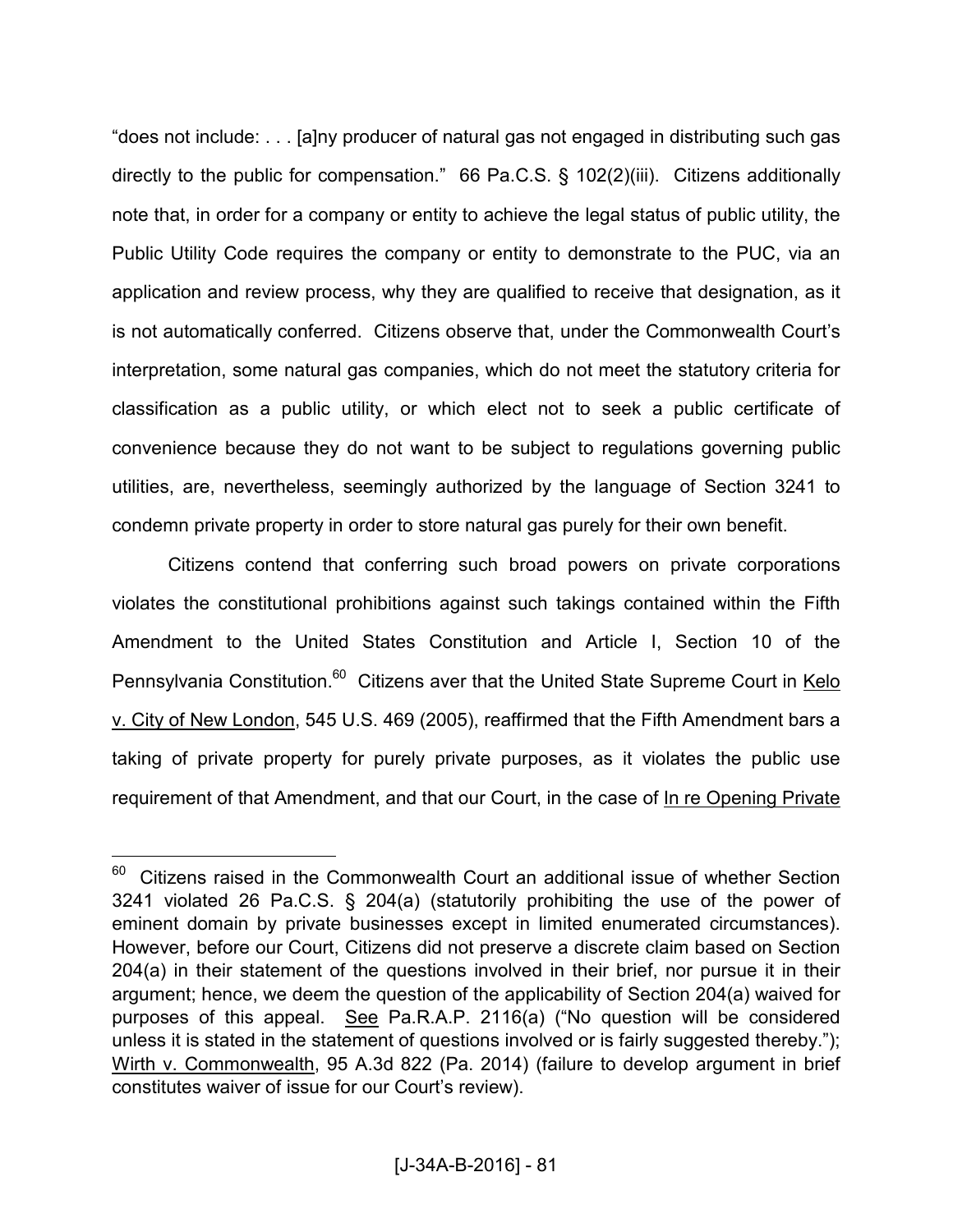"does not include: . . . [a]ny producer of natural gas not engaged in distributing such gas directly to the public for compensation." 66 Pa.C.S. § 102(2)(iii). Citizens additionally note that, in order for a company or entity to achieve the legal status of public utility, the Public Utility Code requires the company or entity to demonstrate to the PUC, via an application and review process, why they are qualified to receive that designation, as it is not automatically conferred. Citizens observe that, under the Commonwealth Court's interpretation, some natural gas companies, which do not meet the statutory criteria for classification as a public utility, or which elect not to seek a public certificate of convenience because they do not want to be subject to regulations governing public utilities, are, nevertheless, seemingly authorized by the language of Section 3241 to condemn private property in order to store natural gas purely for their own benefit.

Citizens contend that conferring such broad powers on private corporations violates the constitutional prohibitions against such takings contained within the Fifth Amendment to the United States Constitution and Article I, Section 10 of the Pennsylvania Constitution.[60] Citizens aver that the United State Supreme Court in Kelo v. City of New London, 545 U.S. 469 (2005), reaffirmed that the Fifth Amendment bars a taking of private property for purely private purposes, as it violates the public use requirement of that Amendment, and that our Court, in the case of In re Opening Private

---

[60] Citizens raised in the Commonwealth Court an additional issue of whether Section 3241 violated 26 Pa.C.S. § 204(a) (statutorily prohibiting the use of the power of eminent domain by private businesses except in limited enumerated circumstances). However, before our Court, Citizens did not preserve a discrete claim based on Section 204(a) in their statement of the questions involved in their brief, nor pursue it in their argument; hence, we deem the question of the applicability of Section 204(a) waived for purposes of this appeal. See Pa.R.A.P. 2116(a) ("No question will be considered unless it is stated in the statement of questions involved or is fairly suggested thereby."); Wirth v. Commonwealth, 95 A.3d 822 (Pa. 2014) (failure to develop argument in brief constitutes waiver of issue for our Court's review).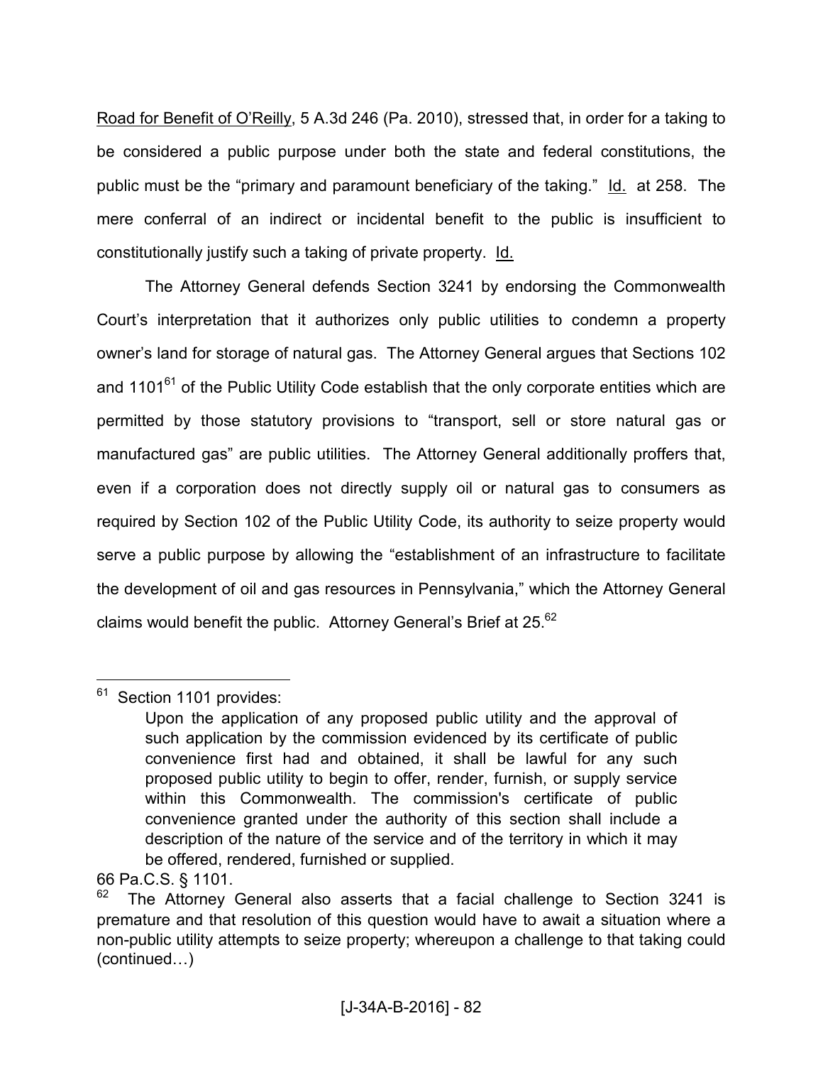Road for Benefit of O'Reilly, 5 A.3d 246 (Pa. 2010), stressed that, in order for a taking to be considered a public purpose under both the state and federal constitutions, the public must be the "primary and paramount beneficiary of the taking." Id. at 258. The mere conferral of an indirect or incidental benefit to the public is insufficient to constitutionally justify such a taking of private property. Id.

The Attorney General defends Section 3241 by endorsing the Commonwealth Court's interpretation that it authorizes only public utilities to condemn a property owner's land for storage of natural gas. The Attorney General argues that Sections 102 and 1101[61] of the Public Utility Code establish that the only corporate entities which are permitted by those statutory provisions to "transport, sell or store natural gas or manufactured gas" are public utilities. The Attorney General additionally proffers that, even if a corporation does not directly supply oil or natural gas to consumers as required by Section 102 of the Public Utility Code, its authority to seize property would serve a public purpose by allowing the "establishment of an infrastructure to facilitate the development of oil and gas resources in Pennsylvania," which the Attorney General claims would benefit the public. Attorney General's Brief at 25.[62]

---

[61] Section 1101 provides:

> Upon the application of any proposed public utility and the approval of such application by the commission evidenced by its certificate of public convenience first had and obtained, it shall be lawful for any such proposed public utility to begin to offer, render, furnish, or supply service within this Commonwealth. The commission's certificate of public convenience granted under the authority of this section shall include a description of the nature of the service and of the territory in which it may be offered, rendered, furnished or supplied.

66 Pa.C.S. § 1101.

[62] The Attorney General also asserts that a facial challenge to Section 3241 is premature and that resolution of this question would have to await a situation where a non-public utility attempts to seize property; whereupon a challenge to that taking could (continued…)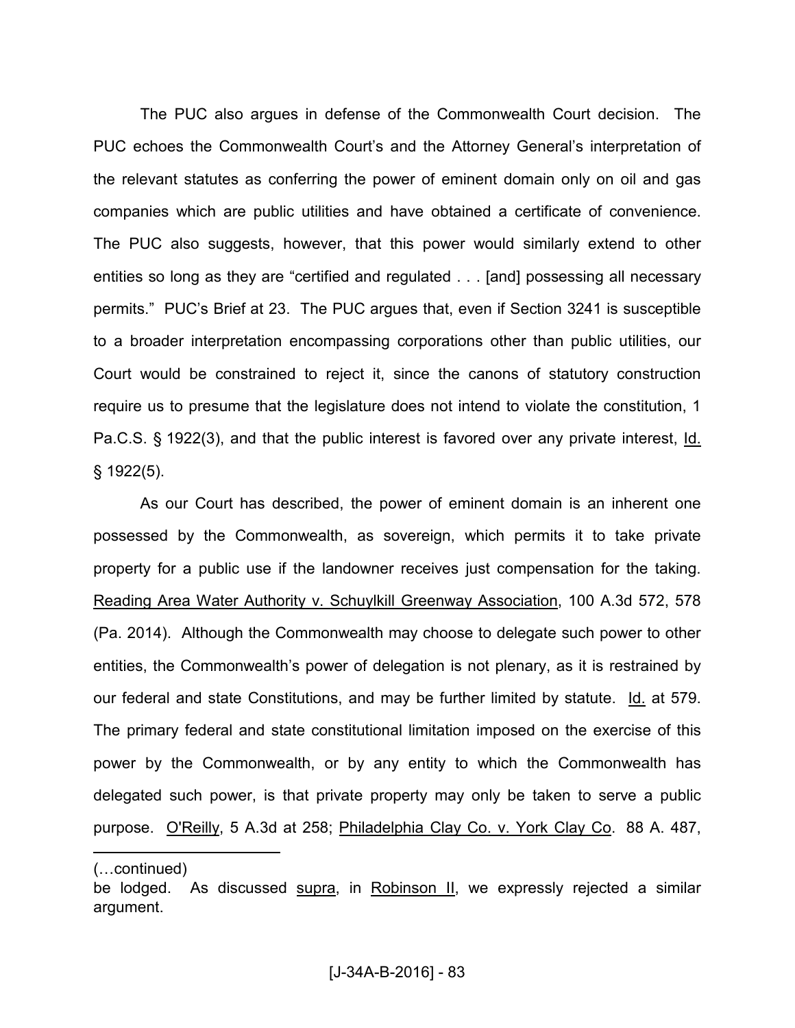The PUC also argues in defense of the Commonwealth Court decision. The PUC echoes the Commonwealth Court's and the Attorney General's interpretation of the relevant statutes as conferring the power of eminent domain only on oil and gas companies which are public utilities and have obtained a certificate of convenience. The PUC also suggests, however, that this power would similarly extend to other entities so long as they are "certified and regulated . . . [and] possessing all necessary permits." PUC's Brief at 23. The PUC argues that, even if Section 3241 is susceptible to a broader interpretation encompassing corporations other than public utilities, our Court would be constrained to reject it, since the canons of statutory construction require us to presume that the legislature does not intend to violate the constitution, 1 Pa.C.S. § 1922(3), and that the public interest is favored over any private interest, Id. § 1922(5).

As our Court has described, the power of eminent domain is an inherent one possessed by the Commonwealth, as sovereign, which permits it to take private property for a public use if the landowner receives just compensation for the taking. Reading Area Water Authority v. Schuylkill Greenway Association, 100 A.3d 572, 578 (Pa. 2014). Although the Commonwealth may choose to delegate such power to other entities, the Commonwealth's power of delegation is not plenary, as it is restrained by our federal and state Constitutions, and may be further limited by statute. Id. at 579. The primary federal and state constitutional limitation imposed on the exercise of this power by the Commonwealth, or by any entity to which the Commonwealth has delegated such power, is that private property may only be taken to serve a public purpose. O'Reilly, 5 A.3d at 258; Philadelphia Clay Co. v. York Clay Co. 88 A. 487,

---

(…continued)
be lodged. As discussed supra, in Robinson II, we expressly rejected a similar argument.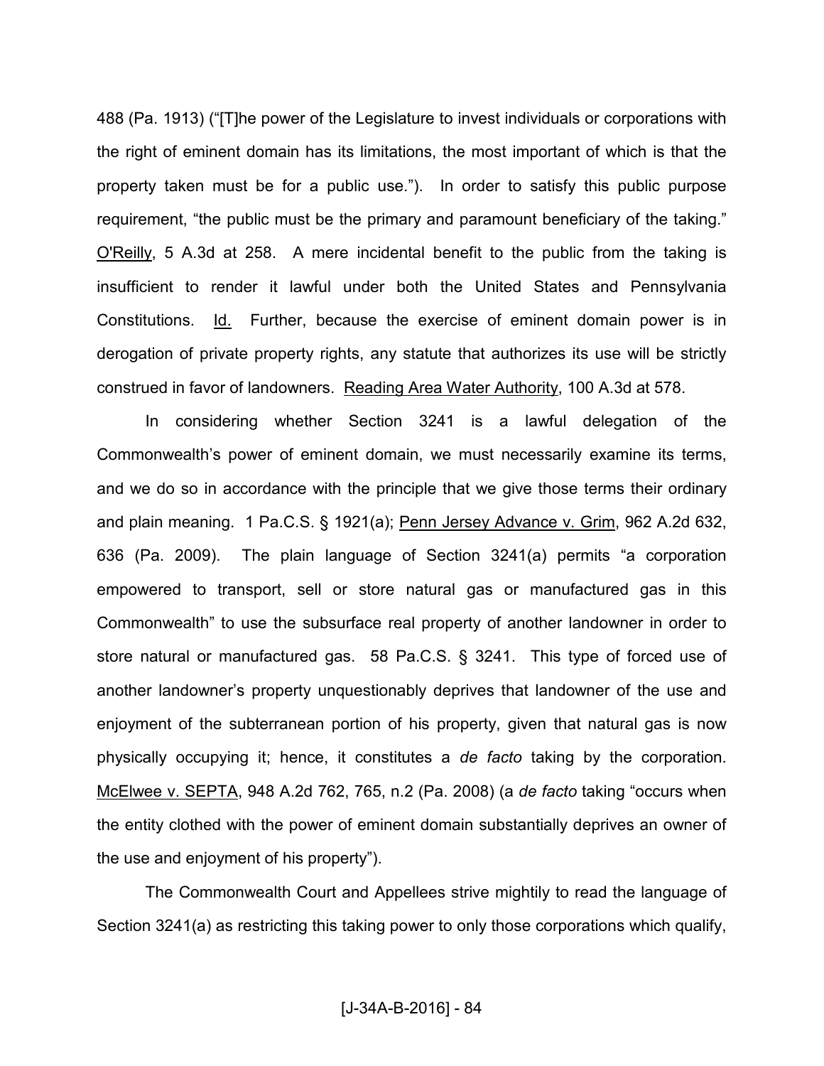488 (Pa. 1913) ("[T]he power of the Legislature to invest individuals or corporations with the right of eminent domain has its limitations, the most important of which is that the property taken must be for a public use."). In order to satisfy this public purpose requirement, "the public must be the primary and paramount beneficiary of the taking." O'Reilly, 5 A.3d at 258. A mere incidental benefit to the public from the taking is insufficient to render it lawful under both the United States and Pennsylvania Constitutions. Id. Further, because the exercise of eminent domain power is in derogation of private property rights, any statute that authorizes its use will be strictly construed in favor of landowners. Reading Area Water Authority, 100 A.3d at 578.

In considering whether Section 3241 is a lawful delegation of the Commonwealth's power of eminent domain, we must necessarily examine its terms, and we do so in accordance with the principle that we give those terms their ordinary and plain meaning. 1 Pa.C.S. § 1921(a); Penn Jersey Advance v. Grim, 962 A.2d 632, 636 (Pa. 2009). The plain language of Section 3241(a) permits "a corporation empowered to transport, sell or store natural gas or manufactured gas in this Commonwealth" to use the subsurface real property of another landowner in order to store natural or manufactured gas. 58 Pa.C.S. § 3241. This type of forced use of another landowner's property unquestionably deprives that landowner of the use and enjoyment of the subterranean portion of his property, given that natural gas is now physically occupying it; hence, it constitutes a *de facto* taking by the corporation. McElwee v. SEPTA, 948 A.2d 762, 765, n.2 (Pa. 2008) (a *de facto* taking "occurs when the entity clothed with the power of eminent domain substantially deprives an owner of the use and enjoyment of his property").

The Commonwealth Court and Appellees strive mightily to read the language of Section 3241(a) as restricting this taking power to only those corporations which qualify,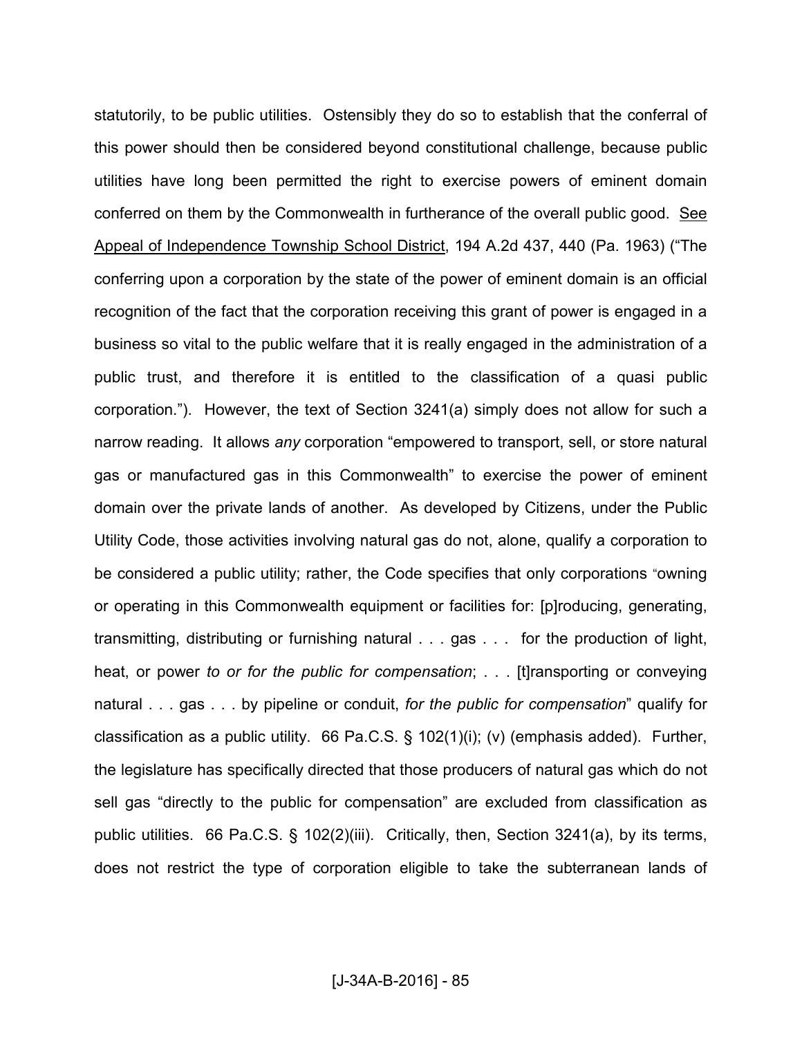statutorily, to be public utilities. Ostensibly they do so to establish that the conferral of this power should then be considered beyond constitutional challenge, because public utilities have long been permitted the right to exercise powers of eminent domain conferred on them by the Commonwealth in furtherance of the overall public good. See Appeal of Independence Township School District, 194 A.2d 437, 440 (Pa. 1963) ("The conferring upon a corporation by the state of the power of eminent domain is an official recognition of the fact that the corporation receiving this grant of power is engaged in a business so vital to the public welfare that it is really engaged in the administration of a public trust, and therefore it is entitled to the classification of a quasi public corporation."). However, the text of Section 3241(a) simply does not allow for such a narrow reading. It allows *any* corporation "empowered to transport, sell, or store natural gas or manufactured gas in this Commonwealth" to exercise the power of eminent domain over the private lands of another. As developed by Citizens, under the Public Utility Code, those activities involving natural gas do not, alone, qualify a corporation to be considered a public utility; rather, the Code specifies that only corporations "owning or operating in this Commonwealth equipment or facilities for: [p]roducing, generating, transmitting, distributing or furnishing natural . . . gas . . . for the production of light, heat, or power *to or for the public for compensation*; . . . [t]ransporting or conveying natural . . . gas . . . by pipeline or conduit, *for the public for compensation*" qualify for classification as a public utility. 66 Pa.C.S. § 102(1)(i); (v) (emphasis added). Further, the legislature has specifically directed that those producers of natural gas which do not sell gas "directly to the public for compensation" are excluded from classification as public utilities. 66 Pa.C.S. § 102(2)(iii). Critically, then, Section 3241(a), by its terms, does not restrict the type of corporation eligible to take the subterranean lands of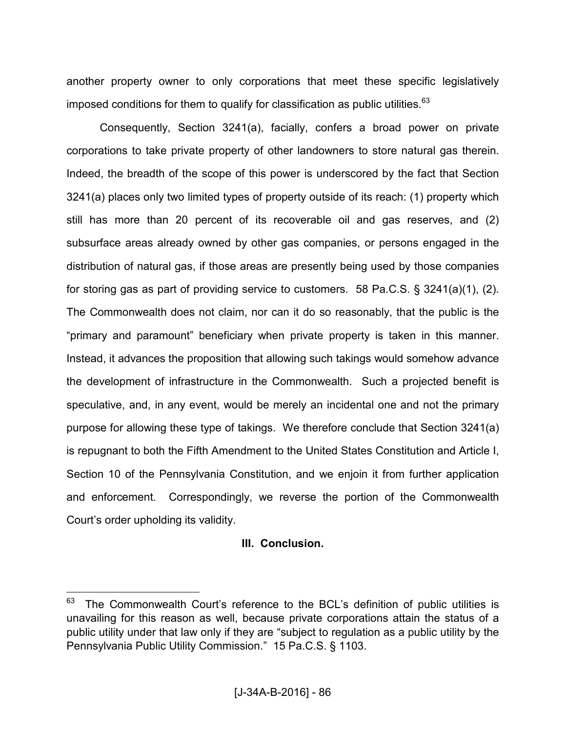another property owner to only corporations that meet these specific legislatively imposed conditions for them to qualify for classification as public utilities.[63]

Consequently, Section 3241(a), facially, confers a broad power on private corporations to take private property of other landowners to store natural gas therein. Indeed, the breadth of the scope of this power is underscored by the fact that Section 3241(a) places only two limited types of property outside of its reach: (1) property which still has more than 20 percent of its recoverable oil and gas reserves, and (2) subsurface areas already owned by other gas companies, or persons engaged in the distribution of natural gas, if those areas are presently being used by those companies for storing gas as part of providing service to customers. 58 Pa.C.S. § 3241(a)(1), (2). The Commonwealth does not claim, nor can it do so reasonably, that the public is the "primary and paramount" beneficiary when private property is taken in this manner. Instead, it advances the proposition that allowing such takings would somehow advance the development of infrastructure in the Commonwealth. Such a projected benefit is speculative, and, in any event, would be merely an incidental one and not the primary purpose for allowing these type of takings. We therefore conclude that Section 3241(a) is repugnant to both the Fifth Amendment to the United States Constitution and Article I, Section 10 of the Pennsylvania Constitution, and we enjoin it from further application and enforcement. Correspondingly, we reverse the portion of the Commonwealth Court's order upholding its validity.

## III. Conclusion.

[63] The Commonwealth Court's reference to the BCL's definition of public utilities is unavailing for this reason as well, because private corporations attain the status of a public utility under that law only if they are "subject to regulation as a public utility by the Pennsylvania Public Utility Commission." 15 Pa.C.S. § 1103.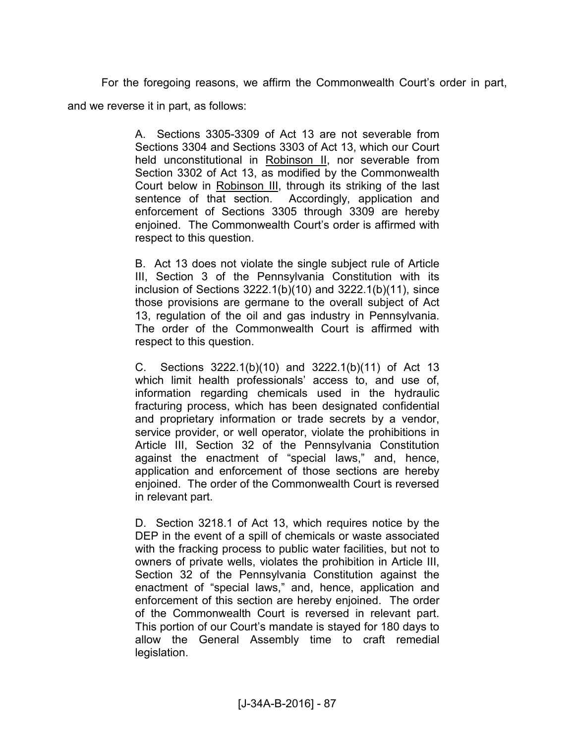For the foregoing reasons, we affirm the Commonwealth Court's order in part, and we reverse it in part, as follows:

> A. Sections 3305-3309 of Act 13 are not severable from Sections 3304 and Sections 3303 of Act 13, which our Court held unconstitutional in <u>Robinson II</u>, nor severable from Section 3302 of Act 13, as modified by the Commonwealth Court below in <u>Robinson III</u>, through its striking of the last sentence of that section. Accordingly, application and enforcement of Sections 3305 through 3309 are hereby enjoined. The Commonwealth Court's order is affirmed with respect to this question.
>
> B. Act 13 does not violate the single subject rule of Article III, Section 3 of the Pennsylvania Constitution with its inclusion of Sections 3222.1(b)(10) and 3222.1(b)(11), since those provisions are germane to the overall subject of Act 13, regulation of the oil and gas industry in Pennsylvania. The order of the Commonwealth Court is affirmed with respect to this question.
>
> C. Sections 3222.1(b)(10) and 3222.1(b)(11) of Act 13 which limit health professionals' access to, and use of, information regarding chemicals used in the hydraulic fracturing process, which has been designated confidential and proprietary information or trade secrets by a vendor, service provider, or well operator, violate the prohibitions in Article III, Section 32 of the Pennsylvania Constitution against the enactment of "special laws," and, hence, application and enforcement of those sections are hereby enjoined. The order of the Commonwealth Court is reversed in relevant part.
>
> D. Section 3218.1 of Act 13, which requires notice by the DEP in the event of a spill of chemicals or waste associated with the fracking process to public water facilities, but not to owners of private wells, violates the prohibition in Article III, Section 32 of the Pennsylvania Constitution against the enactment of "special laws," and, hence, application and enforcement of this section are hereby enjoined. The order of the Commonwealth Court is reversed in relevant part. This portion of our Court's mandate is stayed for 180 days to allow the General Assembly time to craft remedial legislation.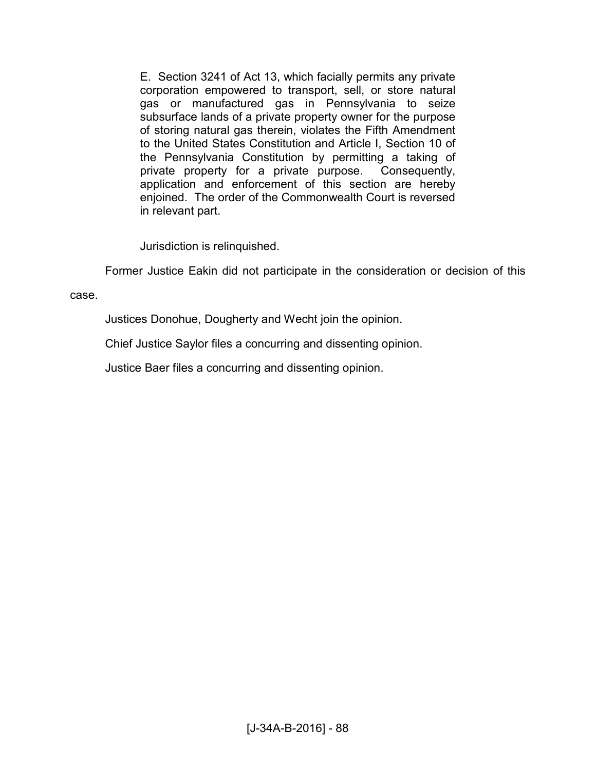E. Section 3241 of Act 13, which facially permits any private corporation empowered to transport, sell, or store natural gas or manufactured gas in Pennsylvania to seize subsurface lands of a private property owner for the purpose of storing natural gas therein, violates the Fifth Amendment to the United States Constitution and Article I, Section 10 of the Pennsylvania Constitution by permitting a taking of private property for a private purpose. Consequently, application and enforcement of this section are hereby enjoined. The order of the Commonwealth Court is reversed in relevant part.

Jurisdiction is relinquished.

Former Justice Eakin did not participate in the consideration or decision of this case.

Justices Donohue, Dougherty and Wecht join the opinion.

Chief Justice Saylor files a concurring and dissenting opinion.

Justice Baer files a concurring and dissenting opinion.